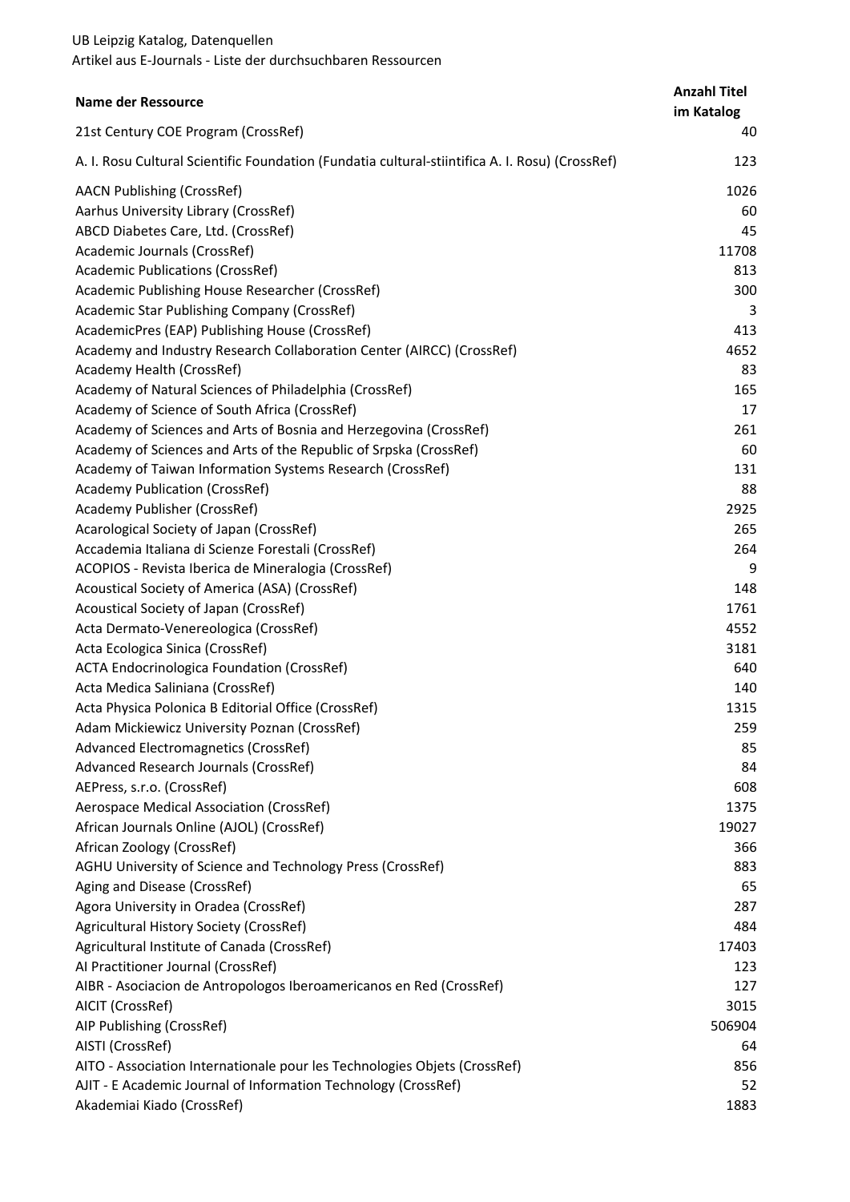UB Leipzig Katalog, Datenquellen

Artikel aus E-Journals - Liste der durchsuchbaren Ressourcen

| Name der Ressource | Anzahl Titel im Katalog |
|---|---|
| 21st Century COE Program (CrossRef) | 40 |
| A. I. Rosu Cultural Scientific Foundation (Fundatia cultural-stiintifica A. I. Rosu) (CrossRef) | 123 |
| AACN Publishing (CrossRef) | 1026 |
| Aarhus University Library (CrossRef) | 60 |
| ABCD Diabetes Care, Ltd. (CrossRef) | 45 |
| Academic Journals (CrossRef) | 11708 |
| Academic Publications (CrossRef) | 813 |
| Academic Publishing House Researcher (CrossRef) | 300 |
| Academic Star Publishing Company (CrossRef) | 3 |
| AcademicPres (EAP) Publishing House (CrossRef) | 413 |
| Academy and Industry Research Collaboration Center (AIRCC) (CrossRef) | 4652 |
| Academy Health (CrossRef) | 83 |
| Academy of Natural Sciences of Philadelphia (CrossRef) | 165 |
| Academy of Science of South Africa (CrossRef) | 17 |
| Academy of Sciences and Arts of Bosnia and Herzegovina (CrossRef) | 261 |
| Academy of Sciences and Arts of the Republic of Srpska (CrossRef) | 60 |
| Academy of Taiwan Information Systems Research (CrossRef) | 131 |
| Academy Publication (CrossRef) | 88 |
| Academy Publisher (CrossRef) | 2925 |
| Acarological Society of Japan (CrossRef) | 265 |
| Accademia Italiana di Scienze Forestali (CrossRef) | 264 |
| ACOPIOS - Revista Iberica de Mineralogia (CrossRef) | 9 |
| Acoustical Society of America (ASA) (CrossRef) | 148 |
| Acoustical Society of Japan (CrossRef) | 1761 |
| Acta Dermato-Venereologica (CrossRef) | 4552 |
| Acta Ecologica Sinica (CrossRef) | 3181 |
| ACTA Endocrinologica Foundation (CrossRef) | 640 |
| Acta Medica Saliniana (CrossRef) | 140 |
| Acta Physica Polonica B Editorial Office (CrossRef) | 1315 |
| Adam Mickiewicz University Poznan (CrossRef) | 259 |
| Advanced Electromagnetics (CrossRef) | 85 |
| Advanced Research Journals (CrossRef) | 84 |
| AEPress, s.r.o. (CrossRef) | 608 |
| Aerospace Medical Association (CrossRef) | 1375 |
| African Journals Online (AJOL) (CrossRef) | 19027 |
| African Zoology (CrossRef) | 366 |
| AGHU University of Science and Technology Press (CrossRef) | 883 |
| Aging and Disease (CrossRef) | 65 |
| Agora University in Oradea (CrossRef) | 287 |
| Agricultural History Society (CrossRef) | 484 |
| Agricultural Institute of Canada (CrossRef) | 17403 |
| AI Practitioner Journal (CrossRef) | 123 |
| AIBR - Asociacion de Antropologos Iberoamericanos en Red (CrossRef) | 127 |
| AICIT (CrossRef) | 3015 |
| AIP Publishing (CrossRef) | 506904 |
| AISTI (CrossRef) | 64 |
| AITO - Association Internationale pour les Technologies Objets (CrossRef) | 856 |
| AJIT - E Academic Journal of Information Technology (CrossRef) | 52 |
| Akademiai Kiado (CrossRef) | 1883 |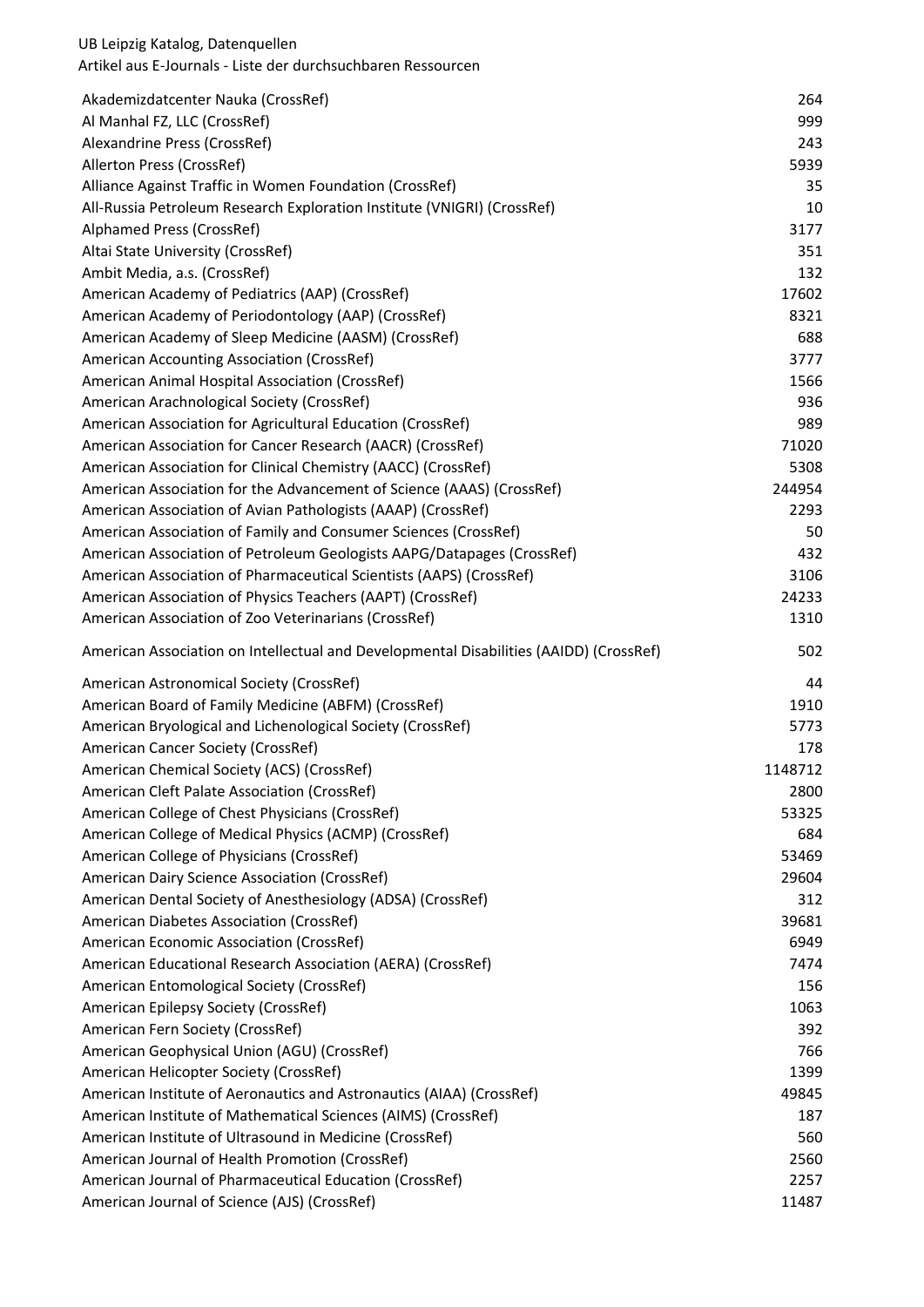| | |
|---|---|
| Akademizdatcenter Nauka (CrossRef) | 264 |
| Al Manhal FZ, LLC (CrossRef) | 999 |
| Alexandrine Press (CrossRef) | 243 |
| Allerton Press (CrossRef) | 5939 |
| Alliance Against Traffic in Women Foundation (CrossRef) | 35 |
| All-Russia Petroleum Research Exploration Institute (VNIGRI) (CrossRef) | 10 |
| Alphamed Press (CrossRef) | 3177 |
| Altai State University (CrossRef) | 351 |
| Ambit Media, a.s. (CrossRef) | 132 |
| American Academy of Pediatrics (AAP) (CrossRef) | 17602 |
| American Academy of Periodontology (AAP) (CrossRef) | 8321 |
| American Academy of Sleep Medicine (AASM) (CrossRef) | 688 |
| American Accounting Association (CrossRef) | 3777 |
| American Animal Hospital Association (CrossRef) | 1566 |
| American Arachnological Society (CrossRef) | 936 |
| American Association for Agricultural Education (CrossRef) | 989 |
| American Association for Cancer Research (AACR) (CrossRef) | 71020 |
| American Association for Clinical Chemistry (AACC) (CrossRef) | 5308 |
| American Association for the Advancement of Science (AAAS) (CrossRef) | 244954 |
| American Association of Avian Pathologists (AAAP) (CrossRef) | 2293 |
| American Association of Family and Consumer Sciences (CrossRef) | 50 |
| American Association of Petroleum Geologists AAPG/Datapages (CrossRef) | 432 |
| American Association of Pharmaceutical Scientists (AAPS) (CrossRef) | 3106 |
| American Association of Physics Teachers (AAPT) (CrossRef) | 24233 |
| American Association of Zoo Veterinarians (CrossRef) | 1310 |
| American Association on Intellectual and Developmental Disabilities (AAIDD) (CrossRef) | 502 |
| American Astronomical Society (CrossRef) | 44 |
| American Board of Family Medicine (ABFM) (CrossRef) | 1910 |
| American Bryological and Lichenological Society (CrossRef) | 5773 |
| American Cancer Society (CrossRef) | 178 |
| American Chemical Society (ACS) (CrossRef) | 1148712 |
| American Cleft Palate Association (CrossRef) | 2800 |
| American College of Chest Physicians (CrossRef) | 53325 |
| American College of Medical Physics (ACMP) (CrossRef) | 684 |
| American College of Physicians (CrossRef) | 53469 |
| American Dairy Science Association (CrossRef) | 29604 |
| American Dental Society of Anesthesiology (ADSA) (CrossRef) | 312 |
| American Diabetes Association (CrossRef) | 39681 |
| American Economic Association (CrossRef) | 6949 |
| American Educational Research Association (AERA) (CrossRef) | 7474 |
| American Entomological Society (CrossRef) | 156 |
| American Epilepsy Society (CrossRef) | 1063 |
| American Fern Society (CrossRef) | 392 |
| American Geophysical Union (AGU) (CrossRef) | 766 |
| American Helicopter Society (CrossRef) | 1399 |
| American Institute of Aeronautics and Astronautics (AIAA) (CrossRef) | 49845 |
| American Institute of Mathematical Sciences (AIMS) (CrossRef) | 187 |
| American Institute of Ultrasound in Medicine (CrossRef) | 560 |
| American Journal of Health Promotion (CrossRef) | 2560 |
| American Journal of Pharmaceutical Education (CrossRef) | 2257 |
| American Journal of Science (AJS) (CrossRef) | 11487 |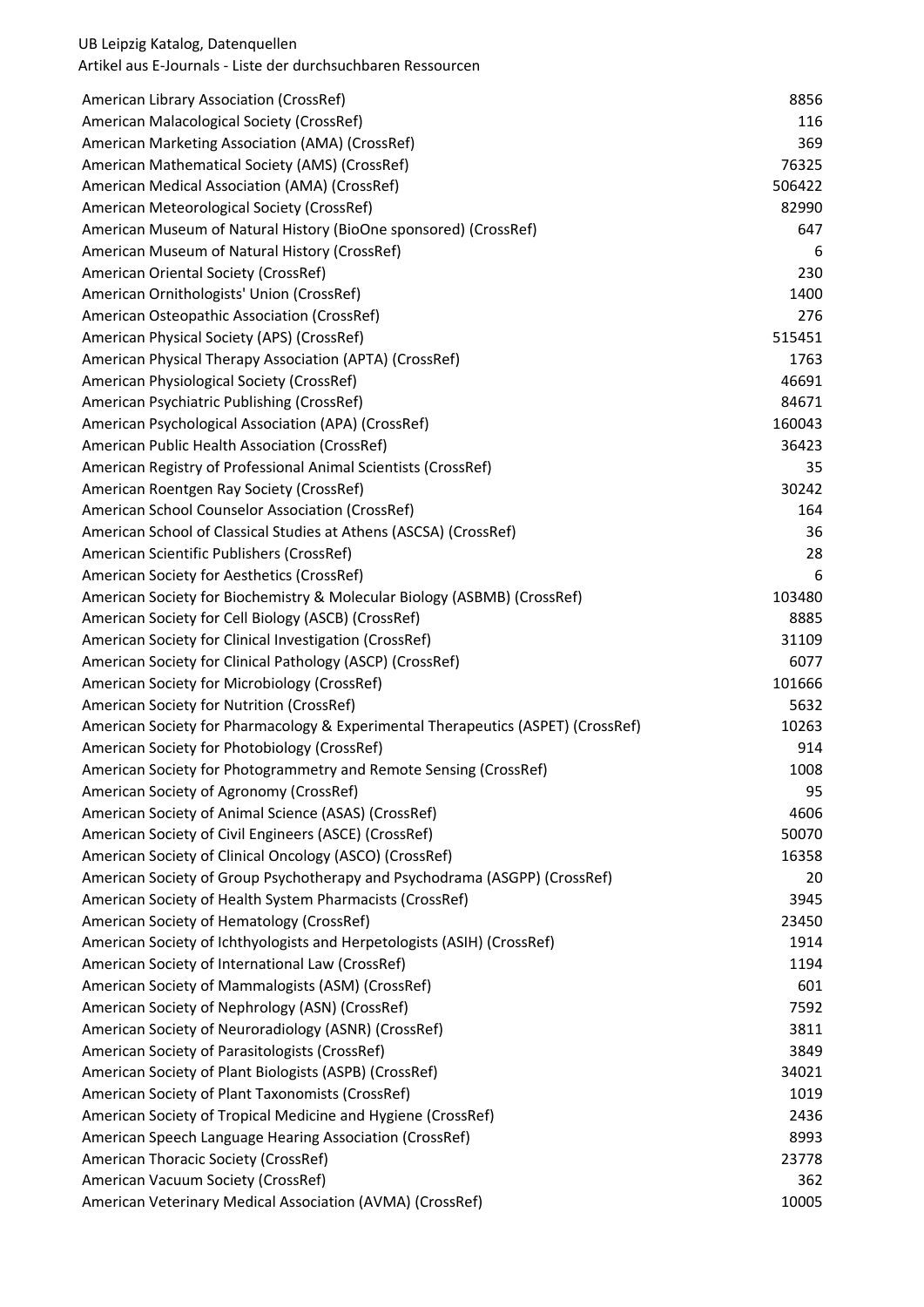UB Leipzig Katalog, Datenquellen
Artikel aus E-Journals - Liste der durchsuchbaren Ressourcen

| | |
|---|---|
| American Library Association (CrossRef) | 8856 |
| American Malacological Society (CrossRef) | 116 |
| American Marketing Association (AMA) (CrossRef) | 369 |
| American Mathematical Society (AMS) (CrossRef) | 76325 |
| American Medical Association (AMA) (CrossRef) | 506422 |
| American Meteorological Society (CrossRef) | 82990 |
| American Museum of Natural History (BioOne sponsored) (CrossRef) | 647 |
| American Museum of Natural History (CrossRef) | 6 |
| American Oriental Society (CrossRef) | 230 |
| American Ornithologists' Union (CrossRef) | 1400 |
| American Osteopathic Association (CrossRef) | 276 |
| American Physical Society (APS) (CrossRef) | 515451 |
| American Physical Therapy Association (APTA) (CrossRef) | 1763 |
| American Physiological Society (CrossRef) | 46691 |
| American Psychiatric Publishing (CrossRef) | 84671 |
| American Psychological Association (APA) (CrossRef) | 160043 |
| American Public Health Association (CrossRef) | 36423 |
| American Registry of Professional Animal Scientists (CrossRef) | 35 |
| American Roentgen Ray Society (CrossRef) | 30242 |
| American School Counselor Association (CrossRef) | 164 |
| American School of Classical Studies at Athens (ASCSA) (CrossRef) | 36 |
| American Scientific Publishers (CrossRef) | 28 |
| American Society for Aesthetics (CrossRef) | 6 |
| American Society for Biochemistry & Molecular Biology (ASBMB) (CrossRef) | 103480 |
| American Society for Cell Biology (ASCB) (CrossRef) | 8885 |
| American Society for Clinical Investigation (CrossRef) | 31109 |
| American Society for Clinical Pathology (ASCP) (CrossRef) | 6077 |
| American Society for Microbiology (CrossRef) | 101666 |
| American Society for Nutrition (CrossRef) | 5632 |
| American Society for Pharmacology & Experimental Therapeutics (ASPET) (CrossRef) | 10263 |
| American Society for Photobiology (CrossRef) | 914 |
| American Society for Photogrammetry and Remote Sensing (CrossRef) | 1008 |
| American Society of Agronomy (CrossRef) | 95 |
| American Society of Animal Science (ASAS) (CrossRef) | 4606 |
| American Society of Civil Engineers (ASCE) (CrossRef) | 50070 |
| American Society of Clinical Oncology (ASCO) (CrossRef) | 16358 |
| American Society of Group Psychotherapy and Psychodrama (ASGPP) (CrossRef) | 20 |
| American Society of Health System Pharmacists (CrossRef) | 3945 |
| American Society of Hematology (CrossRef) | 23450 |
| American Society of Ichthyologists and Herpetologists (ASIH) (CrossRef) | 1914 |
| American Society of International Law (CrossRef) | 1194 |
| American Society of Mammalogists (ASM) (CrossRef) | 601 |
| American Society of Nephrology (ASN) (CrossRef) | 7592 |
| American Society of Neuroradiology (ASNR) (CrossRef) | 3811 |
| American Society of Parasitologists (CrossRef) | 3849 |
| American Society of Plant Biologists (ASPB) (CrossRef) | 34021 |
| American Society of Plant Taxonomists (CrossRef) | 1019 |
| American Society of Tropical Medicine and Hygiene (CrossRef) | 2436 |
| American Speech Language Hearing Association (CrossRef) | 8993 |
| American Thoracic Society (CrossRef) | 23778 |
| American Vacuum Society (CrossRef) | 362 |
| American Veterinary Medical Association (AVMA) (CrossRef) | 10005 |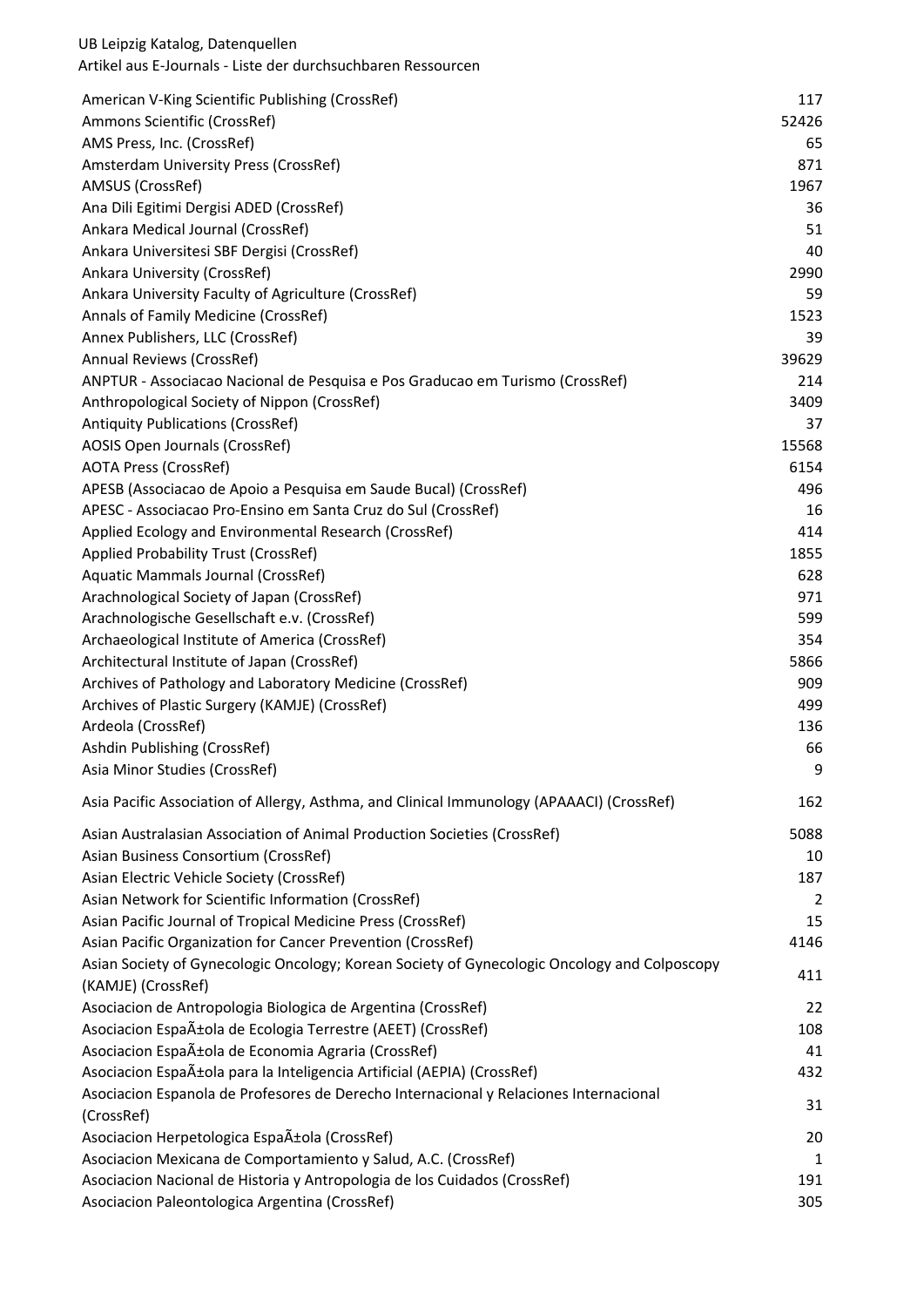UB Leipzig Katalog, Datenquellen
Artikel aus E-Journals - Liste der durchsuchbaren Ressourcen

| | |
|---|---|
| American V-King Scientific Publishing (CrossRef) | 117 |
| Ammons Scientific (CrossRef) | 52426 |
| AMS Press, Inc. (CrossRef) | 65 |
| Amsterdam University Press (CrossRef) | 871 |
| AMSUS (CrossRef) | 1967 |
| Ana Dili Egitimi Dergisi ADED (CrossRef) | 36 |
| Ankara Medical Journal (CrossRef) | 51 |
| Ankara Universitesi SBF Dergisi (CrossRef) | 40 |
| Ankara University (CrossRef) | 2990 |
| Ankara University Faculty of Agriculture (CrossRef) | 59 |
| Annals of Family Medicine (CrossRef) | 1523 |
| Annex Publishers, LLC (CrossRef) | 39 |
| Annual Reviews (CrossRef) | 39629 |
| ANPTUR - Associacao Nacional de Pesquisa e Pos Graducao em Turismo (CrossRef) | 214 |
| Anthropological Society of Nippon (CrossRef) | 3409 |
| Antiquity Publications (CrossRef) | 37 |
| AOSIS Open Journals (CrossRef) | 15568 |
| AOTA Press (CrossRef) | 6154 |
| APESB (Associacao de Apoio a Pesquisa em Saude Bucal) (CrossRef) | 496 |
| APESC - Associacao Pro-Ensino em Santa Cruz do Sul (CrossRef) | 16 |
| Applied Ecology and Environmental Research (CrossRef) | 414 |
| Applied Probability Trust (CrossRef) | 1855 |
| Aquatic Mammals Journal (CrossRef) | 628 |
| Arachnological Society of Japan (CrossRef) | 971 |
| Arachnologische Gesellschaft e.v. (CrossRef) | 599 |
| Archaeological Institute of America (CrossRef) | 354 |
| Architectural Institute of Japan (CrossRef) | 5866 |
| Archives of Pathology and Laboratory Medicine (CrossRef) | 909 |
| Archives of Plastic Surgery (KAMJE) (CrossRef) | 499 |
| Ardeola (CrossRef) | 136 |
| Ashdin Publishing (CrossRef) | 66 |
| Asia Minor Studies (CrossRef) | 9 |
| Asia Pacific Association of Allergy, Asthma, and Clinical Immunology (APAAACI) (CrossRef) | 162 |
| Asian Australasian Association of Animal Production Societies (CrossRef) | 5088 |
| Asian Business Consortium (CrossRef) | 10 |
| Asian Electric Vehicle Society (CrossRef) | 187 |
| Asian Network for Scientific Information (CrossRef) | 2 |
| Asian Pacific Journal of Tropical Medicine Press (CrossRef) | 15 |
| Asian Pacific Organization for Cancer Prevention (CrossRef) | 4146 |
| Asian Society of Gynecologic Oncology; Korean Society of Gynecologic Oncology and Colposcopy (KAMJE) (CrossRef) | 411 |
| Asociacion de Antropologia Biologica de Argentina (CrossRef) | 22 |
| Asociacion EspaÃ±ola de Ecologia Terrestre (AEET) (CrossRef) | 108 |
| Asociacion EspaÃ±ola de Economia Agraria (CrossRef) | 41 |
| Asociacion EspaÃ±ola para la Inteligencia Artificial (AEPIA) (CrossRef) | 432 |
| Asociacion Espanola de Profesores de Derecho Internacional y Relaciones Internacional (CrossRef) | 31 |
| Asociacion Herpetologica EspaÃ±ola (CrossRef) | 20 |
| Asociacion Mexicana de Comportamiento y Salud, A.C. (CrossRef) | 1 |
| Asociacion Nacional de Historia y Antropologia de los Cuidados (CrossRef) | 191 |
| Asociacion Paleontologica Argentina (CrossRef) | 305 |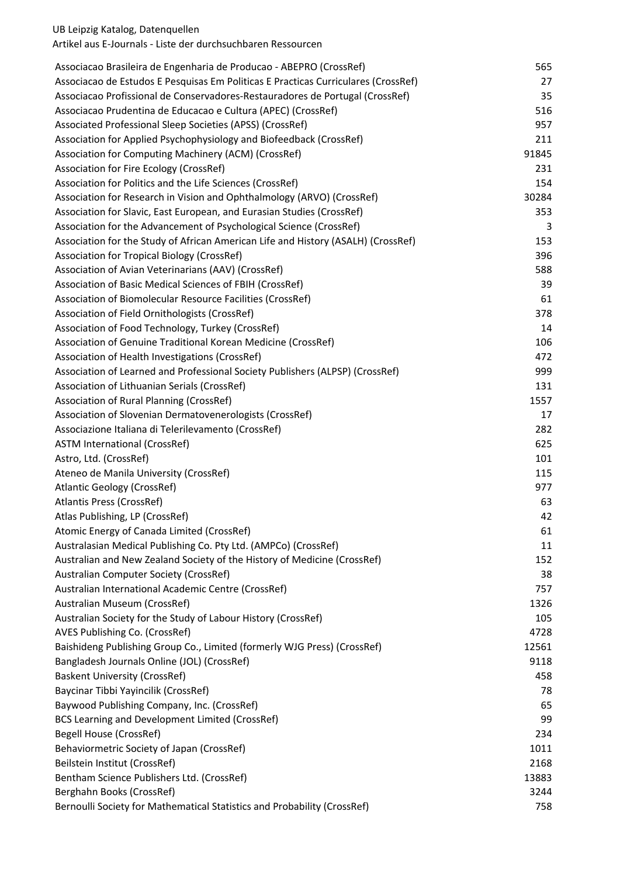UB Leipzig Katalog, Datenquellen

Artikel aus E-Journals - Liste der durchsuchbaren Ressourcen

| | |
|---|---|
| Associacao Brasileira de Engenharia de Producao - ABEPRO (CrossRef) | 565 |
| Associacao de Estudos E Pesquisas Em Politicas E Practicas Curriculares (CrossRef) | 27 |
| Associacao Profissional de Conservadores-Restauradores de Portugal (CrossRef) | 35 |
| Associacao Prudentina de Educacao e Cultura (APEC) (CrossRef) | 516 |
| Associated Professional Sleep Societies (APSS) (CrossRef) | 957 |
| Association for Applied Psychophysiology and Biofeedback (CrossRef) | 211 |
| Association for Computing Machinery (ACM) (CrossRef) | 91845 |
| Association for Fire Ecology (CrossRef) | 231 |
| Association for Politics and the Life Sciences (CrossRef) | 154 |
| Association for Research in Vision and Ophthalmology (ARVO) (CrossRef) | 30284 |
| Association for Slavic, East European, and Eurasian Studies (CrossRef) | 353 |
| Association for the Advancement of Psychological Science (CrossRef) | 3 |
| Association for the Study of African American Life and History (ASALH) (CrossRef) | 153 |
| Association for Tropical Biology (CrossRef) | 396 |
| Association of Avian Veterinarians (AAV) (CrossRef) | 588 |
| Association of Basic Medical Sciences of FBIH (CrossRef) | 39 |
| Association of Biomolecular Resource Facilities (CrossRef) | 61 |
| Association of Field Ornithologists (CrossRef) | 378 |
| Association of Food Technology, Turkey (CrossRef) | 14 |
| Association of Genuine Traditional Korean Medicine (CrossRef) | 106 |
| Association of Health Investigations (CrossRef) | 472 |
| Association of Learned and Professional Society Publishers (ALPSP) (CrossRef) | 999 |
| Association of Lithuanian Serials (CrossRef) | 131 |
| Association of Rural Planning (CrossRef) | 1557 |
| Association of Slovenian Dermatovenerologists (CrossRef) | 17 |
| Associazione Italiana di Telerilevamento (CrossRef) | 282 |
| ASTM International (CrossRef) | 625 |
| Astro, Ltd. (CrossRef) | 101 |
| Ateneo de Manila University (CrossRef) | 115 |
| Atlantic Geology (CrossRef) | 977 |
| Atlantis Press (CrossRef) | 63 |
| Atlas Publishing, LP (CrossRef) | 42 |
| Atomic Energy of Canada Limited (CrossRef) | 61 |
| Australasian Medical Publishing Co. Pty Ltd. (AMPCo) (CrossRef) | 11 |
| Australian and New Zealand Society of the History of Medicine (CrossRef) | 152 |
| Australian Computer Society (CrossRef) | 38 |
| Australian International Academic Centre (CrossRef) | 757 |
| Australian Museum (CrossRef) | 1326 |
| Australian Society for the Study of Labour History (CrossRef) | 105 |
| AVES Publishing Co. (CrossRef) | 4728 |
| Baishideng Publishing Group Co., Limited (formerly WJG Press) (CrossRef) | 12561 |
| Bangladesh Journals Online (JOL) (CrossRef) | 9118 |
| Baskent University (CrossRef) | 458 |
| Baycinar Tibbi Yayincilik (CrossRef) | 78 |
| Baywood Publishing Company, Inc. (CrossRef) | 65 |
| BCS Learning and Development Limited (CrossRef) | 99 |
| Begell House (CrossRef) | 234 |
| Behaviormetric Society of Japan (CrossRef) | 1011 |
| Beilstein Institut (CrossRef) | 2168 |
| Bentham Science Publishers Ltd. (CrossRef) | 13883 |
| Berghahn Books (CrossRef) | 3244 |
| Bernoulli Society for Mathematical Statistics and Probability (CrossRef) | 758 |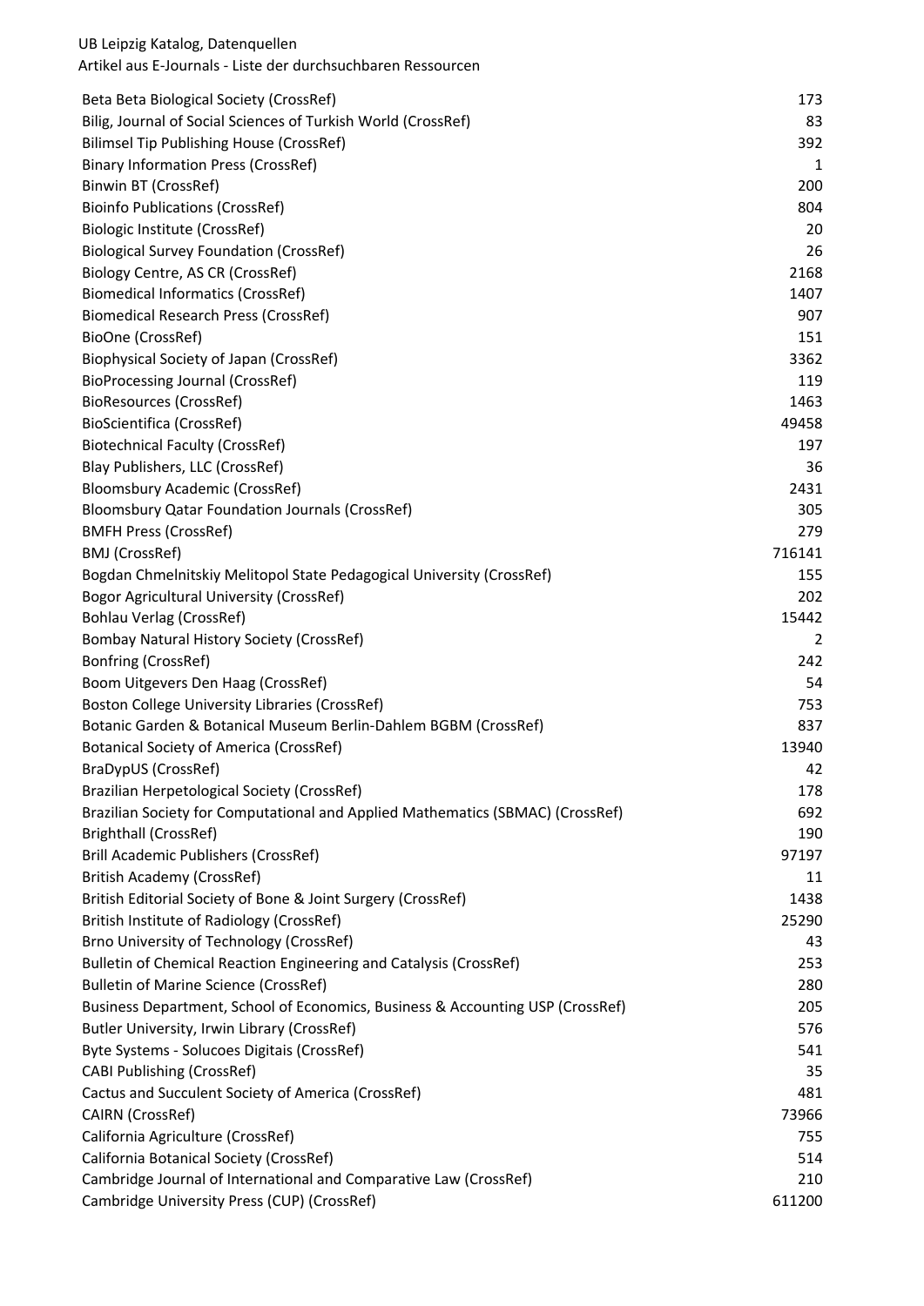UB Leipzig Katalog, Datenquellen
Artikel aus E-Journals - Liste der durchsuchbaren Ressourcen

| | |
|---|---|
| Beta Beta Biological Society (CrossRef) | 173 |
| Bilig, Journal of Social Sciences of Turkish World (CrossRef) | 83 |
| Bilimsel Tip Publishing House (CrossRef) | 392 |
| Binary Information Press (CrossRef) | 1 |
| Binwin BT (CrossRef) | 200 |
| Bioinfo Publications (CrossRef) | 804 |
| Biologic Institute (CrossRef) | 20 |
| Biological Survey Foundation (CrossRef) | 26 |
| Biology Centre, AS CR (CrossRef) | 2168 |
| Biomedical Informatics (CrossRef) | 1407 |
| Biomedical Research Press (CrossRef) | 907 |
| BioOne (CrossRef) | 151 |
| Biophysical Society of Japan (CrossRef) | 3362 |
| BioProcessing Journal (CrossRef) | 119 |
| BioResources (CrossRef) | 1463 |
| BioScientifica (CrossRef) | 49458 |
| Biotechnical Faculty (CrossRef) | 197 |
| Blay Publishers, LLC (CrossRef) | 36 |
| Bloomsbury Academic (CrossRef) | 2431 |
| Bloomsbury Qatar Foundation Journals (CrossRef) | 305 |
| BMFH Press (CrossRef) | 279 |
| BMJ (CrossRef) | 716141 |
| Bogdan Chmelnitskiy Melitopol State Pedagogical University (CrossRef) | 155 |
| Bogor Agricultural University (CrossRef) | 202 |
| Bohlau Verlag (CrossRef) | 15442 |
| Bombay Natural History Society (CrossRef) | 2 |
| Bonfring (CrossRef) | 242 |
| Boom Uitgevers Den Haag (CrossRef) | 54 |
| Boston College University Libraries (CrossRef) | 753 |
| Botanic Garden & Botanical Museum Berlin-Dahlem BGBM (CrossRef) | 837 |
| Botanical Society of America (CrossRef) | 13940 |
| BraDypUS (CrossRef) | 42 |
| Brazilian Herpetological Society (CrossRef) | 178 |
| Brazilian Society for Computational and Applied Mathematics (SBMAC) (CrossRef) | 692 |
| Brighthall (CrossRef) | 190 |
| Brill Academic Publishers (CrossRef) | 97197 |
| British Academy (CrossRef) | 11 |
| British Editorial Society of Bone & Joint Surgery (CrossRef) | 1438 |
| British Institute of Radiology (CrossRef) | 25290 |
| Brno University of Technology (CrossRef) | 43 |
| Bulletin of Chemical Reaction Engineering and Catalysis (CrossRef) | 253 |
| Bulletin of Marine Science (CrossRef) | 280 |
| Business Department, School of Economics, Business & Accounting USP (CrossRef) | 205 |
| Butler University, Irwin Library (CrossRef) | 576 |
| Byte Systems - Solucoes Digitais (CrossRef) | 541 |
| CABI Publishing (CrossRef) | 35 |
| Cactus and Succulent Society of America (CrossRef) | 481 |
| CAIRN (CrossRef) | 73966 |
| California Agriculture (CrossRef) | 755 |
| California Botanical Society (CrossRef) | 514 |
| Cambridge Journal of International and Comparative Law (CrossRef) | 210 |
| Cambridge University Press (CUP) (CrossRef) | 611200 |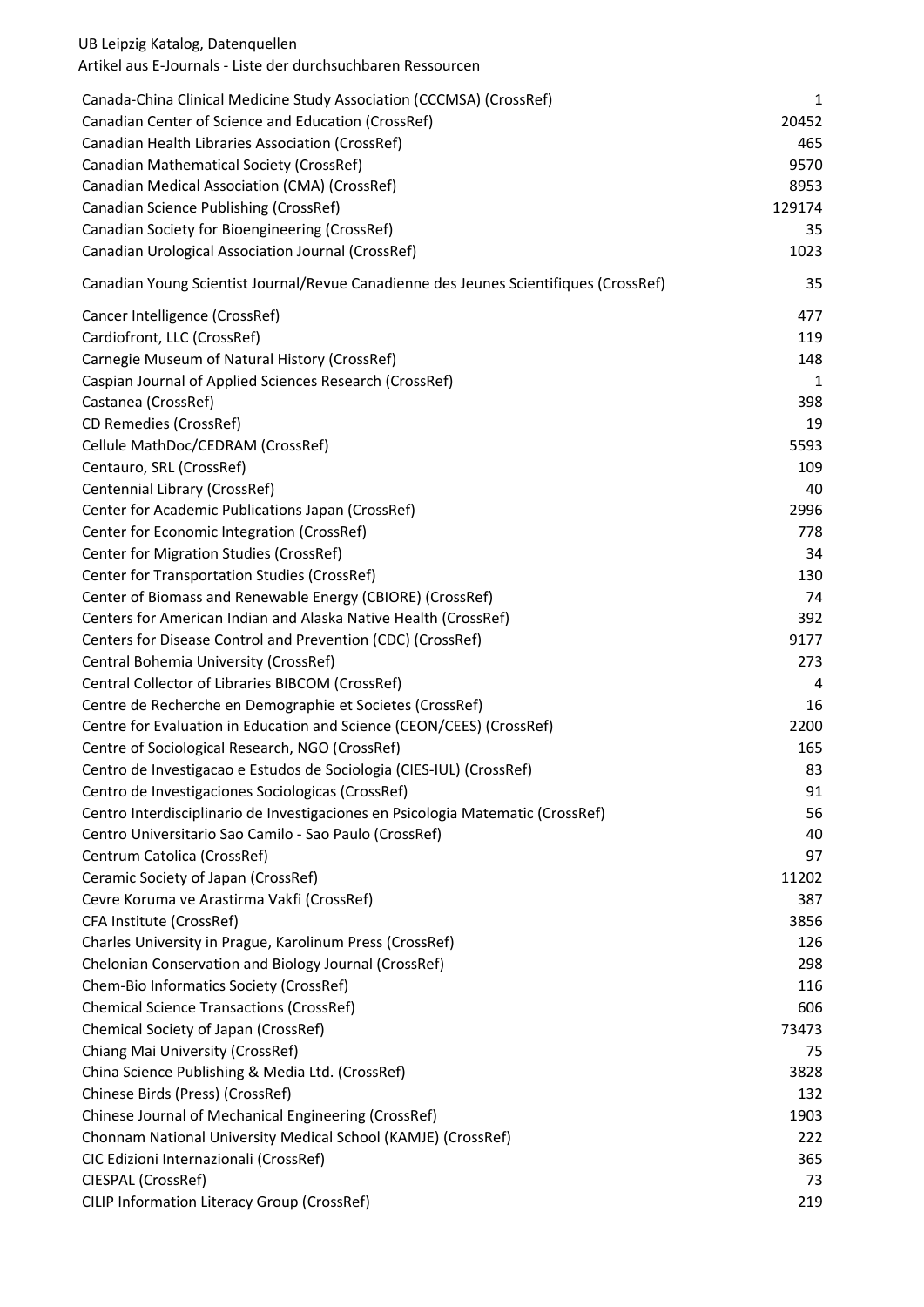UB Leipzig Katalog, Datenquellen

Artikel aus E-Journals - Liste der durchsuchbaren Ressourcen

| | |
|---|---|
| Canada-China Clinical Medicine Study Association (CCCMSA) (CrossRef) | 1 |
| Canadian Center of Science and Education (CrossRef) | 20452 |
| Canadian Health Libraries Association (CrossRef) | 465 |
| Canadian Mathematical Society (CrossRef) | 9570 |
| Canadian Medical Association (CMA) (CrossRef) | 8953 |
| Canadian Science Publishing (CrossRef) | 129174 |
| Canadian Society for Bioengineering (CrossRef) | 35 |
| Canadian Urological Association Journal (CrossRef) | 1023 |
| Canadian Young Scientist Journal/Revue Canadienne des Jeunes Scientifiques (CrossRef) | 35 |
| Cancer Intelligence (CrossRef) | 477 |
| Cardiofront, LLC (CrossRef) | 119 |
| Carnegie Museum of Natural History (CrossRef) | 148 |
| Caspian Journal of Applied Sciences Research (CrossRef) | 1 |
| Castanea (CrossRef) | 398 |
| CD Remedies (CrossRef) | 19 |
| Cellule MathDoc/CEDRAM (CrossRef) | 5593 |
| Centauro, SRL (CrossRef) | 109 |
| Centennial Library (CrossRef) | 40 |
| Center for Academic Publications Japan (CrossRef) | 2996 |
| Center for Economic Integration (CrossRef) | 778 |
| Center for Migration Studies (CrossRef) | 34 |
| Center for Transportation Studies (CrossRef) | 130 |
| Center of Biomass and Renewable Energy (CBIORE) (CrossRef) | 74 |
| Centers for American Indian and Alaska Native Health (CrossRef) | 392 |
| Centers for Disease Control and Prevention (CDC) (CrossRef) | 9177 |
| Central Bohemia University (CrossRef) | 273 |
| Central Collector of Libraries BIBCOM (CrossRef) | 4 |
| Centre de Recherche en Demographie et Societes (CrossRef) | 16 |
| Centre for Evaluation in Education and Science (CEON/CEES) (CrossRef) | 2200 |
| Centre of Sociological Research, NGO (CrossRef) | 165 |
| Centro de Investigacao e Estudos de Sociologia (CIES-IUL) (CrossRef) | 83 |
| Centro de Investigaciones Sociologicas (CrossRef) | 91 |
| Centro Interdisciplinario de Investigaciones en Psicologia Matematic (CrossRef) | 56 |
| Centro Universitario Sao Camilo - Sao Paulo (CrossRef) | 40 |
| Centrum Catolica (CrossRef) | 97 |
| Ceramic Society of Japan (CrossRef) | 11202 |
| Cevre Koruma ve Arastirma Vakfi (CrossRef) | 387 |
| CFA Institute (CrossRef) | 3856 |
| Charles University in Prague, Karolinum Press (CrossRef) | 126 |
| Chelonian Conservation and Biology Journal (CrossRef) | 298 |
| Chem-Bio Informatics Society (CrossRef) | 116 |
| Chemical Science Transactions (CrossRef) | 606 |
| Chemical Society of Japan (CrossRef) | 73473 |
| Chiang Mai University (CrossRef) | 75 |
| China Science Publishing & Media Ltd. (CrossRef) | 3828 |
| Chinese Birds (Press) (CrossRef) | 132 |
| Chinese Journal of Mechanical Engineering (CrossRef) | 1903 |
| Chonnam National University Medical School (KAMJE) (CrossRef) | 222 |
| CIC Edizioni Internazionali (CrossRef) | 365 |
| CIESPAL (CrossRef) | 73 |
| CILIP Information Literacy Group (CrossRef) | 219 |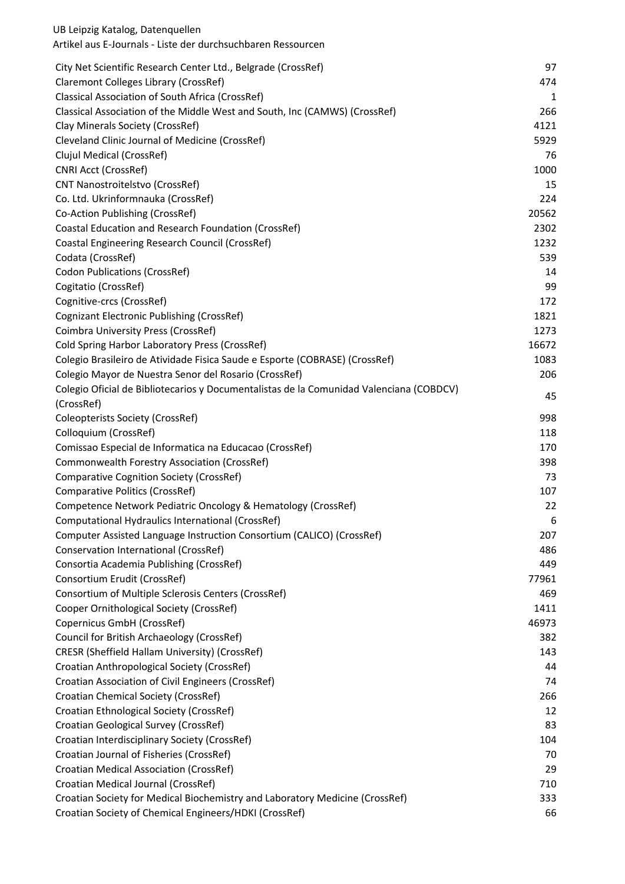| | |
|---|---|
| City Net Scientific Research Center Ltd., Belgrade (CrossRef) | 97 |
| Claremont Colleges Library (CrossRef) | 474 |
| Classical Association of South Africa (CrossRef) | 1 |
| Classical Association of the Middle West and South, Inc (CAMWS) (CrossRef) | 266 |
| Clay Minerals Society (CrossRef) | 4121 |
| Cleveland Clinic Journal of Medicine (CrossRef) | 5929 |
| Clujul Medical (CrossRef) | 76 |
| CNRI Acct (CrossRef) | 1000 |
| CNT Nanostroitelstvo (CrossRef) | 15 |
| Co. Ltd. Ukrinformnauka (CrossRef) | 224 |
| Co-Action Publishing (CrossRef) | 20562 |
| Coastal Education and Research Foundation (CrossRef) | 2302 |
| Coastal Engineering Research Council (CrossRef) | 1232 |
| Codata (CrossRef) | 539 |
| Codon Publications (CrossRef) | 14 |
| Cogitatio (CrossRef) | 99 |
| Cognitive-crcs (CrossRef) | 172 |
| Cognizant Electronic Publishing (CrossRef) | 1821 |
| Coimbra University Press (CrossRef) | 1273 |
| Cold Spring Harbor Laboratory Press (CrossRef) | 16672 |
| Colegio Brasileiro de Atividade Fisica Saude e Esporte (COBRASE) (CrossRef) | 1083 |
| Colegio Mayor de Nuestra Senor del Rosario (CrossRef) | 206 |
| Colegio Oficial de Bibliotecarios y Documentalistas de la Comunidad Valenciana (COBDCV) (CrossRef) | 45 |
| Coleopterists Society (CrossRef) | 998 |
| Colloquium (CrossRef) | 118 |
| Comissao Especial de Informatica na Educacao (CrossRef) | 170 |
| Commonwealth Forestry Association (CrossRef) | 398 |
| Comparative Cognition Society (CrossRef) | 73 |
| Comparative Politics (CrossRef) | 107 |
| Competence Network Pediatric Oncology & Hematology (CrossRef) | 22 |
| Computational Hydraulics International (CrossRef) | 6 |
| Computer Assisted Language Instruction Consortium (CALICO) (CrossRef) | 207 |
| Conservation International (CrossRef) | 486 |
| Consortia Academia Publishing (CrossRef) | 449 |
| Consortium Erudit (CrossRef) | 77961 |
| Consortium of Multiple Sclerosis Centers (CrossRef) | 469 |
| Cooper Ornithological Society (CrossRef) | 1411 |
| Copernicus GmbH (CrossRef) | 46973 |
| Council for British Archaeology (CrossRef) | 382 |
| CRESR (Sheffield Hallam University) (CrossRef) | 143 |
| Croatian Anthropological Society (CrossRef) | 44 |
| Croatian Association of Civil Engineers (CrossRef) | 74 |
| Croatian Chemical Society (CrossRef) | 266 |
| Croatian Ethnological Society (CrossRef) | 12 |
| Croatian Geological Survey (CrossRef) | 83 |
| Croatian Interdisciplinary Society (CrossRef) | 104 |
| Croatian Journal of Fisheries (CrossRef) | 70 |
| Croatian Medical Association (CrossRef) | 29 |
| Croatian Medical Journal (CrossRef) | 710 |
| Croatian Society for Medical Biochemistry and Laboratory Medicine (CrossRef) | 333 |
| Croatian Society of Chemical Engineers/HDKI (CrossRef) | 66 |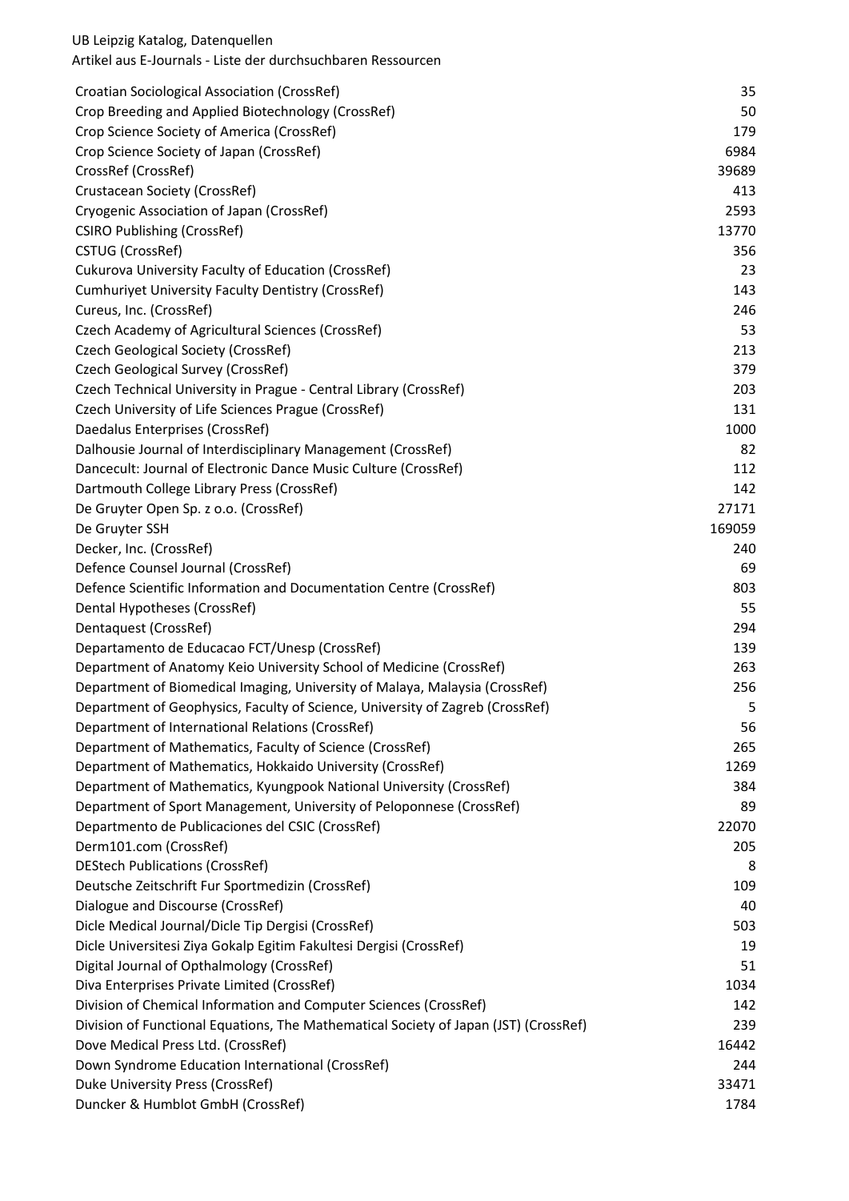| Croatian Sociological Association (CrossRef) | 35 |
|---|---|
| Crop Breeding and Applied Biotechnology (CrossRef) | 50 |
| Crop Science Society of America (CrossRef) | 179 |
| Crop Science Society of Japan (CrossRef) | 6984 |
| CrossRef (CrossRef) | 39689 |
| Crustacean Society (CrossRef) | 413 |
| Cryogenic Association of Japan (CrossRef) | 2593 |
| CSIRO Publishing (CrossRef) | 13770 |
| CSTUG (CrossRef) | 356 |
| Cukurova University Faculty of Education (CrossRef) | 23 |
| Cumhuriyet University Faculty Dentistry (CrossRef) | 143 |
| Cureus, Inc. (CrossRef) | 246 |
| Czech Academy of Agricultural Sciences (CrossRef) | 53 |
| Czech Geological Society (CrossRef) | 213 |
| Czech Geological Survey (CrossRef) | 379 |
| Czech Technical University in Prague - Central Library (CrossRef) | 203 |
| Czech University of Life Sciences Prague (CrossRef) | 131 |
| Daedalus Enterprises (CrossRef) | 1000 |
| Dalhousie Journal of Interdisciplinary Management (CrossRef) | 82 |
| Dancecult: Journal of Electronic Dance Music Culture (CrossRef) | 112 |
| Dartmouth College Library Press (CrossRef) | 142 |
| De Gruyter Open Sp. z o.o. (CrossRef) | 27171 |
| De Gruyter SSH | 169059 |
| Decker, Inc. (CrossRef) | 240 |
| Defence Counsel Journal (CrossRef) | 69 |
| Defence Scientific Information and Documentation Centre (CrossRef) | 803 |
| Dental Hypotheses (CrossRef) | 55 |
| Dentaquest (CrossRef) | 294 |
| Departamento de Educacao FCT/Unesp (CrossRef) | 139 |
| Department of Anatomy Keio University School of Medicine (CrossRef) | 263 |
| Department of Biomedical Imaging, University of Malaya, Malaysia (CrossRef) | 256 |
| Department of Geophysics, Faculty of Science, University of Zagreb (CrossRef) | 5 |
| Department of International Relations (CrossRef) | 56 |
| Department of Mathematics, Faculty of Science (CrossRef) | 265 |
| Department of Mathematics, Hokkaido University (CrossRef) | 1269 |
| Department of Mathematics, Kyungpook National University (CrossRef) | 384 |
| Department of Sport Management, University of Peloponnese (CrossRef) | 89 |
| Departmento de Publicaciones del CSIC (CrossRef) | 22070 |
| Derm101.com (CrossRef) | 205 |
| DEStech Publications (CrossRef) | 8 |
| Deutsche Zeitschrift Fur Sportmedizin (CrossRef) | 109 |
| Dialogue and Discourse (CrossRef) | 40 |
| Dicle Medical Journal/Dicle Tip Dergisi (CrossRef) | 503 |
| Dicle Universitesi Ziya Gokalp Egitim Fakultesi Dergisi (CrossRef) | 19 |
| Digital Journal of Opthalmology (CrossRef) | 51 |
| Diva Enterprises Private Limited (CrossRef) | 1034 |
| Division of Chemical Information and Computer Sciences (CrossRef) | 142 |
| Division of Functional Equations, The Mathematical Society of Japan (JST) (CrossRef) | 239 |
| Dove Medical Press Ltd. (CrossRef) | 16442 |
| Down Syndrome Education International (CrossRef) | 244 |
| Duke University Press (CrossRef) | 33471 |
| Duncker & Humblot GmbH (CrossRef) | 1784 |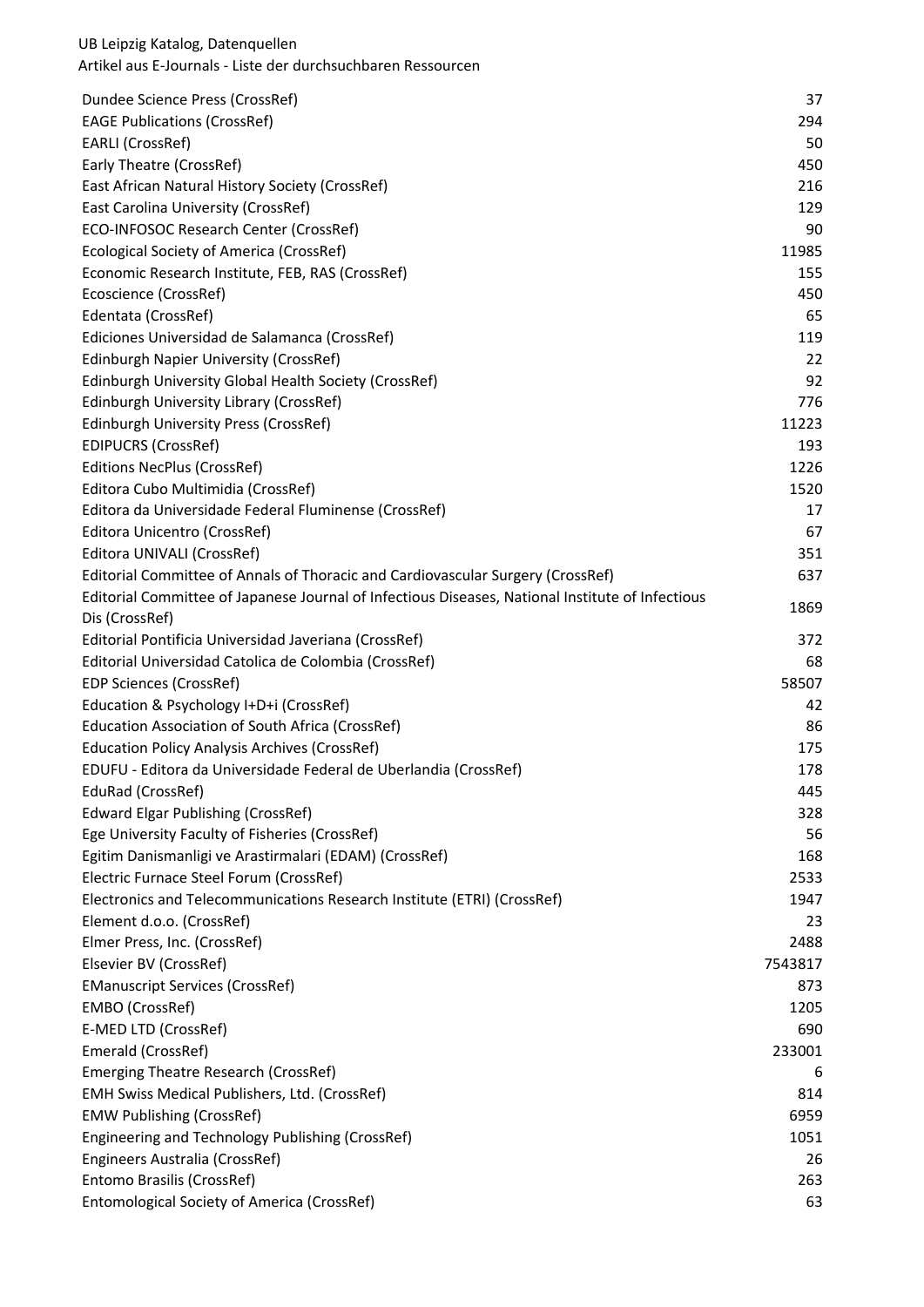| | |
|---|---|
| Dundee Science Press (CrossRef) | 37 |
| EAGE Publications (CrossRef) | 294 |
| EARLI (CrossRef) | 50 |
| Early Theatre (CrossRef) | 450 |
| East African Natural History Society (CrossRef) | 216 |
| East Carolina University (CrossRef) | 129 |
| ECO-INFOSOC Research Center (CrossRef) | 90 |
| Ecological Society of America (CrossRef) | 11985 |
| Economic Research Institute, FEB, RAS (CrossRef) | 155 |
| Ecoscience (CrossRef) | 450 |
| Edentata (CrossRef) | 65 |
| Ediciones Universidad de Salamanca (CrossRef) | 119 |
| Edinburgh Napier University (CrossRef) | 22 |
| Edinburgh University Global Health Society (CrossRef) | 92 |
| Edinburgh University Library (CrossRef) | 776 |
| Edinburgh University Press (CrossRef) | 11223 |
| EDIPUCRS (CrossRef) | 193 |
| Editions NecPlus (CrossRef) | 1226 |
| Editora Cubo Multimidia (CrossRef) | 1520 |
| Editora da Universidade Federal Fluminense (CrossRef) | 17 |
| Editora Unicentro (CrossRef) | 67 |
| Editora UNIVALI (CrossRef) | 351 |
| Editorial Committee of Annals of Thoracic and Cardiovascular Surgery (CrossRef) | 637 |
| Editorial Committee of Japanese Journal of Infectious Diseases, National Institute of Infectious Dis (CrossRef) | 1869 |
| Editorial Pontificia Universidad Javeriana (CrossRef) | 372 |
| Editorial Universidad Catolica de Colombia (CrossRef) | 68 |
| EDP Sciences (CrossRef) | 58507 |
| Education & Psychology I+D+i (CrossRef) | 42 |
| Education Association of South Africa (CrossRef) | 86 |
| Education Policy Analysis Archives (CrossRef) | 175 |
| EDUFU - Editora da Universidade Federal de Uberlandia (CrossRef) | 178 |
| EduRad (CrossRef) | 445 |
| Edward Elgar Publishing (CrossRef) | 328 |
| Ege University Faculty of Fisheries (CrossRef) | 56 |
| Egitim Danismanligi ve Arastirmalari (EDAM) (CrossRef) | 168 |
| Electric Furnace Steel Forum (CrossRef) | 2533 |
| Electronics and Telecommunications Research Institute (ETRI) (CrossRef) | 1947 |
| Element d.o.o. (CrossRef) | 23 |
| Elmer Press, Inc. (CrossRef) | 2488 |
| Elsevier BV (CrossRef) | 7543817 |
| EManuscript Services (CrossRef) | 873 |
| EMBO (CrossRef) | 1205 |
| E-MED LTD (CrossRef) | 690 |
| Emerald (CrossRef) | 233001 |
| Emerging Theatre Research (CrossRef) | 6 |
| EMH Swiss Medical Publishers, Ltd. (CrossRef) | 814 |
| EMW Publishing (CrossRef) | 6959 |
| Engineering and Technology Publishing (CrossRef) | 1051 |
| Engineers Australia (CrossRef) | 26 |
| Entomo Brasilis (CrossRef) | 263 |
| Entomological Society of America (CrossRef) | 63 |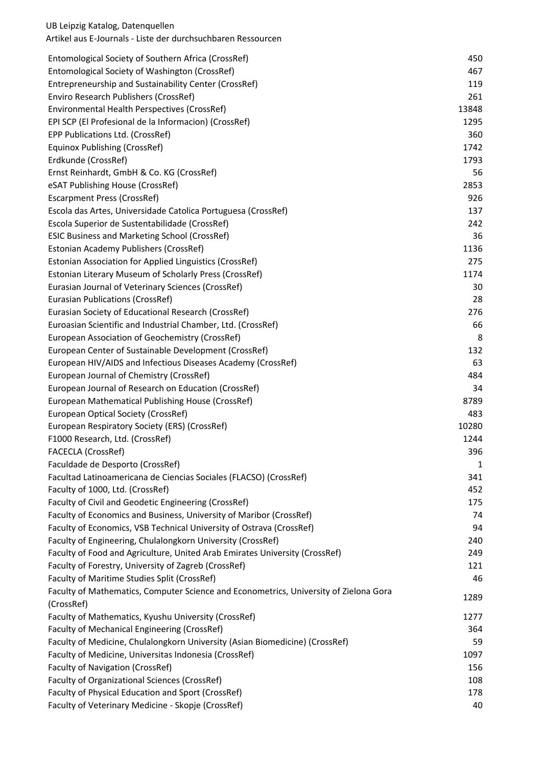| Entomological Society of Southern Africa (CrossRef) | 450 |
|---|---|
| Entomological Society of Washington (CrossRef) | 467 |
| Entrepreneurship and Sustainability Center (CrossRef) | 119 |
| Enviro Research Publishers (CrossRef) | 261 |
| Environmental Health Perspectives (CrossRef) | 13848 |
| EPI SCP (El Profesional de la Informacion) (CrossRef) | 1295 |
| EPP Publications Ltd. (CrossRef) | 360 |
| Equinox Publishing (CrossRef) | 1742 |
| Erdkunde (CrossRef) | 1793 |
| Ernst Reinhardt, GmbH & Co. KG (CrossRef) | 56 |
| eSAT Publishing House (CrossRef) | 2853 |
| Escarpment Press (CrossRef) | 926 |
| Escola das Artes, Universidade Catolica Portuguesa (CrossRef) | 137 |
| Escola Superior de Sustentabilidade (CrossRef) | 242 |
| ESIC Business and Marketing School (CrossRef) | 36 |
| Estonian Academy Publishers (CrossRef) | 1136 |
| Estonian Association for Applied Linguistics (CrossRef) | 275 |
| Estonian Literary Museum of Scholarly Press (CrossRef) | 1174 |
| Eurasian Journal of Veterinary Sciences (CrossRef) | 30 |
| Eurasian Publications (CrossRef) | 28 |
| Eurasian Society of Educational Research (CrossRef) | 276 |
| Euroasian Scientific and Industrial Chamber, Ltd. (CrossRef) | 66 |
| European Association of Geochemistry (CrossRef) | 8 |
| European Center of Sustainable Development (CrossRef) | 132 |
| European HIV/AIDS and Infectious Diseases Academy (CrossRef) | 63 |
| European Journal of Chemistry (CrossRef) | 484 |
| European Journal of Research on Education (CrossRef) | 34 |
| European Mathematical Publishing House (CrossRef) | 8789 |
| European Optical Society (CrossRef) | 483 |
| European Respiratory Society (ERS) (CrossRef) | 10280 |
| F1000 Research, Ltd. (CrossRef) | 1244 |
| FACECLA (CrossRef) | 396 |
| Faculdade de Desporto (CrossRef) | 1 |
| Facultad Latinoamericana de Ciencias Sociales (FLACSO) (CrossRef) | 341 |
| Faculty of 1000, Ltd. (CrossRef) | 452 |
| Faculty of Civil and Geodetic Engineering (CrossRef) | 175 |
| Faculty of Economics and Business, University of Maribor (CrossRef) | 74 |
| Faculty of Economics, VSB Technical University of Ostrava (CrossRef) | 94 |
| Faculty of Engineering, Chulalongkorn University (CrossRef) | 240 |
| Faculty of Food and Agriculture, United Arab Emirates University (CrossRef) | 249 |
| Faculty of Forestry, University of Zagreb (CrossRef) | 121 |
| Faculty of Maritime Studies Split (CrossRef) | 46 |
| Faculty of Mathematics, Computer Science and Econometrics, University of Zielona Gora (CrossRef) | 1289 |
| Faculty of Mathematics, Kyushu University (CrossRef) | 1277 |
| Faculty of Mechanical Engineering (CrossRef) | 364 |
| Faculty of Medicine, Chulalongkorn University (Asian Biomedicine) (CrossRef) | 59 |
| Faculty of Medicine, Universitas Indonesia (CrossRef) | 1097 |
| Faculty of Navigation (CrossRef) | 156 |
| Faculty of Organizational Sciences (CrossRef) | 108 |
| Faculty of Physical Education and Sport (CrossRef) | 178 |
| Faculty of Veterinary Medicine - Skopje (CrossRef) | 40 |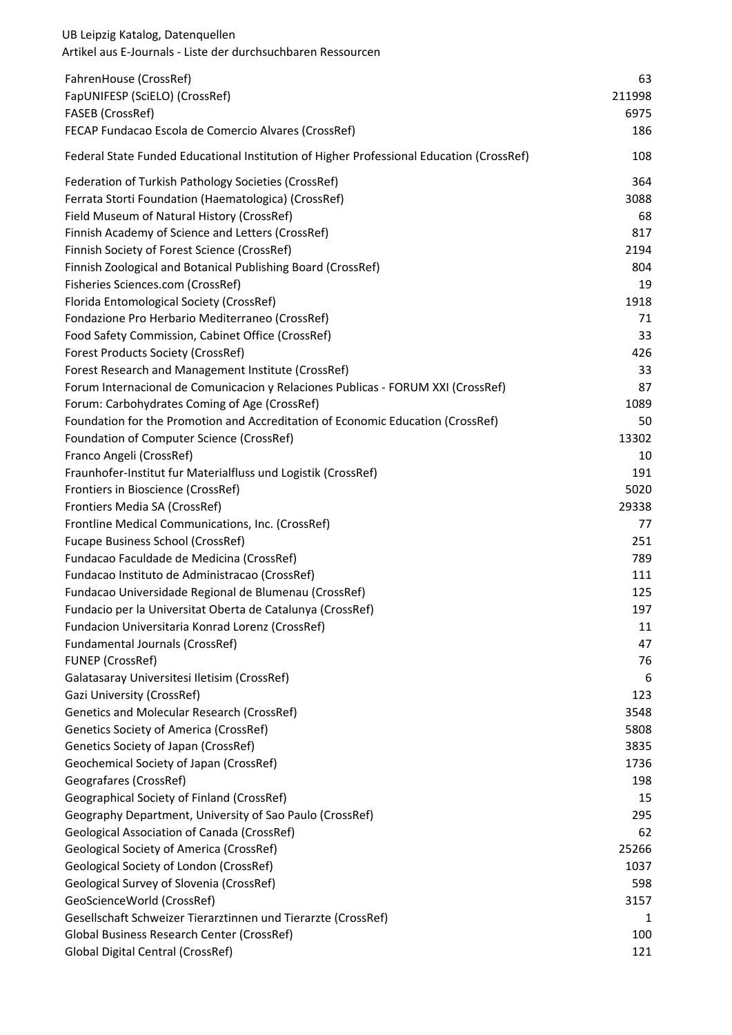| | |
|---|---|
| FahrenHouse (CrossRef) | 63 |
| FapUNIFESP (SciELO) (CrossRef) | 211998 |
| FASEB (CrossRef) | 6975 |
| FECAP Fundacao Escola de Comercio Alvares (CrossRef) | 186 |
| Federal State Funded Educational Institution of Higher Professional Education (CrossRef) | 108 |
| Federation of Turkish Pathology Societies (CrossRef) | 364 |
| Ferrata Storti Foundation (Haematologica) (CrossRef) | 3088 |
| Field Museum of Natural History (CrossRef) | 68 |
| Finnish Academy of Science and Letters (CrossRef) | 817 |
| Finnish Society of Forest Science (CrossRef) | 2194 |
| Finnish Zoological and Botanical Publishing Board (CrossRef) | 804 |
| Fisheries Sciences.com (CrossRef) | 19 |
| Florida Entomological Society (CrossRef) | 1918 |
| Fondazione Pro Herbario Mediterraneo (CrossRef) | 71 |
| Food Safety Commission, Cabinet Office (CrossRef) | 33 |
| Forest Products Society (CrossRef) | 426 |
| Forest Research and Management Institute (CrossRef) | 33 |
| Forum Internacional de Comunicacion y Relaciones Publicas - FORUM XXI (CrossRef) | 87 |
| Forum: Carbohydrates Coming of Age (CrossRef) | 1089 |
| Foundation for the Promotion and Accreditation of Economic Education (CrossRef) | 50 |
| Foundation of Computer Science (CrossRef) | 13302 |
| Franco Angeli (CrossRef) | 10 |
| Fraunhofer-Institut fur Materialfluss und Logistik (CrossRef) | 191 |
| Frontiers in Bioscience (CrossRef) | 5020 |
| Frontiers Media SA (CrossRef) | 29338 |
| Frontline Medical Communications, Inc. (CrossRef) | 77 |
| Fucape Business School (CrossRef) | 251 |
| Fundacao Faculdade de Medicina (CrossRef) | 789 |
| Fundacao Instituto de Administracao (CrossRef) | 111 |
| Fundacao Universidade Regional de Blumenau (CrossRef) | 125 |
| Fundacio per la Universitat Oberta de Catalunya (CrossRef) | 197 |
| Fundacion Universitaria Konrad Lorenz (CrossRef) | 11 |
| Fundamental Journals (CrossRef) | 47 |
| FUNEP (CrossRef) | 76 |
| Galatasaray Universitesi Iletisim (CrossRef) | 6 |
| Gazi University (CrossRef) | 123 |
| Genetics and Molecular Research (CrossRef) | 3548 |
| Genetics Society of America (CrossRef) | 5808 |
| Genetics Society of Japan (CrossRef) | 3835 |
| Geochemical Society of Japan (CrossRef) | 1736 |
| Geografares (CrossRef) | 198 |
| Geographical Society of Finland (CrossRef) | 15 |
| Geography Department, University of Sao Paulo (CrossRef) | 295 |
| Geological Association of Canada (CrossRef) | 62 |
| Geological Society of America (CrossRef) | 25266 |
| Geological Society of London (CrossRef) | 1037 |
| Geological Survey of Slovenia (CrossRef) | 598 |
| GeoScienceWorld (CrossRef) | 3157 |
| Gesellschaft Schweizer Tierarztinnen und Tierarzte (CrossRef) | 1 |
| Global Business Research Center (CrossRef) | 100 |
| Global Digital Central (CrossRef) | 121 |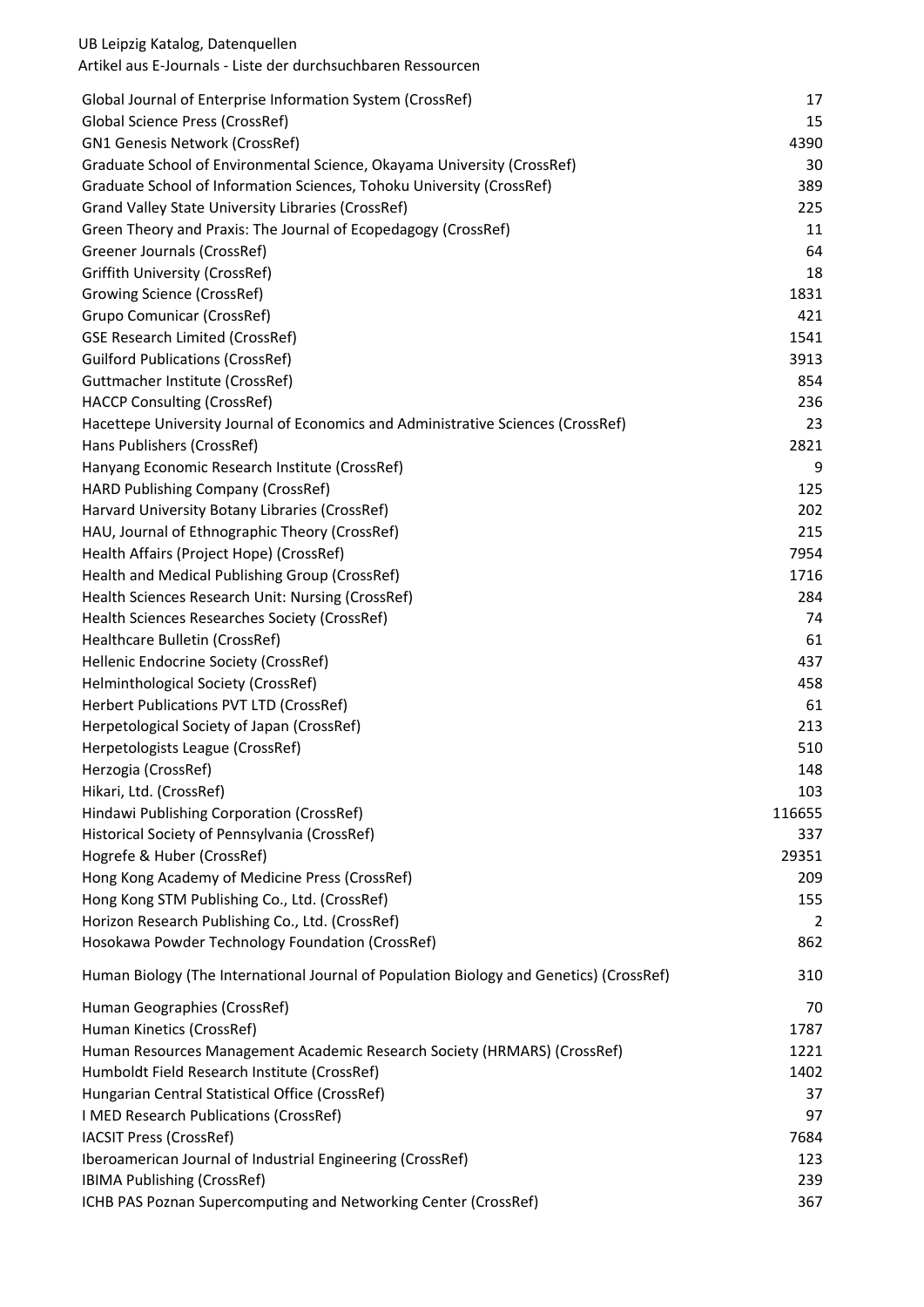UB Leipzig Katalog, Datenquellen
Artikel aus E-Journals - Liste der durchsuchbaren Ressourcen

| | |
|---|---|
| Global Journal of Enterprise Information System (CrossRef) | 17 |
| Global Science Press (CrossRef) | 15 |
| GN1 Genesis Network (CrossRef) | 4390 |
| Graduate School of Environmental Science, Okayama University (CrossRef) | 30 |
| Graduate School of Information Sciences, Tohoku University (CrossRef) | 389 |
| Grand Valley State University Libraries (CrossRef) | 225 |
| Green Theory and Praxis: The Journal of Ecopedagogy (CrossRef) | 11 |
| Greener Journals (CrossRef) | 64 |
| Griffith University (CrossRef) | 18 |
| Growing Science (CrossRef) | 1831 |
| Grupo Comunicar (CrossRef) | 421 |
| GSE Research Limited (CrossRef) | 1541 |
| Guilford Publications (CrossRef) | 3913 |
| Guttmacher Institute (CrossRef) | 854 |
| HACCP Consulting (CrossRef) | 236 |
| Hacettepe University Journal of Economics and Administrative Sciences (CrossRef) | 23 |
| Hans Publishers (CrossRef) | 2821 |
| Hanyang Economic Research Institute (CrossRef) | 9 |
| HARD Publishing Company (CrossRef) | 125 |
| Harvard University Botany Libraries (CrossRef) | 202 |
| HAU, Journal of Ethnographic Theory (CrossRef) | 215 |
| Health Affairs (Project Hope) (CrossRef) | 7954 |
| Health and Medical Publishing Group (CrossRef) | 1716 |
| Health Sciences Research Unit: Nursing (CrossRef) | 284 |
| Health Sciences Researches Society (CrossRef) | 74 |
| Healthcare Bulletin (CrossRef) | 61 |
| Hellenic Endocrine Society (CrossRef) | 437 |
| Helminthological Society (CrossRef) | 458 |
| Herbert Publications PVT LTD (CrossRef) | 61 |
| Herpetological Society of Japan (CrossRef) | 213 |
| Herpetologists League (CrossRef) | 510 |
| Herzogia (CrossRef) | 148 |
| Hikari, Ltd. (CrossRef) | 103 |
| Hindawi Publishing Corporation (CrossRef) | 116655 |
| Historical Society of Pennsylvania (CrossRef) | 337 |
| Hogrefe & Huber (CrossRef) | 29351 |
| Hong Kong Academy of Medicine Press (CrossRef) | 209 |
| Hong Kong STM Publishing Co., Ltd. (CrossRef) | 155 |
| Horizon Research Publishing Co., Ltd. (CrossRef) | 2 |
| Hosokawa Powder Technology Foundation (CrossRef) | 862 |
| Human Biology (The International Journal of Population Biology and Genetics) (CrossRef) | 310 |
| Human Geographies (CrossRef) | 70 |
| Human Kinetics (CrossRef) | 1787 |
| Human Resources Management Academic Research Society (HRMARS) (CrossRef) | 1221 |
| Humboldt Field Research Institute (CrossRef) | 1402 |
| Hungarian Central Statistical Office (CrossRef) | 37 |
| I MED Research Publications (CrossRef) | 97 |
| IACSIT Press (CrossRef) | 7684 |
| Iberoamerican Journal of Industrial Engineering (CrossRef) | 123 |
| IBIMA Publishing (CrossRef) | 239 |
| ICHB PAS Poznan Supercomputing and Networking Center (CrossRef) | 367 |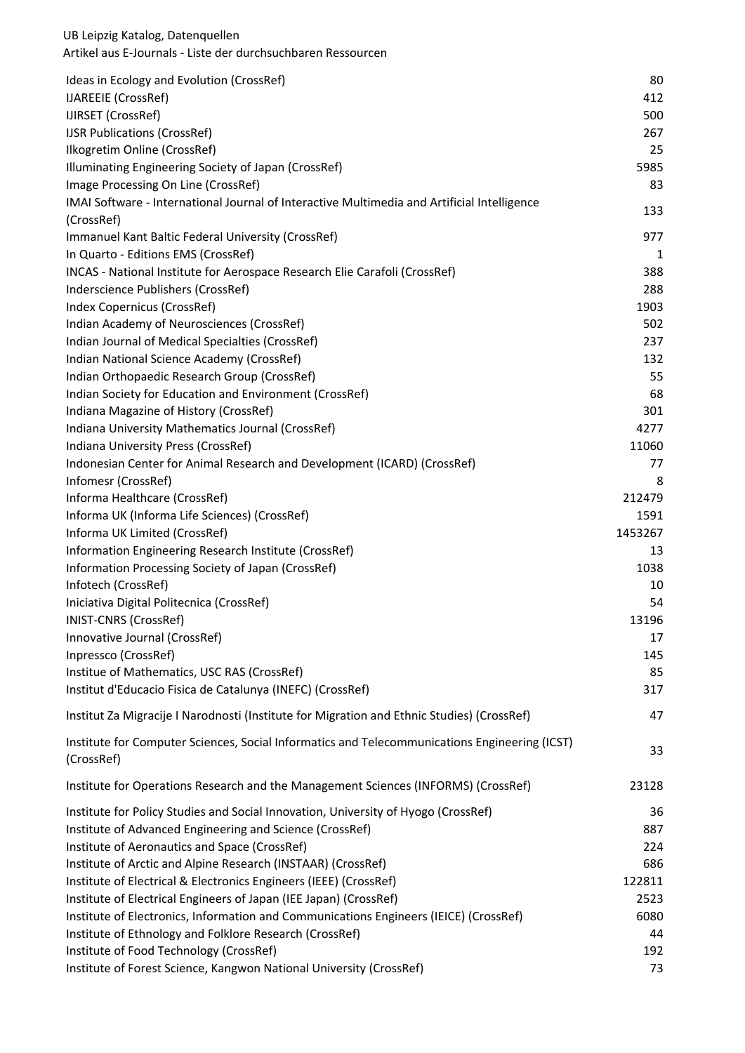| Ressource | Anzahl |
|---|---|
| Ideas in Ecology and Evolution (CrossRef) | 80 |
| IJAREEIE (CrossRef) | 412 |
| IJIRSET (CrossRef) | 500 |
| IJSR Publications (CrossRef) | 267 |
| Ilkogretim Online (CrossRef) | 25 |
| Illuminating Engineering Society of Japan (CrossRef) | 5985 |
| Image Processing On Line (CrossRef) | 83 |
| IMAI Software - International Journal of Interactive Multimedia and Artificial Intelligence (CrossRef) | 133 |
| Immanuel Kant Baltic Federal University (CrossRef) | 977 |
| In Quarto - Editions EMS (CrossRef) | 1 |
| INCAS - National Institute for Aerospace Research Elie Carafoli (CrossRef) | 388 |
| Inderscience Publishers (CrossRef) | 288 |
| Index Copernicus (CrossRef) | 1903 |
| Indian Academy of Neurosciences (CrossRef) | 502 |
| Indian Journal of Medical Specialties (CrossRef) | 237 |
| Indian National Science Academy (CrossRef) | 132 |
| Indian Orthopaedic Research Group (CrossRef) | 55 |
| Indian Society for Education and Environment (CrossRef) | 68 |
| Indiana Magazine of History (CrossRef) | 301 |
| Indiana University Mathematics Journal (CrossRef) | 4277 |
| Indiana University Press (CrossRef) | 11060 |
| Indonesian Center for Animal Research and Development (ICARD) (CrossRef) | 77 |
| Infomesr (CrossRef) | 8 |
| Informa Healthcare (CrossRef) | 212479 |
| Informa UK (Informa Life Sciences) (CrossRef) | 1591 |
| Informa UK Limited (CrossRef) | 1453267 |
| Information Engineering Research Institute (CrossRef) | 13 |
| Information Processing Society of Japan (CrossRef) | 1038 |
| Infotech (CrossRef) | 10 |
| Iniciativa Digital Politecnica (CrossRef) | 54 |
| INIST-CNRS (CrossRef) | 13196 |
| Innovative Journal (CrossRef) | 17 |
| Inpressco (CrossRef) | 145 |
| Institue of Mathematics, USC RAS (CrossRef) | 85 |
| Institut d'Educacio Fisica de Catalunya (INEFC) (CrossRef) | 317 |
| Institut Za Migracije I Narodnosti (Institute for Migration and Ethnic Studies) (CrossRef) | 47 |
| Institute for Computer Sciences, Social Informatics and Telecommunications Engineering (ICST) (CrossRef) | 33 |
| Institute for Operations Research and the Management Sciences (INFORMS) (CrossRef) | 23128 |
| Institute for Policy Studies and Social Innovation, University of Hyogo (CrossRef) | 36 |
| Institute of Advanced Engineering and Science (CrossRef) | 887 |
| Institute of Aeronautics and Space (CrossRef) | 224 |
| Institute of Arctic and Alpine Research (INSTAAR) (CrossRef) | 686 |
| Institute of Electrical & Electronics Engineers (IEEE) (CrossRef) | 122811 |
| Institute of Electrical Engineers of Japan (IEE Japan) (CrossRef) | 2523 |
| Institute of Electronics, Information and Communications Engineers (IEICE) (CrossRef) | 6080 |
| Institute of Ethnology and Folklore Research (CrossRef) | 44 |
| Institute of Food Technology (CrossRef) | 192 |
| Institute of Forest Science, Kangwon National University (CrossRef) | 73 |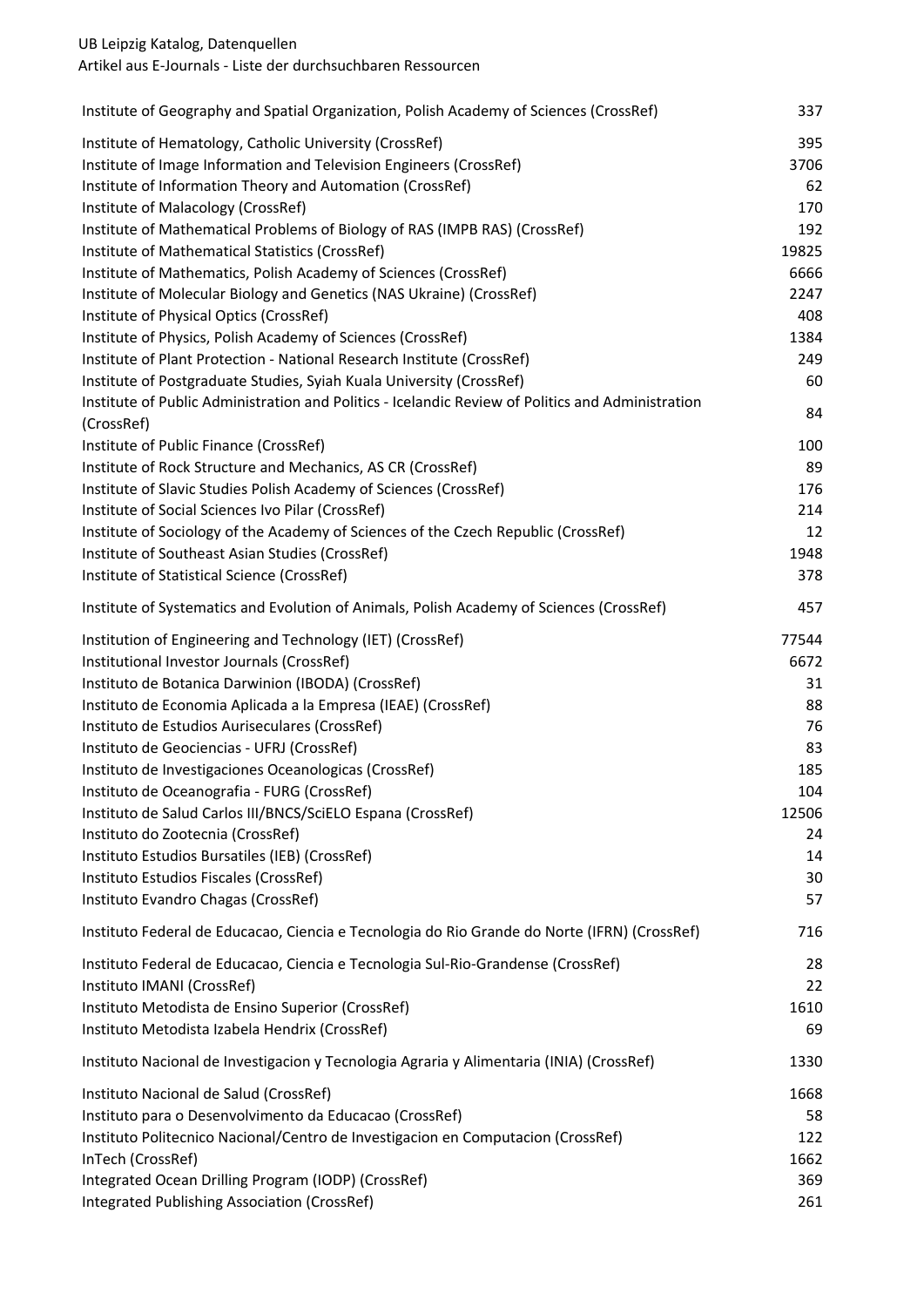| Ressource | Anzahl |
|---|---|
| Institute of Geography and Spatial Organization, Polish Academy of Sciences (CrossRef) | 337 |
| Institute of Hematology, Catholic University (CrossRef) | 395 |
| Institute of Image Information and Television Engineers (CrossRef) | 3706 |
| Institute of Information Theory and Automation (CrossRef) | 62 |
| Institute of Malacology (CrossRef) | 170 |
| Institute of Mathematical Problems of Biology of RAS (IMPB RAS) (CrossRef) | 192 |
| Institute of Mathematical Statistics (CrossRef) | 19825 |
| Institute of Mathematics, Polish Academy of Sciences (CrossRef) | 6666 |
| Institute of Molecular Biology and Genetics (NAS Ukraine) (CrossRef) | 2247 |
| Institute of Physical Optics (CrossRef) | 408 |
| Institute of Physics, Polish Academy of Sciences (CrossRef) | 1384 |
| Institute of Plant Protection - National Research Institute (CrossRef) | 249 |
| Institute of Postgraduate Studies, Syiah Kuala University (CrossRef) | 60 |
| Institute of Public Administration and Politics - Icelandic Review of Politics and Administration (CrossRef) | 84 |
| Institute of Public Finance (CrossRef) | 100 |
| Institute of Rock Structure and Mechanics, AS CR (CrossRef) | 89 |
| Institute of Slavic Studies Polish Academy of Sciences (CrossRef) | 176 |
| Institute of Social Sciences Ivo Pilar (CrossRef) | 214 |
| Institute of Sociology of the Academy of Sciences of the Czech Republic (CrossRef) | 12 |
| Institute of Southeast Asian Studies (CrossRef) | 1948 |
| Institute of Statistical Science (CrossRef) | 378 |
| Institute of Systematics and Evolution of Animals, Polish Academy of Sciences (CrossRef) | 457 |
| Institution of Engineering and Technology (IET) (CrossRef) | 77544 |
| Institutional Investor Journals (CrossRef) | 6672 |
| Instituto de Botanica Darwinion (IBODA) (CrossRef) | 31 |
| Instituto de Economia Aplicada a la Empresa (IEAE) (CrossRef) | 88 |
| Instituto de Estudios Auriseculares (CrossRef) | 76 |
| Instituto de Geociencias - UFRJ (CrossRef) | 83 |
| Instituto de Investigaciones Oceanologicas (CrossRef) | 185 |
| Instituto de Oceanografia - FURG (CrossRef) | 104 |
| Instituto de Salud Carlos III/BNCS/SciELO Espana (CrossRef) | 12506 |
| Instituto do Zootecnia (CrossRef) | 24 |
| Instituto Estudios Bursatiles (IEB) (CrossRef) | 14 |
| Instituto Estudios Fiscales (CrossRef) | 30 |
| Instituto Evandro Chagas (CrossRef) | 57 |
| Instituto Federal de Educacao, Ciencia e Tecnologia do Rio Grande do Norte (IFRN) (CrossRef) | 716 |
| Instituto Federal de Educacao, Ciencia e Tecnologia Sul-Rio-Grandense (CrossRef) | 28 |
| Instituto IMANI (CrossRef) | 22 |
| Instituto Metodista de Ensino Superior (CrossRef) | 1610 |
| Instituto Metodista Izabela Hendrix (CrossRef) | 69 |
| Instituto Nacional de Investigacion y Tecnologia Agraria y Alimentaria (INIA) (CrossRef) | 1330 |
| Instituto Nacional de Salud (CrossRef) | 1668 |
| Instituto para o Desenvolvimento da Educacao (CrossRef) | 58 |
| Instituto Politecnico Nacional/Centro de Investigacion en Computacion (CrossRef) | 122 |
| InTech (CrossRef) | 1662 |
| Integrated Ocean Drilling Program (IODP) (CrossRef) | 369 |
| Integrated Publishing Association (CrossRef) | 261 |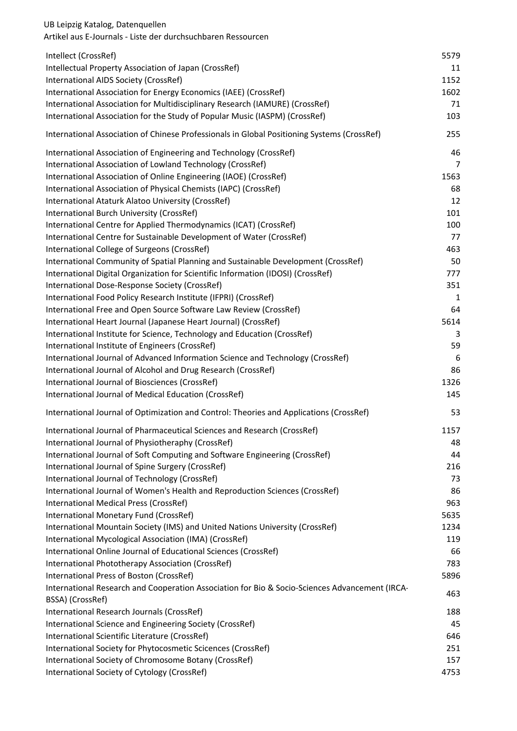UB Leipzig Katalog, Datenquellen
Artikel aus E-Journals - Liste der durchsuchbaren Ressourcen

| Ressource | Anzahl |
|---|---|
| Intellect (CrossRef) | 5579 |
| Intellectual Property Association of Japan (CrossRef) | 11 |
| International AIDS Society (CrossRef) | 1152 |
| International Association for Energy Economics (IAEE) (CrossRef) | 1602 |
| International Association for Multidisciplinary Research (IAMURE) (CrossRef) | 71 |
| International Association for the Study of Popular Music (IASPM) (CrossRef) | 103 |
| International Association of Chinese Professionals in Global Positioning Systems (CrossRef) | 255 |
| International Association of Engineering and Technology (CrossRef) | 46 |
| International Association of Lowland Technology (CrossRef) | 7 |
| International Association of Online Engineering (IAOE) (CrossRef) | 1563 |
| International Association of Physical Chemists (IAPC) (CrossRef) | 68 |
| International Ataturk Alatoo University (CrossRef) | 12 |
| International Burch University (CrossRef) | 101 |
| International Centre for Applied Thermodynamics (ICAT) (CrossRef) | 100 |
| International Centre for Sustainable Development of Water (CrossRef) | 77 |
| International College of Surgeons (CrossRef) | 463 |
| International Community of Spatial Planning and Sustainable Development (CrossRef) | 50 |
| International Digital Organization for Scientific Information (IDOSI) (CrossRef) | 777 |
| International Dose-Response Society (CrossRef) | 351 |
| International Food Policy Research Institute (IFPRI) (CrossRef) | 1 |
| International Free and Open Source Software Law Review (CrossRef) | 64 |
| International Heart Journal (Japanese Heart Journal) (CrossRef) | 5614 |
| International Institute for Science, Technology and Education (CrossRef) | 3 |
| International Institute of Engineers (CrossRef) | 59 |
| International Journal of Advanced Information Science and Technology (CrossRef) | 6 |
| International Journal of Alcohol and Drug Research (CrossRef) | 86 |
| International Journal of Biosciences (CrossRef) | 1326 |
| International Journal of Medical Education (CrossRef) | 145 |
| International Journal of Optimization and Control: Theories and Applications (CrossRef) | 53 |
| International Journal of Pharmaceutical Sciences and Research (CrossRef) | 1157 |
| International Journal of Physiotheraphy (CrossRef) | 48 |
| International Journal of Soft Computing and Software Engineering (CrossRef) | 44 |
| International Journal of Spine Surgery (CrossRef) | 216 |
| International Journal of Technology (CrossRef) | 73 |
| International Journal of Women's Health and Reproduction Sciences (CrossRef) | 86 |
| International Medical Press (CrossRef) | 963 |
| International Monetary Fund (CrossRef) | 5635 |
| International Mountain Society (IMS) and United Nations University (CrossRef) | 1234 |
| International Mycological Association (IMA) (CrossRef) | 119 |
| International Online Journal of Educational Sciences (CrossRef) | 66 |
| International Phototherapy Association (CrossRef) | 783 |
| International Press of Boston (CrossRef) | 5896 |
| International Research and Cooperation Association for Bio & Socio-Sciences Advancement (IRCA-BSSA) (CrossRef) | 463 |
| International Research Journals (CrossRef) | 188 |
| International Science and Engineering Society (CrossRef) | 45 |
| International Scientific Literature (CrossRef) | 646 |
| International Society for Phytocosmetic Scicences (CrossRef) | 251 |
| International Society of Chromosome Botany (CrossRef) | 157 |
| International Society of Cytology (CrossRef) | 4753 |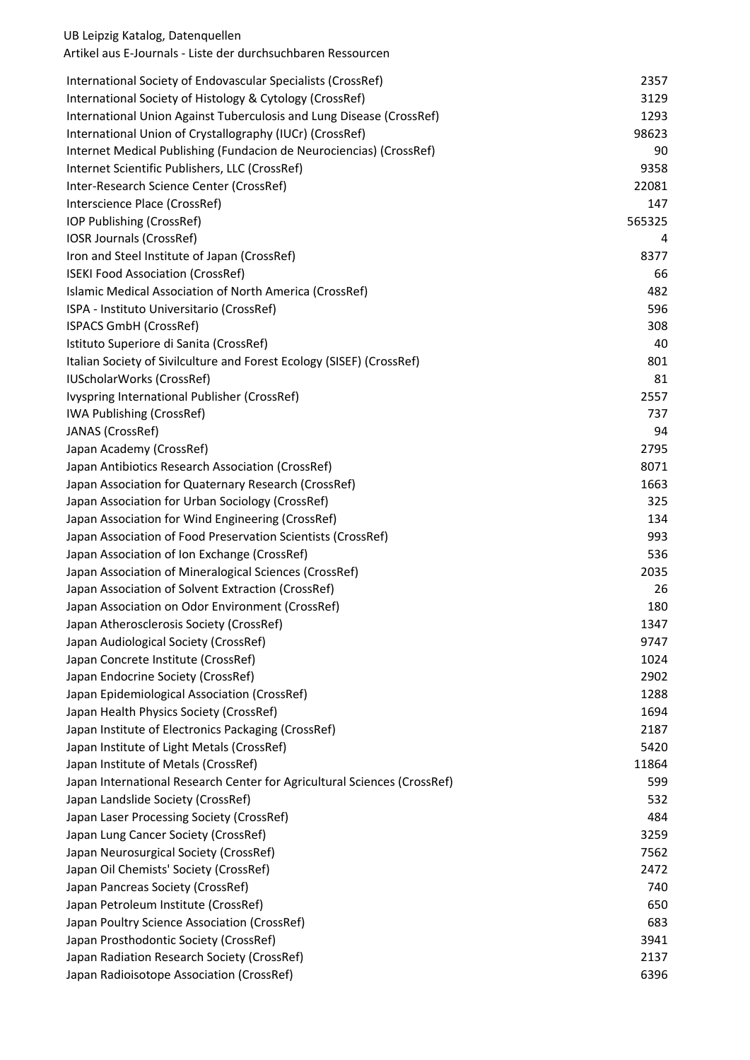UB Leipzig Katalog, Datenquellen
Artikel aus E-Journals - Liste der durchsuchbaren Ressourcen

| | |
|---|---|
| International Society of Endovascular Specialists (CrossRef) | 2357 |
| International Society of Histology & Cytology (CrossRef) | 3129 |
| International Union Against Tuberculosis and Lung Disease (CrossRef) | 1293 |
| International Union of Crystallography (IUCr) (CrossRef) | 98623 |
| Internet Medical Publishing (Fundacion de Neurociencias) (CrossRef) | 90 |
| Internet Scientific Publishers, LLC (CrossRef) | 9358 |
| Inter-Research Science Center (CrossRef) | 22081 |
| Interscience Place (CrossRef) | 147 |
| IOP Publishing (CrossRef) | 565325 |
| IOSR Journals (CrossRef) | 4 |
| Iron and Steel Institute of Japan (CrossRef) | 8377 |
| ISEKI Food Association (CrossRef) | 66 |
| Islamic Medical Association of North America (CrossRef) | 482 |
| ISPA - Instituto Universitario (CrossRef) | 596 |
| ISPACS GmbH (CrossRef) | 308 |
| Istituto Superiore di Sanita (CrossRef) | 40 |
| Italian Society of Sivilculture and Forest Ecology (SISEF) (CrossRef) | 801 |
| IUScholarWorks (CrossRef) | 81 |
| Ivyspring International Publisher (CrossRef) | 2557 |
| IWA Publishing (CrossRef) | 737 |
| JANAS (CrossRef) | 94 |
| Japan Academy (CrossRef) | 2795 |
| Japan Antibiotics Research Association (CrossRef) | 8071 |
| Japan Association for Quaternary Research (CrossRef) | 1663 |
| Japan Association for Urban Sociology (CrossRef) | 325 |
| Japan Association for Wind Engineering (CrossRef) | 134 |
| Japan Association of Food Preservation Scientists (CrossRef) | 993 |
| Japan Association of Ion Exchange (CrossRef) | 536 |
| Japan Association of Mineralogical Sciences (CrossRef) | 2035 |
| Japan Association of Solvent Extraction (CrossRef) | 26 |
| Japan Association on Odor Environment (CrossRef) | 180 |
| Japan Atherosclerosis Society (CrossRef) | 1347 |
| Japan Audiological Society (CrossRef) | 9747 |
| Japan Concrete Institute (CrossRef) | 1024 |
| Japan Endocrine Society (CrossRef) | 2902 |
| Japan Epidemiological Association (CrossRef) | 1288 |
| Japan Health Physics Society (CrossRef) | 1694 |
| Japan Institute of Electronics Packaging (CrossRef) | 2187 |
| Japan Institute of Light Metals (CrossRef) | 5420 |
| Japan Institute of Metals (CrossRef) | 11864 |
| Japan International Research Center for Agricultural Sciences (CrossRef) | 599 |
| Japan Landslide Society (CrossRef) | 532 |
| Japan Laser Processing Society (CrossRef) | 484 |
| Japan Lung Cancer Society (CrossRef) | 3259 |
| Japan Neurosurgical Society (CrossRef) | 7562 |
| Japan Oil Chemists' Society (CrossRef) | 2472 |
| Japan Pancreas Society (CrossRef) | 740 |
| Japan Petroleum Institute (CrossRef) | 650 |
| Japan Poultry Science Association (CrossRef) | 683 |
| Japan Prosthodontic Society (CrossRef) | 3941 |
| Japan Radiation Research Society (CrossRef) | 2137 |
| Japan Radioisotope Association (CrossRef) | 6396 |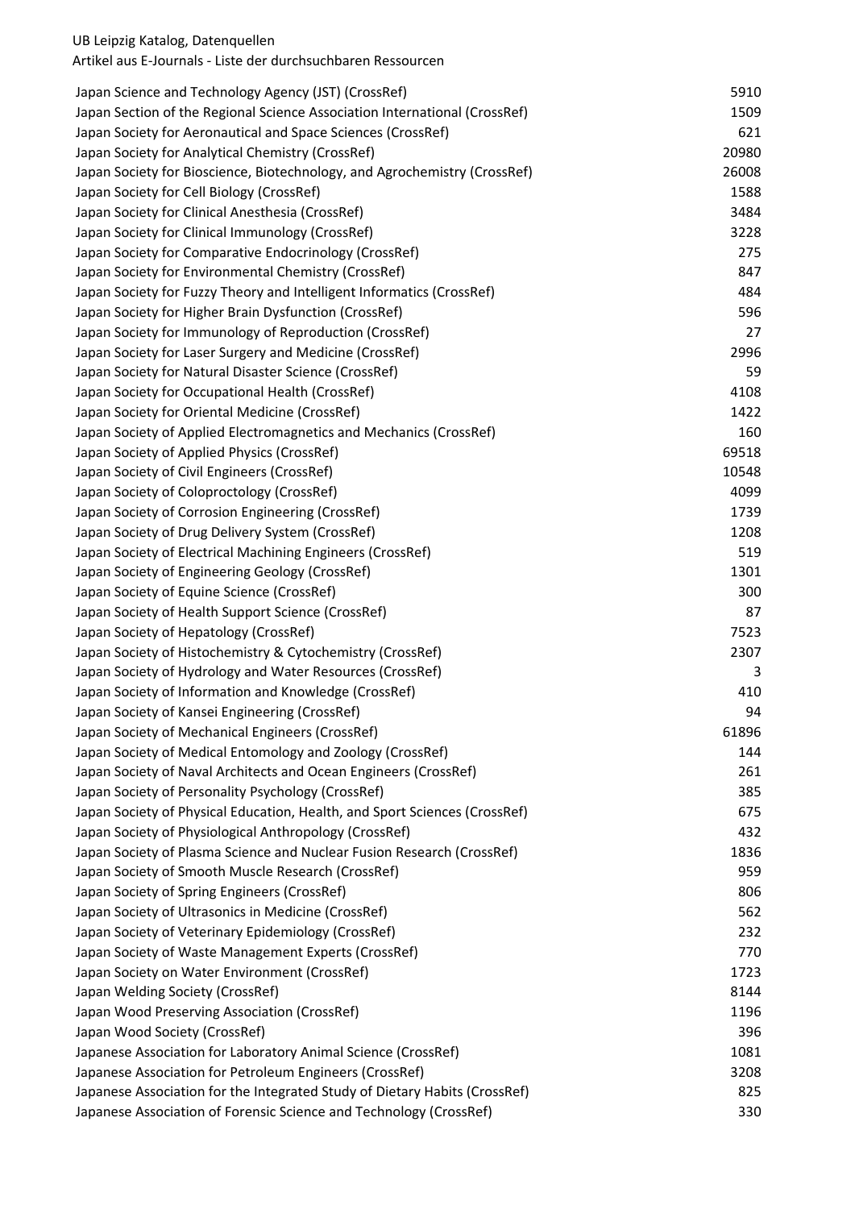| Japan Science and Technology Agency (JST) (CrossRef) | 5910 |
|---|---|
| Japan Section of the Regional Science Association International (CrossRef) | 1509 |
| Japan Society for Aeronautical and Space Sciences (CrossRef) | 621 |
| Japan Society for Analytical Chemistry (CrossRef) | 20980 |
| Japan Society for Bioscience, Biotechnology, and Agrochemistry (CrossRef) | 26008 |
| Japan Society for Cell Biology (CrossRef) | 1588 |
| Japan Society for Clinical Anesthesia (CrossRef) | 3484 |
| Japan Society for Clinical Immunology (CrossRef) | 3228 |
| Japan Society for Comparative Endocrinology (CrossRef) | 275 |
| Japan Society for Environmental Chemistry (CrossRef) | 847 |
| Japan Society for Fuzzy Theory and Intelligent Informatics (CrossRef) | 484 |
| Japan Society for Higher Brain Dysfunction (CrossRef) | 596 |
| Japan Society for Immunology of Reproduction (CrossRef) | 27 |
| Japan Society for Laser Surgery and Medicine (CrossRef) | 2996 |
| Japan Society for Natural Disaster Science (CrossRef) | 59 |
| Japan Society for Occupational Health (CrossRef) | 4108 |
| Japan Society for Oriental Medicine (CrossRef) | 1422 |
| Japan Society of Applied Electromagnetics and Mechanics (CrossRef) | 160 |
| Japan Society of Applied Physics (CrossRef) | 69518 |
| Japan Society of Civil Engineers (CrossRef) | 10548 |
| Japan Society of Coloproctology (CrossRef) | 4099 |
| Japan Society of Corrosion Engineering (CrossRef) | 1739 |
| Japan Society of Drug Delivery System (CrossRef) | 1208 |
| Japan Society of Electrical Machining Engineers (CrossRef) | 519 |
| Japan Society of Engineering Geology (CrossRef) | 1301 |
| Japan Society of Equine Science (CrossRef) | 300 |
| Japan Society of Health Support Science (CrossRef) | 87 |
| Japan Society of Hepatology (CrossRef) | 7523 |
| Japan Society of Histochemistry & Cytochemistry (CrossRef) | 2307 |
| Japan Society of Hydrology and Water Resources (CrossRef) | 3 |
| Japan Society of Information and Knowledge (CrossRef) | 410 |
| Japan Society of Kansei Engineering (CrossRef) | 94 |
| Japan Society of Mechanical Engineers (CrossRef) | 61896 |
| Japan Society of Medical Entomology and Zoology (CrossRef) | 144 |
| Japan Society of Naval Architects and Ocean Engineers (CrossRef) | 261 |
| Japan Society of Personality Psychology (CrossRef) | 385 |
| Japan Society of Physical Education, Health, and Sport Sciences (CrossRef) | 675 |
| Japan Society of Physiological Anthropology (CrossRef) | 432 |
| Japan Society of Plasma Science and Nuclear Fusion Research (CrossRef) | 1836 |
| Japan Society of Smooth Muscle Research (CrossRef) | 959 |
| Japan Society of Spring Engineers (CrossRef) | 806 |
| Japan Society of Ultrasonics in Medicine (CrossRef) | 562 |
| Japan Society of Veterinary Epidemiology (CrossRef) | 232 |
| Japan Society of Waste Management Experts (CrossRef) | 770 |
| Japan Society on Water Environment (CrossRef) | 1723 |
| Japan Welding Society (CrossRef) | 8144 |
| Japan Wood Preserving Association (CrossRef) | 1196 |
| Japan Wood Society (CrossRef) | 396 |
| Japanese Association for Laboratory Animal Science (CrossRef) | 1081 |
| Japanese Association for Petroleum Engineers (CrossRef) | 3208 |
| Japanese Association for the Integrated Study of Dietary Habits (CrossRef) | 825 |
| Japanese Association of Forensic Science and Technology (CrossRef) | 330 |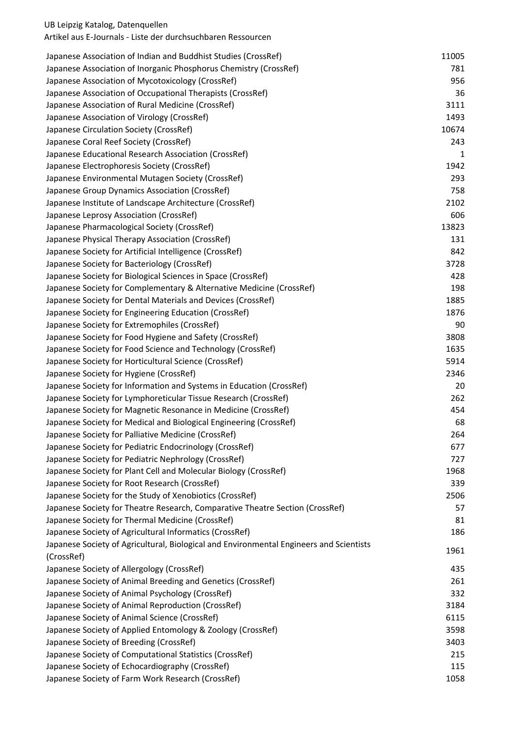UB Leipzig Katalog, Datenquellen
Artikel aus E-Journals - Liste der durchsuchbaren Ressourcen

| | |
|---|---|
| Japanese Association of Indian and Buddhist Studies (CrossRef) | 11005 |
| Japanese Association of Inorganic Phosphorus Chemistry (CrossRef) | 781 |
| Japanese Association of Mycotoxicology (CrossRef) | 956 |
| Japanese Association of Occupational Therapists (CrossRef) | 36 |
| Japanese Association of Rural Medicine (CrossRef) | 3111 |
| Japanese Association of Virology (CrossRef) | 1493 |
| Japanese Circulation Society (CrossRef) | 10674 |
| Japanese Coral Reef Society (CrossRef) | 243 |
| Japanese Educational Research Association (CrossRef) | 1 |
| Japanese Electrophoresis Society (CrossRef) | 1942 |
| Japanese Environmental Mutagen Society (CrossRef) | 293 |
| Japanese Group Dynamics Association (CrossRef) | 758 |
| Japanese Institute of Landscape Architecture (CrossRef) | 2102 |
| Japanese Leprosy Association (CrossRef) | 606 |
| Japanese Pharmacological Society (CrossRef) | 13823 |
| Japanese Physical Therapy Association (CrossRef) | 131 |
| Japanese Society for Artificial Intelligence (CrossRef) | 842 |
| Japanese Society for Bacteriology (CrossRef) | 3728 |
| Japanese Society for Biological Sciences in Space (CrossRef) | 428 |
| Japanese Society for Complementary & Alternative Medicine (CrossRef) | 198 |
| Japanese Society for Dental Materials and Devices (CrossRef) | 1885 |
| Japanese Society for Engineering Education (CrossRef) | 1876 |
| Japanese Society for Extremophiles (CrossRef) | 90 |
| Japanese Society for Food Hygiene and Safety (CrossRef) | 3808 |
| Japanese Society for Food Science and Technology (CrossRef) | 1635 |
| Japanese Society for Horticultural Science (CrossRef) | 5914 |
| Japanese Society for Hygiene (CrossRef) | 2346 |
| Japanese Society for Information and Systems in Education (CrossRef) | 20 |
| Japanese Society for Lymphoreticular Tissue Research (CrossRef) | 262 |
| Japanese Society for Magnetic Resonance in Medicine (CrossRef) | 454 |
| Japanese Society for Medical and Biological Engineering (CrossRef) | 68 |
| Japanese Society for Palliative Medicine (CrossRef) | 264 |
| Japanese Society for Pediatric Endocrinology (CrossRef) | 677 |
| Japanese Society for Pediatric Nephrology (CrossRef) | 727 |
| Japanese Society for Plant Cell and Molecular Biology (CrossRef) | 1968 |
| Japanese Society for Root Research (CrossRef) | 339 |
| Japanese Society for the Study of Xenobiotics (CrossRef) | 2506 |
| Japanese Society for Theatre Research, Comparative Theatre Section (CrossRef) | 57 |
| Japanese Society for Thermal Medicine (CrossRef) | 81 |
| Japanese Society of Agricultural Informatics (CrossRef) | 186 |
| Japanese Society of Agricultural, Biological and Environmental Engineers and Scientists (CrossRef) | 1961 |
| Japanese Society of Allergology (CrossRef) | 435 |
| Japanese Society of Animal Breeding and Genetics (CrossRef) | 261 |
| Japanese Society of Animal Psychology (CrossRef) | 332 |
| Japanese Society of Animal Reproduction (CrossRef) | 3184 |
| Japanese Society of Animal Science (CrossRef) | 6115 |
| Japanese Society of Applied Entomology & Zoology (CrossRef) | 3598 |
| Japanese Society of Breeding (CrossRef) | 3403 |
| Japanese Society of Computational Statistics (CrossRef) | 215 |
| Japanese Society of Echocardiography (CrossRef) | 115 |
| Japanese Society of Farm Work Research (CrossRef) | 1058 |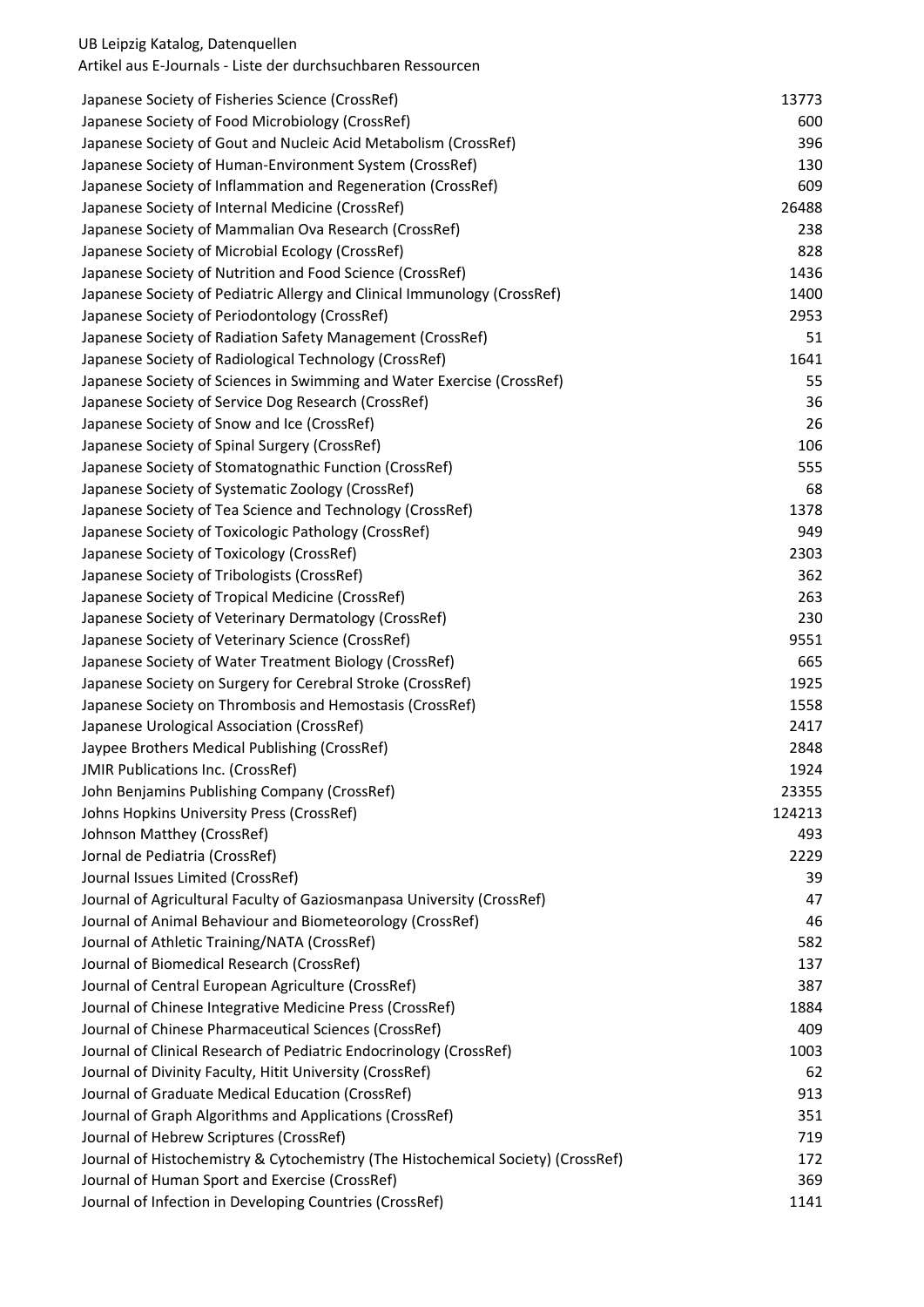| Ressource | Anzahl |
|---|---|
| Japanese Society of Fisheries Science (CrossRef) | 13773 |
| Japanese Society of Food Microbiology (CrossRef) | 600 |
| Japanese Society of Gout and Nucleic Acid Metabolism (CrossRef) | 396 |
| Japanese Society of Human-Environment System (CrossRef) | 130 |
| Japanese Society of Inflammation and Regeneration (CrossRef) | 609 |
| Japanese Society of Internal Medicine (CrossRef) | 26488 |
| Japanese Society of Mammalian Ova Research (CrossRef) | 238 |
| Japanese Society of Microbial Ecology (CrossRef) | 828 |
| Japanese Society of Nutrition and Food Science (CrossRef) | 1436 |
| Japanese Society of Pediatric Allergy and Clinical Immunology (CrossRef) | 1400 |
| Japanese Society of Periodontology (CrossRef) | 2953 |
| Japanese Society of Radiation Safety Management (CrossRef) | 51 |
| Japanese Society of Radiological Technology (CrossRef) | 1641 |
| Japanese Society of Sciences in Swimming and Water Exercise (CrossRef) | 55 |
| Japanese Society of Service Dog Research (CrossRef) | 36 |
| Japanese Society of Snow and Ice (CrossRef) | 26 |
| Japanese Society of Spinal Surgery (CrossRef) | 106 |
| Japanese Society of Stomatognathic Function (CrossRef) | 555 |
| Japanese Society of Systematic Zoology (CrossRef) | 68 |
| Japanese Society of Tea Science and Technology (CrossRef) | 1378 |
| Japanese Society of Toxicologic Pathology (CrossRef) | 949 |
| Japanese Society of Toxicology (CrossRef) | 2303 |
| Japanese Society of Tribologists (CrossRef) | 362 |
| Japanese Society of Tropical Medicine (CrossRef) | 263 |
| Japanese Society of Veterinary Dermatology (CrossRef) | 230 |
| Japanese Society of Veterinary Science (CrossRef) | 9551 |
| Japanese Society of Water Treatment Biology (CrossRef) | 665 |
| Japanese Society on Surgery for Cerebral Stroke (CrossRef) | 1925 |
| Japanese Society on Thrombosis and Hemostasis (CrossRef) | 1558 |
| Japanese Urological Association (CrossRef) | 2417 |
| Jaypee Brothers Medical Publishing (CrossRef) | 2848 |
| JMIR Publications Inc. (CrossRef) | 1924 |
| John Benjamins Publishing Company (CrossRef) | 23355 |
| Johns Hopkins University Press (CrossRef) | 124213 |
| Johnson Matthey (CrossRef) | 493 |
| Jornal de Pediatria (CrossRef) | 2229 |
| Journal Issues Limited (CrossRef) | 39 |
| Journal of Agricultural Faculty of Gaziosmanpasa University (CrossRef) | 47 |
| Journal of Animal Behaviour and Biometeorology (CrossRef) | 46 |
| Journal of Athletic Training/NATA (CrossRef) | 582 |
| Journal of Biomedical Research (CrossRef) | 137 |
| Journal of Central European Agriculture (CrossRef) | 387 |
| Journal of Chinese Integrative Medicine Press (CrossRef) | 1884 |
| Journal of Chinese Pharmaceutical Sciences (CrossRef) | 409 |
| Journal of Clinical Research of Pediatric Endocrinology (CrossRef) | 1003 |
| Journal of Divinity Faculty, Hitit University (CrossRef) | 62 |
| Journal of Graduate Medical Education (CrossRef) | 913 |
| Journal of Graph Algorithms and Applications (CrossRef) | 351 |
| Journal of Hebrew Scriptures (CrossRef) | 719 |
| Journal of Histochemistry & Cytochemistry (The Histochemical Society) (CrossRef) | 172 |
| Journal of Human Sport and Exercise (CrossRef) | 369 |
| Journal of Infection in Developing Countries (CrossRef) | 1141 |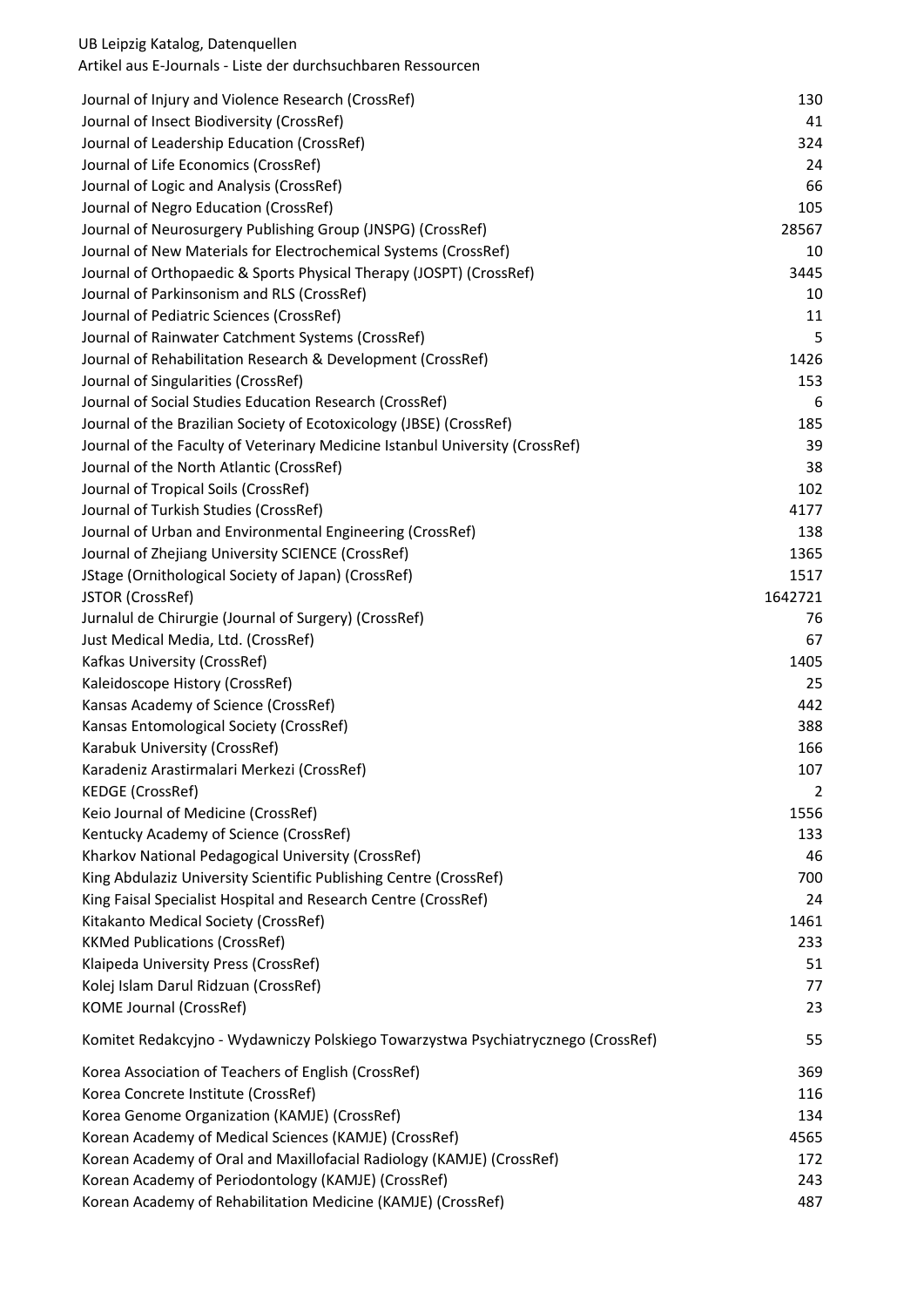UB Leipzig Katalog, Datenquellen

Artikel aus E-Journals - Liste der durchsuchbaren Ressourcen

| | |
|---|---|
| Journal of Injury and Violence Research (CrossRef) | 130 |
| Journal of Insect Biodiversity (CrossRef) | 41 |
| Journal of Leadership Education (CrossRef) | 324 |
| Journal of Life Economics (CrossRef) | 24 |
| Journal of Logic and Analysis (CrossRef) | 66 |
| Journal of Negro Education (CrossRef) | 105 |
| Journal of Neurosurgery Publishing Group (JNSPG) (CrossRef) | 28567 |
| Journal of New Materials for Electrochemical Systems (CrossRef) | 10 |
| Journal of Orthopaedic & Sports Physical Therapy (JOSPT) (CrossRef) | 3445 |
| Journal of Parkinsonism and RLS (CrossRef) | 10 |
| Journal of Pediatric Sciences (CrossRef) | 11 |
| Journal of Rainwater Catchment Systems (CrossRef) | 5 |
| Journal of Rehabilitation Research & Development (CrossRef) | 1426 |
| Journal of Singularities (CrossRef) | 153 |
| Journal of Social Studies Education Research (CrossRef) | 6 |
| Journal of the Brazilian Society of Ecotoxicology (JBSE) (CrossRef) | 185 |
| Journal of the Faculty of Veterinary Medicine Istanbul University (CrossRef) | 39 |
| Journal of the North Atlantic (CrossRef) | 38 |
| Journal of Tropical Soils (CrossRef) | 102 |
| Journal of Turkish Studies (CrossRef) | 4177 |
| Journal of Urban and Environmental Engineering (CrossRef) | 138 |
| Journal of Zhejiang University SCIENCE (CrossRef) | 1365 |
| JStage (Ornithological Society of Japan) (CrossRef) | 1517 |
| JSTOR (CrossRef) | 1642721 |
| Jurnalul de Chirurgie (Journal of Surgery) (CrossRef) | 76 |
| Just Medical Media, Ltd. (CrossRef) | 67 |
| Kafkas University (CrossRef) | 1405 |
| Kaleidoscope History (CrossRef) | 25 |
| Kansas Academy of Science (CrossRef) | 442 |
| Kansas Entomological Society (CrossRef) | 388 |
| Karabuk University (CrossRef) | 166 |
| Karadeniz Arastirmalari Merkezi (CrossRef) | 107 |
| KEDGE (CrossRef) | 2 |
| Keio Journal of Medicine (CrossRef) | 1556 |
| Kentucky Academy of Science (CrossRef) | 133 |
| Kharkov National Pedagogical University (CrossRef) | 46 |
| King Abdulaziz University Scientific Publishing Centre (CrossRef) | 700 |
| King Faisal Specialist Hospital and Research Centre (CrossRef) | 24 |
| Kitakanto Medical Society (CrossRef) | 1461 |
| KKMed Publications (CrossRef) | 233 |
| Klaipeda University Press (CrossRef) | 51 |
| Kolej Islam Darul Ridzuan (CrossRef) | 77 |
| KOME Journal (CrossRef) | 23 |
| Komitet Redakcyjno - Wydawniczy Polskiego Towarzystwa Psychiatrycznego (CrossRef) | 55 |
| Korea Association of Teachers of English (CrossRef) | 369 |
| Korea Concrete Institute (CrossRef) | 116 |
| Korea Genome Organization (KAMJE) (CrossRef) | 134 |
| Korean Academy of Medical Sciences (KAMJE) (CrossRef) | 4565 |
| Korean Academy of Oral and Maxillofacial Radiology (KAMJE) (CrossRef) | 172 |
| Korean Academy of Periodontology (KAMJE) (CrossRef) | 243 |
| Korean Academy of Rehabilitation Medicine (KAMJE) (CrossRef) | 487 |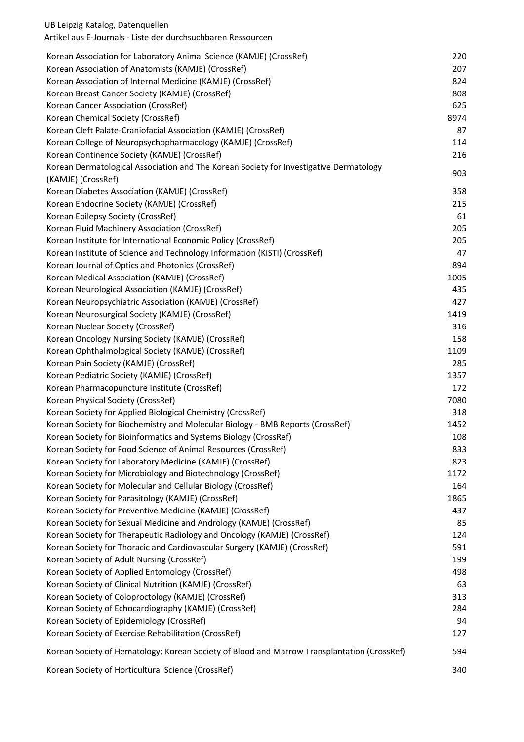UB Leipzig Katalog, Datenquellen
Artikel aus E-Journals - Liste der durchsuchbaren Ressourcen

| | |
|---|---|
| Korean Association for Laboratory Animal Science (KAMJE) (CrossRef) | 220 |
| Korean Association of Anatomists (KAMJE) (CrossRef) | 207 |
| Korean Association of Internal Medicine (KAMJE) (CrossRef) | 824 |
| Korean Breast Cancer Society (KAMJE) (CrossRef) | 808 |
| Korean Cancer Association (CrossRef) | 625 |
| Korean Chemical Society (CrossRef) | 8974 |
| Korean Cleft Palate-Craniofacial Association (KAMJE) (CrossRef) | 87 |
| Korean College of Neuropsychopharmacology (KAMJE) (CrossRef) | 114 |
| Korean Continence Society (KAMJE) (CrossRef) | 216 |
| Korean Dermatological Association and The Korean Society for Investigative Dermatology (KAMJE) (CrossRef) | 903 |
| Korean Diabetes Association (KAMJE) (CrossRef) | 358 |
| Korean Endocrine Society (KAMJE) (CrossRef) | 215 |
| Korean Epilepsy Society (CrossRef) | 61 |
| Korean Fluid Machinery Association (CrossRef) | 205 |
| Korean Institute for International Economic Policy (CrossRef) | 205 |
| Korean Institute of Science and Technology Information (KISTI) (CrossRef) | 47 |
| Korean Journal of Optics and Photonics (CrossRef) | 894 |
| Korean Medical Association (KAMJE) (CrossRef) | 1005 |
| Korean Neurological Association (KAMJE) (CrossRef) | 435 |
| Korean Neuropsychiatric Association (KAMJE) (CrossRef) | 427 |
| Korean Neurosurgical Society (KAMJE) (CrossRef) | 1419 |
| Korean Nuclear Society (CrossRef) | 316 |
| Korean Oncology Nursing Society (KAMJE) (CrossRef) | 158 |
| Korean Ophthalmological Society (KAMJE) (CrossRef) | 1109 |
| Korean Pain Society (KAMJE) (CrossRef) | 285 |
| Korean Pediatric Society (KAMJE) (CrossRef) | 1357 |
| Korean Pharmacopuncture Institute (CrossRef) | 172 |
| Korean Physical Society (CrossRef) | 7080 |
| Korean Society for Applied Biological Chemistry (CrossRef) | 318 |
| Korean Society for Biochemistry and Molecular Biology - BMB Reports (CrossRef) | 1452 |
| Korean Society for Bioinformatics and Systems Biology (CrossRef) | 108 |
| Korean Society for Food Science of Animal Resources (CrossRef) | 833 |
| Korean Society for Laboratory Medicine (KAMJE) (CrossRef) | 823 |
| Korean Society for Microbiology and Biotechnology (CrossRef) | 1172 |
| Korean Society for Molecular and Cellular Biology (CrossRef) | 164 |
| Korean Society for Parasitology (KAMJE) (CrossRef) | 1865 |
| Korean Society for Preventive Medicine (KAMJE) (CrossRef) | 437 |
| Korean Society for Sexual Medicine and Andrology (KAMJE) (CrossRef) | 85 |
| Korean Society for Therapeutic Radiology and Oncology (KAMJE) (CrossRef) | 124 |
| Korean Society for Thoracic and Cardiovascular Surgery (KAMJE) (CrossRef) | 591 |
| Korean Society of Adult Nursing (CrossRef) | 199 |
| Korean Society of Applied Entomology (CrossRef) | 498 |
| Korean Society of Clinical Nutrition (KAMJE) (CrossRef) | 63 |
| Korean Society of Coloproctology (KAMJE) (CrossRef) | 313 |
| Korean Society of Echocardiography (KAMJE) (CrossRef) | 284 |
| Korean Society of Epidemiology (CrossRef) | 94 |
| Korean Society of Exercise Rehabilitation (CrossRef) | 127 |
| Korean Society of Hematology; Korean Society of Blood and Marrow Transplantation (CrossRef) | 594 |
| Korean Society of Horticultural Science (CrossRef) | 340 |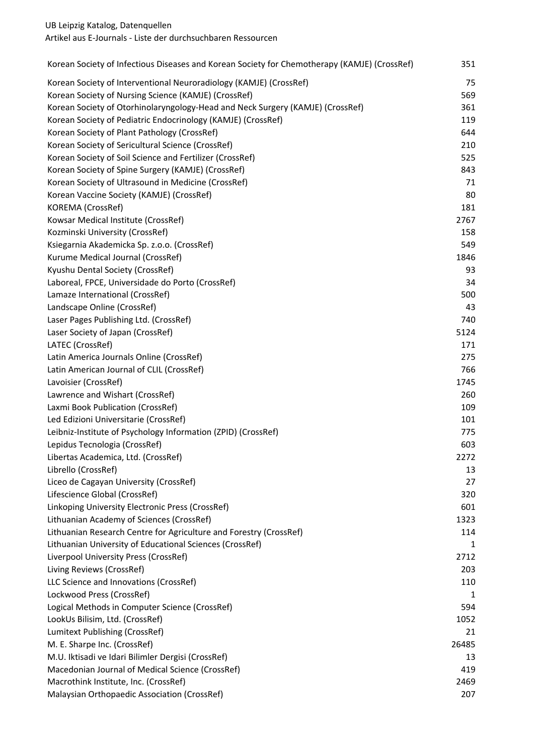| | |
|---|---|
| Korean Society of Infectious Diseases and Korean Society for Chemotherapy (KAMJE) (CrossRef) | 351 |
| Korean Society of Interventional Neuroradiology (KAMJE) (CrossRef) | 75 |
| Korean Society of Nursing Science (KAMJE) (CrossRef) | 569 |
| Korean Society of Otorhinolaryngology-Head and Neck Surgery (KAMJE) (CrossRef) | 361 |
| Korean Society of Pediatric Endocrinology (KAMJE) (CrossRef) | 119 |
| Korean Society of Plant Pathology (CrossRef) | 644 |
| Korean Society of Sericultural Science (CrossRef) | 210 |
| Korean Society of Soil Science and Fertilizer (CrossRef) | 525 |
| Korean Society of Spine Surgery (KAMJE) (CrossRef) | 843 |
| Korean Society of Ultrasound in Medicine (CrossRef) | 71 |
| Korean Vaccine Society (KAMJE) (CrossRef) | 80 |
| KOREMA (CrossRef) | 181 |
| Kowsar Medical Institute (CrossRef) | 2767 |
| Kozminski University (CrossRef) | 158 |
| Ksiegarnia Akademicka Sp. z.o.o. (CrossRef) | 549 |
| Kurume Medical Journal (CrossRef) | 1846 |
| Kyushu Dental Society (CrossRef) | 93 |
| Laboreal, FPCE, Universidade do Porto (CrossRef) | 34 |
| Lamaze International (CrossRef) | 500 |
| Landscape Online (CrossRef) | 43 |
| Laser Pages Publishing Ltd. (CrossRef) | 740 |
| Laser Society of Japan (CrossRef) | 5124 |
| LATEC (CrossRef) | 171 |
| Latin America Journals Online (CrossRef) | 275 |
| Latin American Journal of CLIL (CrossRef) | 766 |
| Lavoisier (CrossRef) | 1745 |
| Lawrence and Wishart (CrossRef) | 260 |
| Laxmi Book Publication (CrossRef) | 109 |
| Led Edizioni Universitarie (CrossRef) | 101 |
| Leibniz-Institute of Psychology Information (ZPID) (CrossRef) | 775 |
| Lepidus Tecnologia (CrossRef) | 603 |
| Libertas Academica, Ltd. (CrossRef) | 2272 |
| Librello (CrossRef) | 13 |
| Liceo de Cagayan University (CrossRef) | 27 |
| Lifescience Global (CrossRef) | 320 |
| Linkoping University Electronic Press (CrossRef) | 601 |
| Lithuanian Academy of Sciences (CrossRef) | 1323 |
| Lithuanian Research Centre for Agriculture and Forestry (CrossRef) | 114 |
| Lithuanian University of Educational Sciences (CrossRef) | 1 |
| Liverpool University Press (CrossRef) | 2712 |
| Living Reviews (CrossRef) | 203 |
| LLC Science and Innovations (CrossRef) | 110 |
| Lockwood Press (CrossRef) | 1 |
| Logical Methods in Computer Science (CrossRef) | 594 |
| LookUs Bilisim, Ltd. (CrossRef) | 1052 |
| Lumitext Publishing (CrossRef) | 21 |
| M. E. Sharpe Inc. (CrossRef) | 26485 |
| M.U. Iktisadi ve Idari Bilimler Dergisi (CrossRef) | 13 |
| Macedonian Journal of Medical Science (CrossRef) | 419 |
| Macrothink Institute, Inc. (CrossRef) | 2469 |
| Malaysian Orthopaedic Association (CrossRef) | 207 |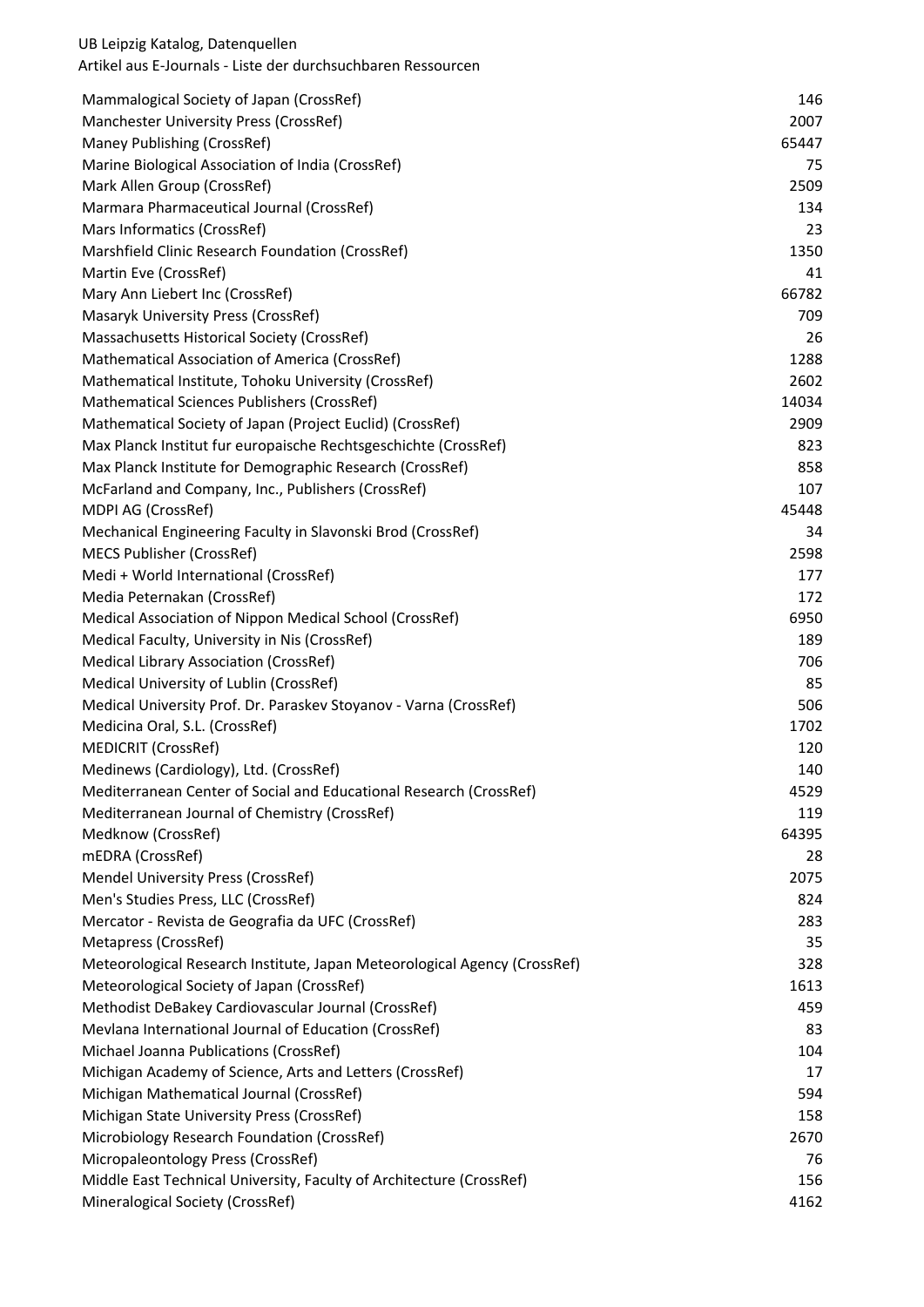UB Leipzig Katalog, Datenquellen
Artikel aus E-Journals - Liste der durchsuchbaren Ressourcen

| | |
|---|---|
| Mammalogical Society of Japan (CrossRef) | 146 |
| Manchester University Press (CrossRef) | 2007 |
| Maney Publishing (CrossRef) | 65447 |
| Marine Biological Association of India (CrossRef) | 75 |
| Mark Allen Group (CrossRef) | 2509 |
| Marmara Pharmaceutical Journal (CrossRef) | 134 |
| Mars Informatics (CrossRef) | 23 |
| Marshfield Clinic Research Foundation (CrossRef) | 1350 |
| Martin Eve (CrossRef) | 41 |
| Mary Ann Liebert Inc (CrossRef) | 66782 |
| Masaryk University Press (CrossRef) | 709 |
| Massachusetts Historical Society (CrossRef) | 26 |
| Mathematical Association of America (CrossRef) | 1288 |
| Mathematical Institute, Tohoku University (CrossRef) | 2602 |
| Mathematical Sciences Publishers (CrossRef) | 14034 |
| Mathematical Society of Japan (Project Euclid) (CrossRef) | 2909 |
| Max Planck Institut fur europaische Rechtsgeschichte (CrossRef) | 823 |
| Max Planck Institute for Demographic Research (CrossRef) | 858 |
| McFarland and Company, Inc., Publishers (CrossRef) | 107 |
| MDPI AG (CrossRef) | 45448 |
| Mechanical Engineering Faculty in Slavonski Brod (CrossRef) | 34 |
| MECS Publisher (CrossRef) | 2598 |
| Medi + World International (CrossRef) | 177 |
| Media Peternakan (CrossRef) | 172 |
| Medical Association of Nippon Medical School (CrossRef) | 6950 |
| Medical Faculty, University in Nis (CrossRef) | 189 |
| Medical Library Association (CrossRef) | 706 |
| Medical University of Lublin (CrossRef) | 85 |
| Medical University Prof. Dr. Paraskev Stoyanov - Varna (CrossRef) | 506 |
| Medicina Oral, S.L. (CrossRef) | 1702 |
| MEDICRIT (CrossRef) | 120 |
| Medinews (Cardiology), Ltd. (CrossRef) | 140 |
| Mediterranean Center of Social and Educational Research (CrossRef) | 4529 |
| Mediterranean Journal of Chemistry (CrossRef) | 119 |
| Medknow (CrossRef) | 64395 |
| mEDRA (CrossRef) | 28 |
| Mendel University Press (CrossRef) | 2075 |
| Men's Studies Press, LLC (CrossRef) | 824 |
| Mercator - Revista de Geografia da UFC (CrossRef) | 283 |
| Metapress (CrossRef) | 35 |
| Meteorological Research Institute, Japan Meteorological Agency (CrossRef) | 328 |
| Meteorological Society of Japan (CrossRef) | 1613 |
| Methodist DeBakey Cardiovascular Journal (CrossRef) | 459 |
| Mevlana International Journal of Education (CrossRef) | 83 |
| Michael Joanna Publications (CrossRef) | 104 |
| Michigan Academy of Science, Arts and Letters (CrossRef) | 17 |
| Michigan Mathematical Journal (CrossRef) | 594 |
| Michigan State University Press (CrossRef) | 158 |
| Microbiology Research Foundation (CrossRef) | 2670 |
| Micropaleontology Press (CrossRef) | 76 |
| Middle East Technical University, Faculty of Architecture (CrossRef) | 156 |
| Mineralogical Society (CrossRef) | 4162 |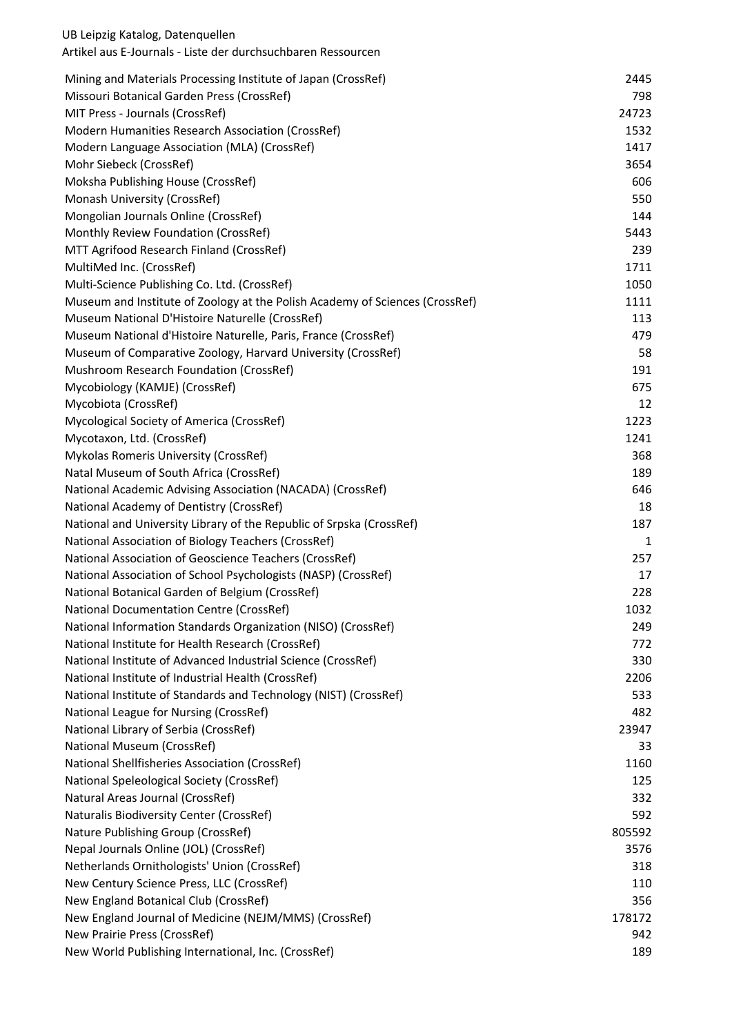| Resource | Count |
| --- | --- |
| Mining and Materials Processing Institute of Japan (CrossRef) | 2445 |
| Missouri Botanical Garden Press (CrossRef) | 798 |
| MIT Press - Journals (CrossRef) | 24723 |
| Modern Humanities Research Association (CrossRef) | 1532 |
| Modern Language Association (MLA) (CrossRef) | 1417 |
| Mohr Siebeck (CrossRef) | 3654 |
| Moksha Publishing House (CrossRef) | 606 |
| Monash University (CrossRef) | 550 |
| Mongolian Journals Online (CrossRef) | 144 |
| Monthly Review Foundation (CrossRef) | 5443 |
| MTT Agrifood Research Finland (CrossRef) | 239 |
| MultiMed Inc. (CrossRef) | 1711 |
| Multi-Science Publishing Co. Ltd. (CrossRef) | 1050 |
| Museum and Institute of Zoology at the Polish Academy of Sciences (CrossRef) | 1111 |
| Museum National D'Histoire Naturelle (CrossRef) | 113 |
| Museum National d'Histoire Naturelle, Paris, France (CrossRef) | 479 |
| Museum of Comparative Zoology, Harvard University (CrossRef) | 58 |
| Mushroom Research Foundation (CrossRef) | 191 |
| Mycobiology (KAMJE) (CrossRef) | 675 |
| Mycobiota (CrossRef) | 12 |
| Mycological Society of America (CrossRef) | 1223 |
| Mycotaxon, Ltd. (CrossRef) | 1241 |
| Mykolas Romeris University (CrossRef) | 368 |
| Natal Museum of South Africa (CrossRef) | 189 |
| National Academic Advising Association (NACADA) (CrossRef) | 646 |
| National Academy of Dentistry (CrossRef) | 18 |
| National and University Library of the Republic of Srpska (CrossRef) | 187 |
| National Association of Biology Teachers (CrossRef) | 1 |
| National Association of Geoscience Teachers (CrossRef) | 257 |
| National Association of School Psychologists (NASP) (CrossRef) | 17 |
| National Botanical Garden of Belgium (CrossRef) | 228 |
| National Documentation Centre (CrossRef) | 1032 |
| National Information Standards Organization (NISO) (CrossRef) | 249 |
| National Institute for Health Research (CrossRef) | 772 |
| National Institute of Advanced Industrial Science (CrossRef) | 330 |
| National Institute of Industrial Health (CrossRef) | 2206 |
| National Institute of Standards and Technology (NIST) (CrossRef) | 533 |
| National League for Nursing (CrossRef) | 482 |
| National Library of Serbia (CrossRef) | 23947 |
| National Museum (CrossRef) | 33 |
| National Shellfisheries Association (CrossRef) | 1160 |
| National Speleological Society (CrossRef) | 125 |
| Natural Areas Journal (CrossRef) | 332 |
| Naturalis Biodiversity Center (CrossRef) | 592 |
| Nature Publishing Group (CrossRef) | 805592 |
| Nepal Journals Online (JOL) (CrossRef) | 3576 |
| Netherlands Ornithologists' Union (CrossRef) | 318 |
| New Century Science Press, LLC (CrossRef) | 110 |
| New England Botanical Club (CrossRef) | 356 |
| New England Journal of Medicine (NEJM/MMS) (CrossRef) | 178172 |
| New Prairie Press (CrossRef) | 942 |
| New World Publishing International, Inc. (CrossRef) | 189 |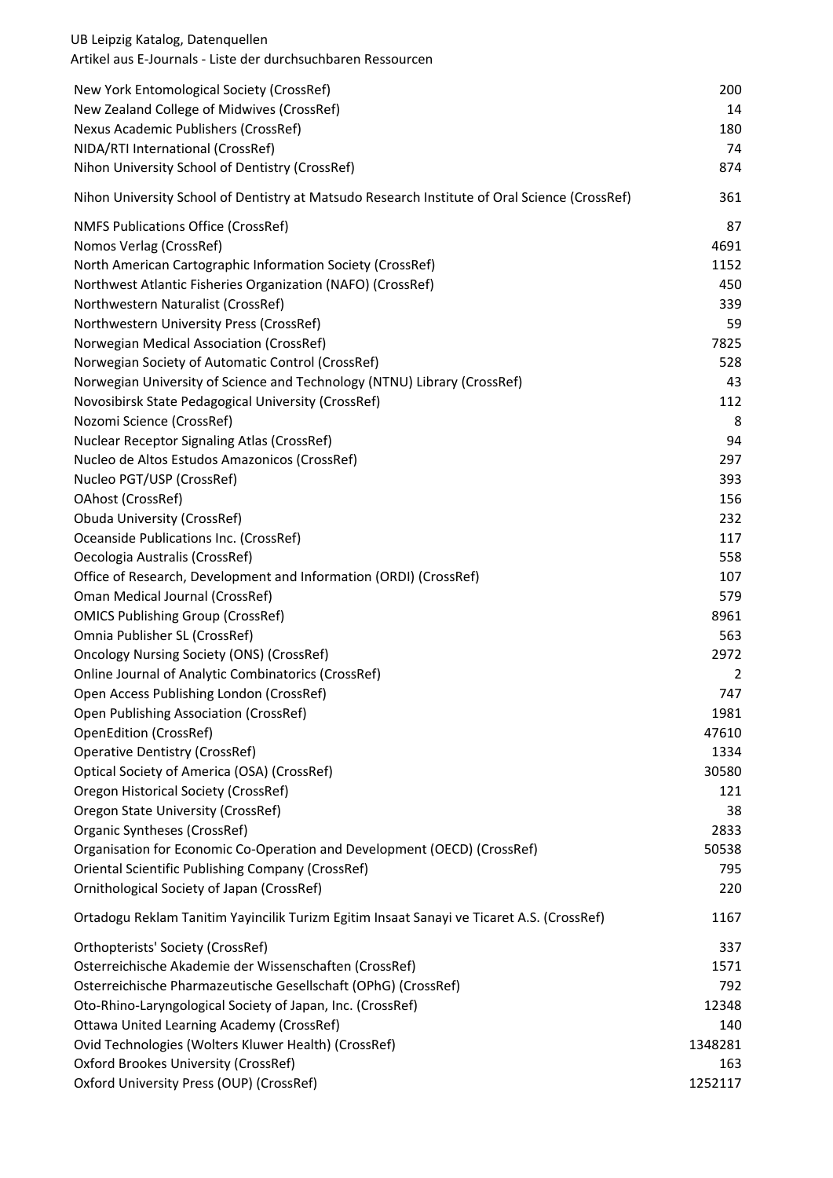UB Leipzig Katalog, Datenquellen

Artikel aus E-Journals - Liste der durchsuchbaren Ressourcen

| | |
|---|---|
| New York Entomological Society (CrossRef) | 200 |
| New Zealand College of Midwives (CrossRef) | 14 |
| Nexus Academic Publishers (CrossRef) | 180 |
| NIDA/RTI International (CrossRef) | 74 |
| Nihon University School of Dentistry (CrossRef) | 874 |
| Nihon University School of Dentistry at Matsudo Research Institute of Oral Science (CrossRef) | 361 |
| NMFS Publications Office (CrossRef) | 87 |
| Nomos Verlag (CrossRef) | 4691 |
| North American Cartographic Information Society (CrossRef) | 1152 |
| Northwest Atlantic Fisheries Organization (NAFO) (CrossRef) | 450 |
| Northwestern Naturalist (CrossRef) | 339 |
| Northwestern University Press (CrossRef) | 59 |
| Norwegian Medical Association (CrossRef) | 7825 |
| Norwegian Society of Automatic Control (CrossRef) | 528 |
| Norwegian University of Science and Technology (NTNU) Library (CrossRef) | 43 |
| Novosibirsk State Pedagogical University (CrossRef) | 112 |
| Nozomi Science (CrossRef) | 8 |
| Nuclear Receptor Signaling Atlas (CrossRef) | 94 |
| Nucleo de Altos Estudos Amazonicos (CrossRef) | 297 |
| Nucleo PGT/USP (CrossRef) | 393 |
| OAhost (CrossRef) | 156 |
| Obuda University (CrossRef) | 232 |
| Oceanside Publications Inc. (CrossRef) | 117 |
| Oecologia Australis (CrossRef) | 558 |
| Office of Research, Development and Information (ORDI) (CrossRef) | 107 |
| Oman Medical Journal (CrossRef) | 579 |
| OMICS Publishing Group (CrossRef) | 8961 |
| Omnia Publisher SL (CrossRef) | 563 |
| Oncology Nursing Society (ONS) (CrossRef) | 2972 |
| Online Journal of Analytic Combinatorics (CrossRef) | 2 |
| Open Access Publishing London (CrossRef) | 747 |
| Open Publishing Association (CrossRef) | 1981 |
| OpenEdition (CrossRef) | 47610 |
| Operative Dentistry (CrossRef) | 1334 |
| Optical Society of America (OSA) (CrossRef) | 30580 |
| Oregon Historical Society (CrossRef) | 121 |
| Oregon State University (CrossRef) | 38 |
| Organic Syntheses (CrossRef) | 2833 |
| Organisation for Economic Co-Operation and Development (OECD) (CrossRef) | 50538 |
| Oriental Scientific Publishing Company (CrossRef) | 795 |
| Ornithological Society of Japan (CrossRef) | 220 |
| Ortadogu Reklam Tanitim Yayincilik Turizm Egitim Insaat Sanayi ve Ticaret A.S. (CrossRef) | 1167 |
| Orthopterists' Society (CrossRef) | 337 |
| Osterreichische Akademie der Wissenschaften (CrossRef) | 1571 |
| Osterreichische Pharmazeutische Gesellschaft (OPhG) (CrossRef) | 792 |
| Oto-Rhino-Laryngological Society of Japan, Inc. (CrossRef) | 12348 |
| Ottawa United Learning Academy (CrossRef) | 140 |
| Ovid Technologies (Wolters Kluwer Health) (CrossRef) | 1348281 |
| Oxford Brookes University (CrossRef) | 163 |
| Oxford University Press (OUP) (CrossRef) | 1252117 |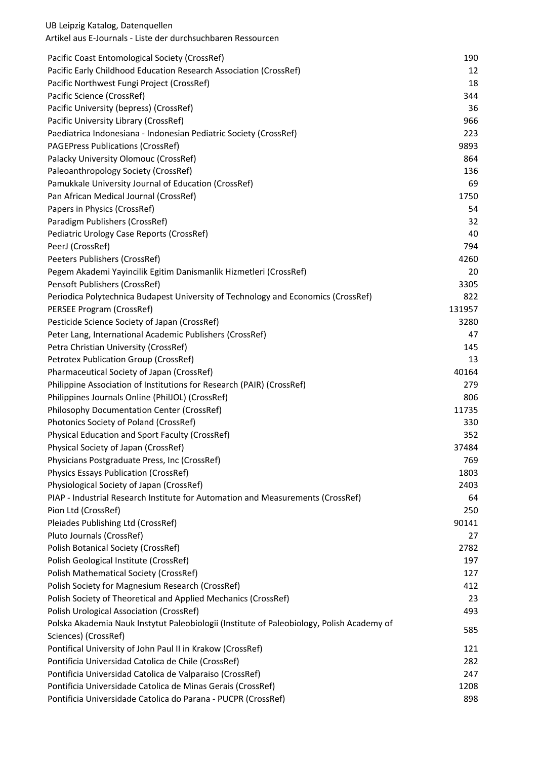| Ressource | Anzahl |
|---|---|
| Pacific Coast Entomological Society (CrossRef) | 190 |
| Pacific Early Childhood Education Research Association (CrossRef) | 12 |
| Pacific Northwest Fungi Project (CrossRef) | 18 |
| Pacific Science (CrossRef) | 344 |
| Pacific University (bepress) (CrossRef) | 36 |
| Pacific University Library (CrossRef) | 966 |
| Paediatrica Indonesiana - Indonesian Pediatric Society (CrossRef) | 223 |
| PAGEPress Publications (CrossRef) | 9893 |
| Palacky University Olomouc (CrossRef) | 864 |
| Paleoanthropology Society (CrossRef) | 136 |
| Pamukkale University Journal of Education (CrossRef) | 69 |
| Pan African Medical Journal (CrossRef) | 1750 |
| Papers in Physics (CrossRef) | 54 |
| Paradigm Publishers (CrossRef) | 32 |
| Pediatric Urology Case Reports (CrossRef) | 40 |
| PeerJ (CrossRef) | 794 |
| Peeters Publishers (CrossRef) | 4260 |
| Pegem Akademi Yayincilik Egitim Danismanlik Hizmetleri (CrossRef) | 20 |
| Pensoft Publishers (CrossRef) | 3305 |
| Periodica Polytechnica Budapest University of Technology and Economics (CrossRef) | 822 |
| PERSEE Program (CrossRef) | 131957 |
| Pesticide Science Society of Japan (CrossRef) | 3280 |
| Peter Lang, International Academic Publishers (CrossRef) | 47 |
| Petra Christian University (CrossRef) | 145 |
| Petrotex Publication Group (CrossRef) | 13 |
| Pharmaceutical Society of Japan (CrossRef) | 40164 |
| Philippine Association of Institutions for Research (PAIR) (CrossRef) | 279 |
| Philippines Journals Online (PhilJOL) (CrossRef) | 806 |
| Philosophy Documentation Center (CrossRef) | 11735 |
| Photonics Society of Poland (CrossRef) | 330 |
| Physical Education and Sport Faculty (CrossRef) | 352 |
| Physical Society of Japan (CrossRef) | 37484 |
| Physicians Postgraduate Press, Inc (CrossRef) | 769 |
| Physics Essays Publication (CrossRef) | 1803 |
| Physiological Society of Japan (CrossRef) | 2403 |
| PIAP - Industrial Research Institute for Automation and Measurements (CrossRef) | 64 |
| Pion Ltd (CrossRef) | 250 |
| Pleiades Publishing Ltd (CrossRef) | 90141 |
| Pluto Journals (CrossRef) | 27 |
| Polish Botanical Society (CrossRef) | 2782 |
| Polish Geological Institute (CrossRef) | 197 |
| Polish Mathematical Society (CrossRef) | 127 |
| Polish Society for Magnesium Research (CrossRef) | 412 |
| Polish Society of Theoretical and Applied Mechanics (CrossRef) | 23 |
| Polish Urological Association (CrossRef) | 493 |
| Polska Akademia Nauk Instytut Paleobiologii (Institute of Paleobiology, Polish Academy of Sciences) (CrossRef) | 585 |
| Pontifical University of John Paul II in Krakow (CrossRef) | 121 |
| Pontificia Universidad Catolica de Chile (CrossRef) | 282 |
| Pontificia Universidad Catolica de Valparaiso (CrossRef) | 247 |
| Pontificia Universidade Catolica de Minas Gerais (CrossRef) | 1208 |
| Pontificia Universidade Catolica do Parana - PUCPR (CrossRef) | 898 |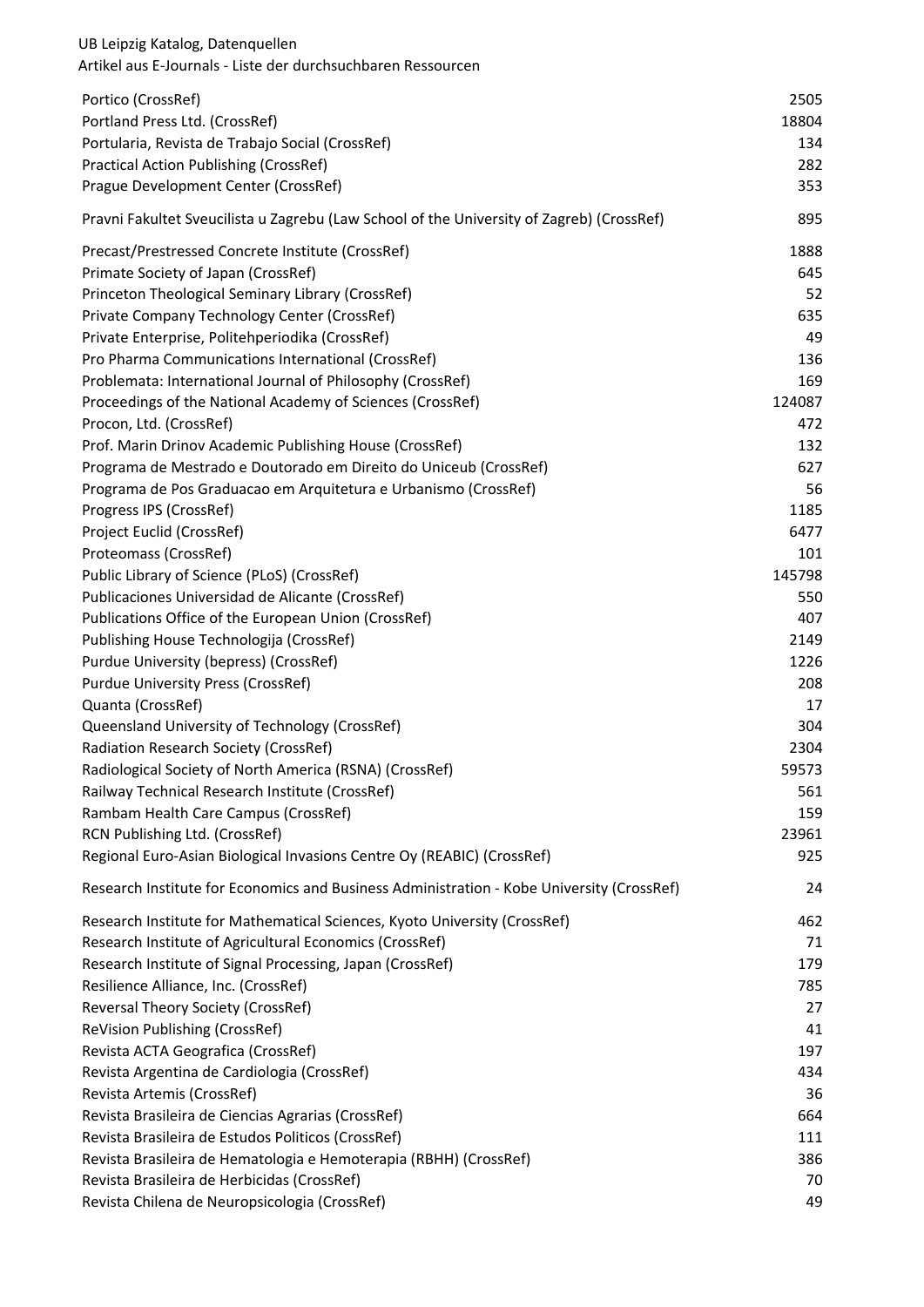| Ressource | Anzahl |
|---|---|
| Portico (CrossRef) | 2505 |
| Portland Press Ltd. (CrossRef) | 18804 |
| Portularia, Revista de Trabajo Social (CrossRef) | 134 |
| Practical Action Publishing (CrossRef) | 282 |
| Prague Development Center (CrossRef) | 353 |
| Pravni Fakultet Sveucilista u Zagrebu (Law School of the University of Zagreb) (CrossRef) | 895 |
| Precast/Prestressed Concrete Institute (CrossRef) | 1888 |
| Primate Society of Japan (CrossRef) | 645 |
| Princeton Theological Seminary Library (CrossRef) | 52 |
| Private Company Technology Center (CrossRef) | 635 |
| Private Enterprise, Politehperiodika (CrossRef) | 49 |
| Pro Pharma Communications International (CrossRef) | 136 |
| Problemata: International Journal of Philosophy (CrossRef) | 169 |
| Proceedings of the National Academy of Sciences (CrossRef) | 124087 |
| Procon, Ltd. (CrossRef) | 472 |
| Prof. Marin Drinov Academic Publishing House (CrossRef) | 132 |
| Programa de Mestrado e Doutorado em Direito do Uniceub (CrossRef) | 627 |
| Programa de Pos Graduacao em Arquitetura e Urbanismo (CrossRef) | 56 |
| Progress IPS (CrossRef) | 1185 |
| Project Euclid (CrossRef) | 6477 |
| Proteomass (CrossRef) | 101 |
| Public Library of Science (PLoS) (CrossRef) | 145798 |
| Publicaciones Universidad de Alicante (CrossRef) | 550 |
| Publications Office of the European Union (CrossRef) | 407 |
| Publishing House Technologija (CrossRef) | 2149 |
| Purdue University (bepress) (CrossRef) | 1226 |
| Purdue University Press (CrossRef) | 208 |
| Quanta (CrossRef) | 17 |
| Queensland University of Technology (CrossRef) | 304 |
| Radiation Research Society (CrossRef) | 2304 |
| Radiological Society of North America (RSNA) (CrossRef) | 59573 |
| Railway Technical Research Institute (CrossRef) | 561 |
| Rambam Health Care Campus (CrossRef) | 159 |
| RCN Publishing Ltd. (CrossRef) | 23961 |
| Regional Euro-Asian Biological Invasions Centre Oy (REABIC) (CrossRef) | 925 |
| Research Institute for Economics and Business Administration - Kobe University (CrossRef) | 24 |
| Research Institute for Mathematical Sciences, Kyoto University (CrossRef) | 462 |
| Research Institute of Agricultural Economics (CrossRef) | 71 |
| Research Institute of Signal Processing, Japan (CrossRef) | 179 |
| Resilience Alliance, Inc. (CrossRef) | 785 |
| Reversal Theory Society (CrossRef) | 27 |
| ReVision Publishing (CrossRef) | 41 |
| Revista ACTA Geografica (CrossRef) | 197 |
| Revista Argentina de Cardiologia (CrossRef) | 434 |
| Revista Artemis (CrossRef) | 36 |
| Revista Brasileira de Ciencias Agrarias (CrossRef) | 664 |
| Revista Brasileira de Estudos Politicos (CrossRef) | 111 |
| Revista Brasileira de Hematologia e Hemoterapia (RBHH) (CrossRef) | 386 |
| Revista Brasileira de Herbicidas (CrossRef) | 70 |
| Revista Chilena de Neuropsicologia (CrossRef) | 49 |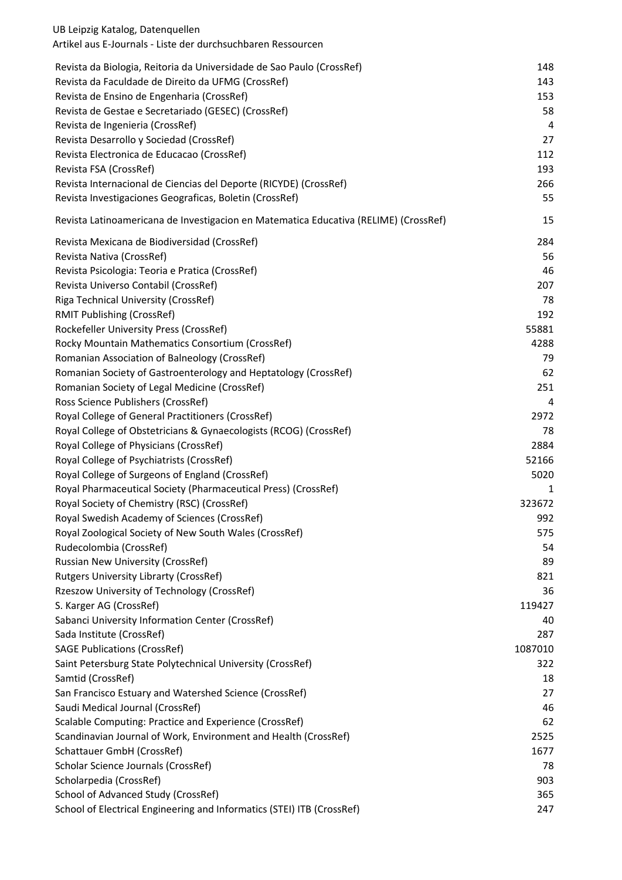UB Leipzig Katalog, Datenquellen
Artikel aus E-Journals - Liste der durchsuchbaren Ressourcen

| | |
|---|---|
| Revista da Biologia, Reitoria da Universidade de Sao Paulo (CrossRef) | 148 |
| Revista da Faculdade de Direito da UFMG (CrossRef) | 143 |
| Revista de Ensino de Engenharia (CrossRef) | 153 |
| Revista de Gestae e Secretariado (GESEC) (CrossRef) | 58 |
| Revista de Ingenieria (CrossRef) | 4 |
| Revista Desarrollo y Sociedad (CrossRef) | 27 |
| Revista Electronica de Educacao (CrossRef) | 112 |
| Revista FSA (CrossRef) | 193 |
| Revista Internacional de Ciencias del Deporte (RICYDE) (CrossRef) | 266 |
| Revista Investigaciones Geograficas, Boletin (CrossRef) | 55 |
| Revista Latinoamericana de Investigacion en Matematica Educativa (RELIME) (CrossRef) | 15 |
| Revista Mexicana de Biodiversidad (CrossRef) | 284 |
| Revista Nativa (CrossRef) | 56 |
| Revista Psicologia: Teoria e Pratica (CrossRef) | 46 |
| Revista Universo Contabil (CrossRef) | 207 |
| Riga Technical University (CrossRef) | 78 |
| RMIT Publishing (CrossRef) | 192 |
| Rockefeller University Press (CrossRef) | 55881 |
| Rocky Mountain Mathematics Consortium (CrossRef) | 4288 |
| Romanian Association of Balneology (CrossRef) | 79 |
| Romanian Society of Gastroenterology and Heptatology (CrossRef) | 62 |
| Romanian Society of Legal Medicine (CrossRef) | 251 |
| Ross Science Publishers (CrossRef) | 4 |
| Royal College of General Practitioners (CrossRef) | 2972 |
| Royal College of Obstetricians & Gynaecologists (RCOG) (CrossRef) | 78 |
| Royal College of Physicians (CrossRef) | 2884 |
| Royal College of Psychiatrists (CrossRef) | 52166 |
| Royal College of Surgeons of England (CrossRef) | 5020 |
| Royal Pharmaceutical Society (Pharmaceutical Press) (CrossRef) | 1 |
| Royal Society of Chemistry (RSC) (CrossRef) | 323672 |
| Royal Swedish Academy of Sciences (CrossRef) | 992 |
| Royal Zoological Society of New South Wales (CrossRef) | 575 |
| Rudecolombia (CrossRef) | 54 |
| Russian New University (CrossRef) | 89 |
| Rutgers University Librarty (CrossRef) | 821 |
| Rzeszow University of Technology (CrossRef) | 36 |
| S. Karger AG (CrossRef) | 119427 |
| Sabanci University Information Center (CrossRef) | 40 |
| Sada Institute (CrossRef) | 287 |
| SAGE Publications (CrossRef) | 1087010 |
| Saint Petersburg State Polytechnical University (CrossRef) | 322 |
| Samtid (CrossRef) | 18 |
| San Francisco Estuary and Watershed Science (CrossRef) | 27 |
| Saudi Medical Journal (CrossRef) | 46 |
| Scalable Computing: Practice and Experience (CrossRef) | 62 |
| Scandinavian Journal of Work, Environment and Health (CrossRef) | 2525 |
| Schattauer GmbH (CrossRef) | 1677 |
| Scholar Science Journals (CrossRef) | 78 |
| Scholarpedia (CrossRef) | 903 |
| School of Advanced Study (CrossRef) | 365 |
| School of Electrical Engineering and Informatics (STEI) ITB (CrossRef) | 247 |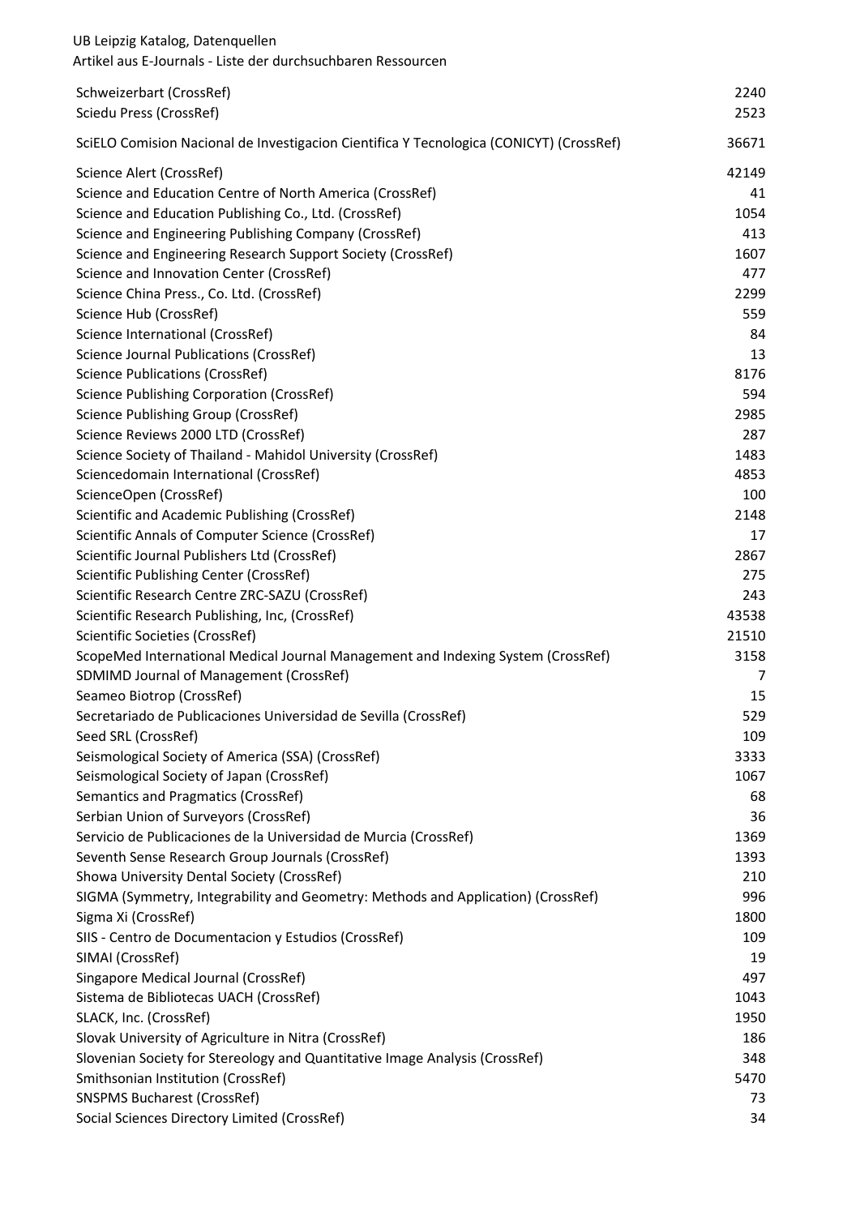| Ressource | Anzahl |
|---|---|
| Schweizerbart (CrossRef) | 2240 |
| Sciedu Press (CrossRef) | 2523 |
| SciELO Comision Nacional de Investigacion Cientifica Y Tecnologica (CONICYT) (CrossRef) | 36671 |
| Science Alert (CrossRef) | 42149 |
| Science and Education Centre of North America (CrossRef) | 41 |
| Science and Education Publishing Co., Ltd. (CrossRef) | 1054 |
| Science and Engineering Publishing Company (CrossRef) | 413 |
| Science and Engineering Research Support Society (CrossRef) | 1607 |
| Science and Innovation Center (CrossRef) | 477 |
| Science China Press., Co. Ltd. (CrossRef) | 2299 |
| Science Hub (CrossRef) | 559 |
| Science International (CrossRef) | 84 |
| Science Journal Publications (CrossRef) | 13 |
| Science Publications (CrossRef) | 8176 |
| Science Publishing Corporation (CrossRef) | 594 |
| Science Publishing Group (CrossRef) | 2985 |
| Science Reviews 2000 LTD (CrossRef) | 287 |
| Science Society of Thailand - Mahidol University (CrossRef) | 1483 |
| Sciencedomain International (CrossRef) | 4853 |
| ScienceOpen (CrossRef) | 100 |
| Scientific and Academic Publishing (CrossRef) | 2148 |
| Scientific Annals of Computer Science (CrossRef) | 17 |
| Scientific Journal Publishers Ltd (CrossRef) | 2867 |
| Scientific Publishing Center (CrossRef) | 275 |
| Scientific Research Centre ZRC-SAZU (CrossRef) | 243 |
| Scientific Research Publishing, Inc, (CrossRef) | 43538 |
| Scientific Societies (CrossRef) | 21510 |
| ScopeMed International Medical Journal Management and Indexing System (CrossRef) | 3158 |
| SDMIMD Journal of Management (CrossRef) | 7 |
| Seameo Biotrop (CrossRef) | 15 |
| Secretariado de Publicaciones Universidad de Sevilla (CrossRef) | 529 |
| Seed SRL (CrossRef) | 109 |
| Seismological Society of America (SSA) (CrossRef) | 3333 |
| Seismological Society of Japan (CrossRef) | 1067 |
| Semantics and Pragmatics (CrossRef) | 68 |
| Serbian Union of Surveyors (CrossRef) | 36 |
| Servicio de Publicaciones de la Universidad de Murcia (CrossRef) | 1369 |
| Seventh Sense Research Group Journals (CrossRef) | 1393 |
| Showa University Dental Society (CrossRef) | 210 |
| SIGMA (Symmetry, Integrability and Geometry: Methods and Application) (CrossRef) | 996 |
| Sigma Xi (CrossRef) | 1800 |
| SIIS - Centro de Documentacion y Estudios (CrossRef) | 109 |
| SIMAI (CrossRef) | 19 |
| Singapore Medical Journal (CrossRef) | 497 |
| Sistema de Bibliotecas UACH (CrossRef) | 1043 |
| SLACK, Inc. (CrossRef) | 1950 |
| Slovak University of Agriculture in Nitra (CrossRef) | 186 |
| Slovenian Society for Stereology and Quantitative Image Analysis (CrossRef) | 348 |
| Smithsonian Institution (CrossRef) | 5470 |
| SNSPMS Bucharest (CrossRef) | 73 |
| Social Sciences Directory Limited (CrossRef) | 34 |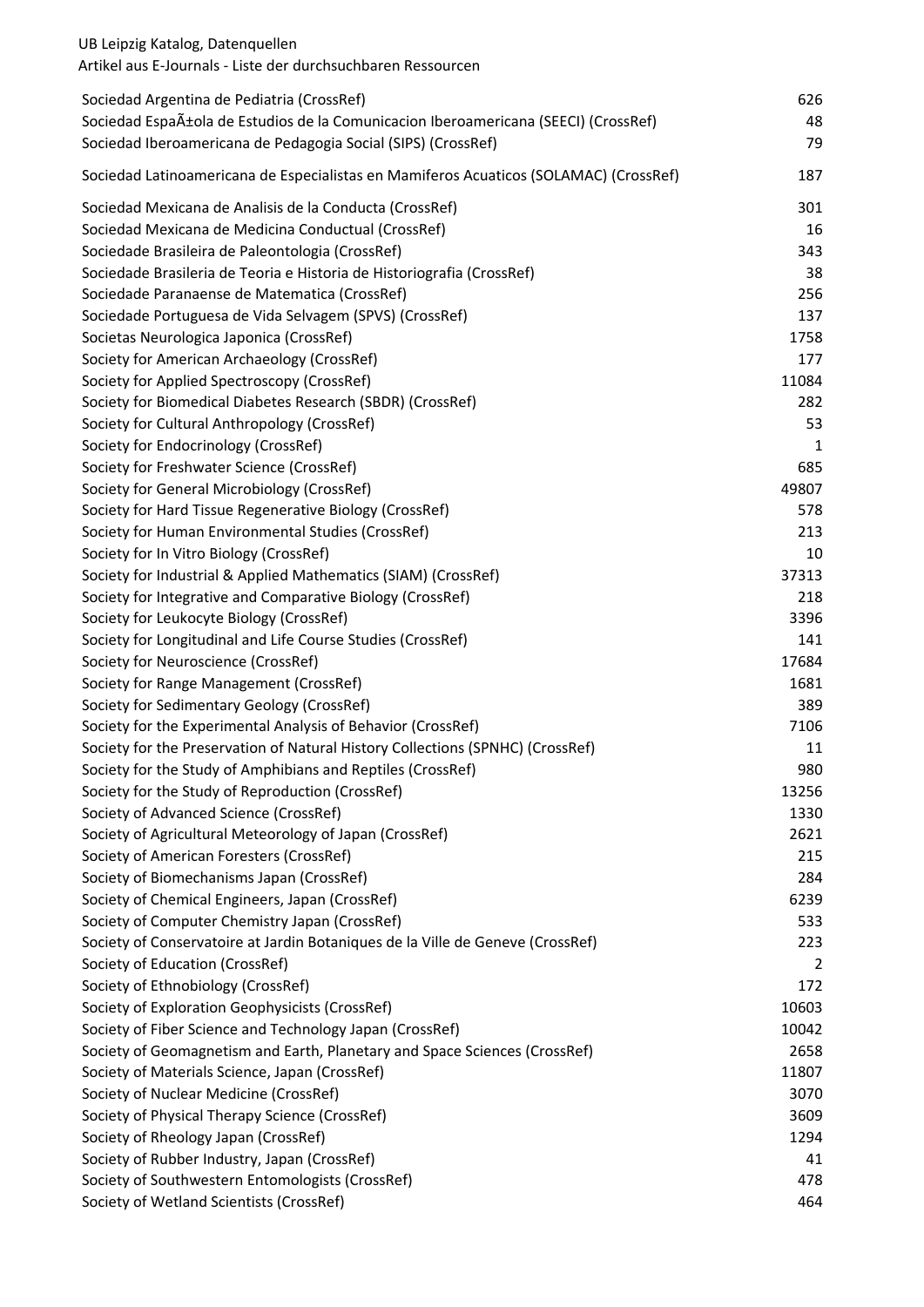| | |
|---|---|
| Sociedad Argentina de Pediatria (CrossRef) | 626 |
| Sociedad EspaÃ±ola de Estudios de la Comunicacion Iberoamericana (SEECI) (CrossRef) | 48 |
| Sociedad Iberoamericana de Pedagogia Social (SIPS) (CrossRef) | 79 |
| Sociedad Latinoamericana de Especialistas en Mamiferos Acuaticos (SOLAMAC) (CrossRef) | 187 |
| Sociedad Mexicana de Analisis de la Conducta (CrossRef) | 301 |
| Sociedad Mexicana de Medicina Conductual (CrossRef) | 16 |
| Sociedade Brasileira de Paleontologia (CrossRef) | 343 |
| Sociedade Brasileria de Teoria e Historia de Historiografia (CrossRef) | 38 |
| Sociedade Paranaense de Matematica (CrossRef) | 256 |
| Sociedade Portuguesa de Vida Selvagem (SPVS) (CrossRef) | 137 |
| Societas Neurologica Japonica (CrossRef) | 1758 |
| Society for American Archaeology (CrossRef) | 177 |
| Society for Applied Spectroscopy (CrossRef) | 11084 |
| Society for Biomedical Diabetes Research (SBDR) (CrossRef) | 282 |
| Society for Cultural Anthropology (CrossRef) | 53 |
| Society for Endocrinology (CrossRef) | 1 |
| Society for Freshwater Science (CrossRef) | 685 |
| Society for General Microbiology (CrossRef) | 49807 |
| Society for Hard Tissue Regenerative Biology (CrossRef) | 578 |
| Society for Human Environmental Studies (CrossRef) | 213 |
| Society for In Vitro Biology (CrossRef) | 10 |
| Society for Industrial & Applied Mathematics (SIAM) (CrossRef) | 37313 |
| Society for Integrative and Comparative Biology (CrossRef) | 218 |
| Society for Leukocyte Biology (CrossRef) | 3396 |
| Society for Longitudinal and Life Course Studies (CrossRef) | 141 |
| Society for Neuroscience (CrossRef) | 17684 |
| Society for Range Management (CrossRef) | 1681 |
| Society for Sedimentary Geology (CrossRef) | 389 |
| Society for the Experimental Analysis of Behavior (CrossRef) | 7106 |
| Society for the Preservation of Natural History Collections (SPNHC) (CrossRef) | 11 |
| Society for the Study of Amphibians and Reptiles (CrossRef) | 980 |
| Society for the Study of Reproduction (CrossRef) | 13256 |
| Society of Advanced Science (CrossRef) | 1330 |
| Society of Agricultural Meteorology of Japan (CrossRef) | 2621 |
| Society of American Foresters (CrossRef) | 215 |
| Society of Biomechanisms Japan (CrossRef) | 284 |
| Society of Chemical Engineers, Japan (CrossRef) | 6239 |
| Society of Computer Chemistry Japan (CrossRef) | 533 |
| Society of Conservatoire at Jardin Botaniques de la Ville de Geneve (CrossRef) | 223 |
| Society of Education (CrossRef) | 2 |
| Society of Ethnobiology (CrossRef) | 172 |
| Society of Exploration Geophysicists (CrossRef) | 10603 |
| Society of Fiber Science and Technology Japan (CrossRef) | 10042 |
| Society of Geomagnetism and Earth, Planetary and Space Sciences (CrossRef) | 2658 |
| Society of Materials Science, Japan (CrossRef) | 11807 |
| Society of Nuclear Medicine (CrossRef) | 3070 |
| Society of Physical Therapy Science (CrossRef) | 3609 |
| Society of Rheology Japan (CrossRef) | 1294 |
| Society of Rubber Industry, Japan (CrossRef) | 41 |
| Society of Southwestern Entomologists (CrossRef) | 478 |
| Society of Wetland Scientists (CrossRef) | 464 |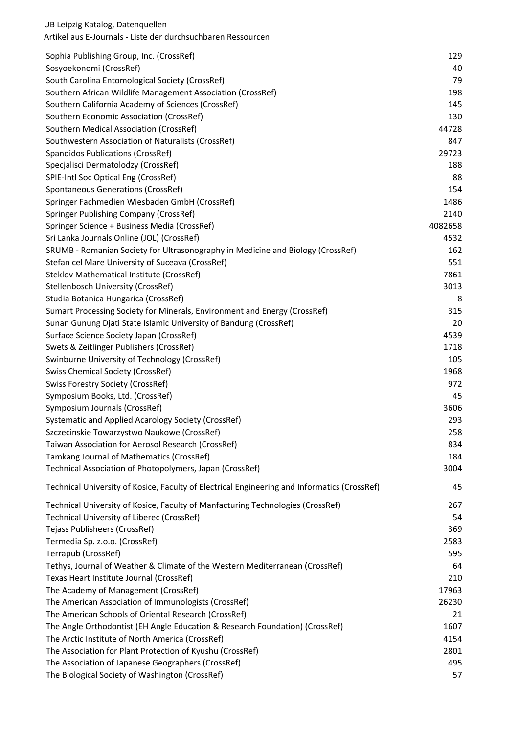| Ressource | Anzahl |
| --- | --- |
| Sophia Publishing Group, Inc. (CrossRef) | 129 |
| Sosyoekonomi (CrossRef) | 40 |
| South Carolina Entomological Society (CrossRef) | 79 |
| Southern African Wildlife Management Association (CrossRef) | 198 |
| Southern California Academy of Sciences (CrossRef) | 145 |
| Southern Economic Association (CrossRef) | 130 |
| Southern Medical Association (CrossRef) | 44728 |
| Southwestern Association of Naturalists (CrossRef) | 847 |
| Spandidos Publications (CrossRef) | 29723 |
| Specjalisci Dermatolodzy (CrossRef) | 188 |
| SPIE-Intl Soc Optical Eng (CrossRef) | 88 |
| Spontaneous Generations (CrossRef) | 154 |
| Springer Fachmedien Wiesbaden GmbH (CrossRef) | 1486 |
| Springer Publishing Company (CrossRef) | 2140 |
| Springer Science + Business Media (CrossRef) | 4082658 |
| Sri Lanka Journals Online (JOL) (CrossRef) | 4532 |
| SRUMB - Romanian Society for Ultrasonography in Medicine and Biology (CrossRef) | 162 |
| Stefan cel Mare University of Suceava (CrossRef) | 551 |
| Steklov Mathematical Institute (CrossRef) | 7861 |
| Stellenbosch University (CrossRef) | 3013 |
| Studia Botanica Hungarica (CrossRef) | 8 |
| Sumart Processing Society for Minerals, Environment and Energy (CrossRef) | 315 |
| Sunan Gunung Djati State Islamic University of Bandung (CrossRef) | 20 |
| Surface Science Society Japan (CrossRef) | 4539 |
| Swets & Zeitlinger Publishers (CrossRef) | 1718 |
| Swinburne University of Technology (CrossRef) | 105 |
| Swiss Chemical Society (CrossRef) | 1968 |
| Swiss Forestry Society (CrossRef) | 972 |
| Symposium Books, Ltd. (CrossRef) | 45 |
| Symposium Journals (CrossRef) | 3606 |
| Systematic and Applied Acarology Society (CrossRef) | 293 |
| Szczecinskie Towarzystwo Naukowe (CrossRef) | 258 |
| Taiwan Association for Aerosol Research (CrossRef) | 834 |
| Tamkang Journal of Mathematics (CrossRef) | 184 |
| Technical Association of Photopolymers, Japan (CrossRef) | 3004 |
| Technical University of Kosice, Faculty of Electrical Engineering and Informatics (CrossRef) | 45 |
| Technical University of Kosice, Faculty of Manfacturing Technologies (CrossRef) | 267 |
| Technical University of Liberec (CrossRef) | 54 |
| Tejass Publisheers (CrossRef) | 369 |
| Termedia Sp. z.o.o. (CrossRef) | 2583 |
| Terrapub (CrossRef) | 595 |
| Tethys, Journal of Weather & Climate of the Western Mediterranean (CrossRef) | 64 |
| Texas Heart Institute Journal (CrossRef) | 210 |
| The Academy of Management (CrossRef) | 17963 |
| The American Association of Immunologists (CrossRef) | 26230 |
| The American Schools of Oriental Research (CrossRef) | 21 |
| The Angle Orthodontist (EH Angle Education & Research Foundation) (CrossRef) | 1607 |
| The Arctic Institute of North America (CrossRef) | 4154 |
| The Association for Plant Protection of Kyushu (CrossRef) | 2801 |
| The Association of Japanese Geographers (CrossRef) | 495 |
| The Biological Society of Washington (CrossRef) | 57 |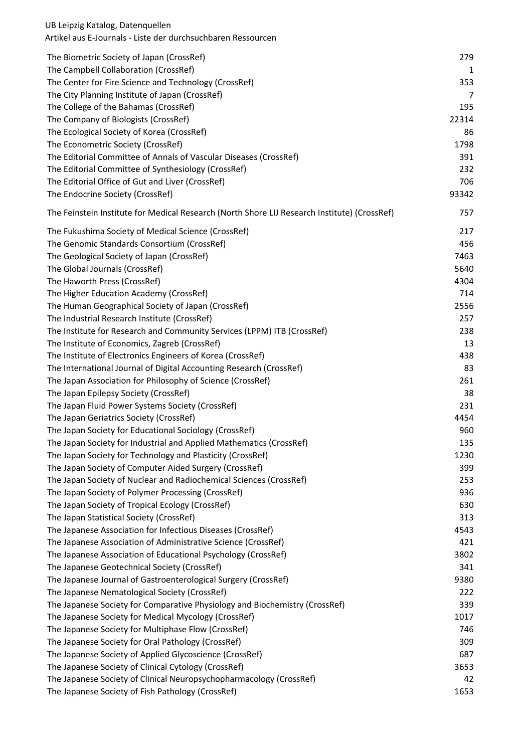UB Leipzig Katalog, Datenquellen
Artikel aus E-Journals - Liste der durchsuchbaren Ressourcen

| | |
|---|---|
| The Biometric Society of Japan (CrossRef) | 279 |
| The Campbell Collaboration (CrossRef) | 1 |
| The Center for Fire Science and Technology (CrossRef) | 353 |
| The City Planning Institute of Japan (CrossRef) | 7 |
| The College of the Bahamas (CrossRef) | 195 |
| The Company of Biologists (CrossRef) | 22314 |
| The Ecological Society of Korea (CrossRef) | 86 |
| The Econometric Society (CrossRef) | 1798 |
| The Editorial Committee of Annals of Vascular Diseases (CrossRef) | 391 |
| The Editorial Committee of Synthesiology (CrossRef) | 232 |
| The Editorial Office of Gut and Liver (CrossRef) | 706 |
| The Endocrine Society (CrossRef) | 93342 |
| The Feinstein Institute for Medical Research (North Shore LIJ Research Institute) (CrossRef) | 757 |
| The Fukushima Society of Medical Science (CrossRef) | 217 |
| The Genomic Standards Consortium (CrossRef) | 456 |
| The Geological Society of Japan (CrossRef) | 7463 |
| The Global Journals (CrossRef) | 5640 |
| The Haworth Press (CrossRef) | 4304 |
| The Higher Education Academy (CrossRef) | 714 |
| The Human Geographical Society of Japan (CrossRef) | 2556 |
| The Industrial Research Institute (CrossRef) | 257 |
| The Institute for Research and Community Services (LPPM) ITB (CrossRef) | 238 |
| The Institute of Economics, Zagreb (CrossRef) | 13 |
| The Institute of Electronics Engineers of Korea (CrossRef) | 438 |
| The International Journal of Digital Accounting Research (CrossRef) | 83 |
| The Japan Association for Philosophy of Science (CrossRef) | 261 |
| The Japan Epilepsy Society (CrossRef) | 38 |
| The Japan Fluid Power Systems Society (CrossRef) | 231 |
| The Japan Geriatrics Society (CrossRef) | 4454 |
| The Japan Society for Educational Sociology (CrossRef) | 960 |
| The Japan Society for Industrial and Applied Mathematics (CrossRef) | 135 |
| The Japan Society for Technology and Plasticity (CrossRef) | 1230 |
| The Japan Society of Computer Aided Surgery (CrossRef) | 399 |
| The Japan Society of Nuclear and Radiochemical Sciences (CrossRef) | 253 |
| The Japan Society of Polymer Processing (CrossRef) | 936 |
| The Japan Society of Tropical Ecology (CrossRef) | 630 |
| The Japan Statistical Society (CrossRef) | 313 |
| The Japanese Association for Infectious Diseases (CrossRef) | 4543 |
| The Japanese Association of Administrative Science (CrossRef) | 421 |
| The Japanese Association of Educational Psychology (CrossRef) | 3802 |
| The Japanese Geotechnical Society (CrossRef) | 341 |
| The Japanese Journal of Gastroenterological Surgery (CrossRef) | 9380 |
| The Japanese Nematological Society (CrossRef) | 222 |
| The Japanese Society for Comparative Physiology and Biochemistry (CrossRef) | 339 |
| The Japanese Society for Medical Mycology (CrossRef) | 1017 |
| The Japanese Society for Multiphase Flow (CrossRef) | 746 |
| The Japanese Society for Oral Pathology (CrossRef) | 309 |
| The Japanese Society of Applied Glycoscience (CrossRef) | 687 |
| The Japanese Society of Clinical Cytology (CrossRef) | 3653 |
| The Japanese Society of Clinical Neuropsychopharmacology (CrossRef) | 42 |
| The Japanese Society of Fish Pathology (CrossRef) | 1653 |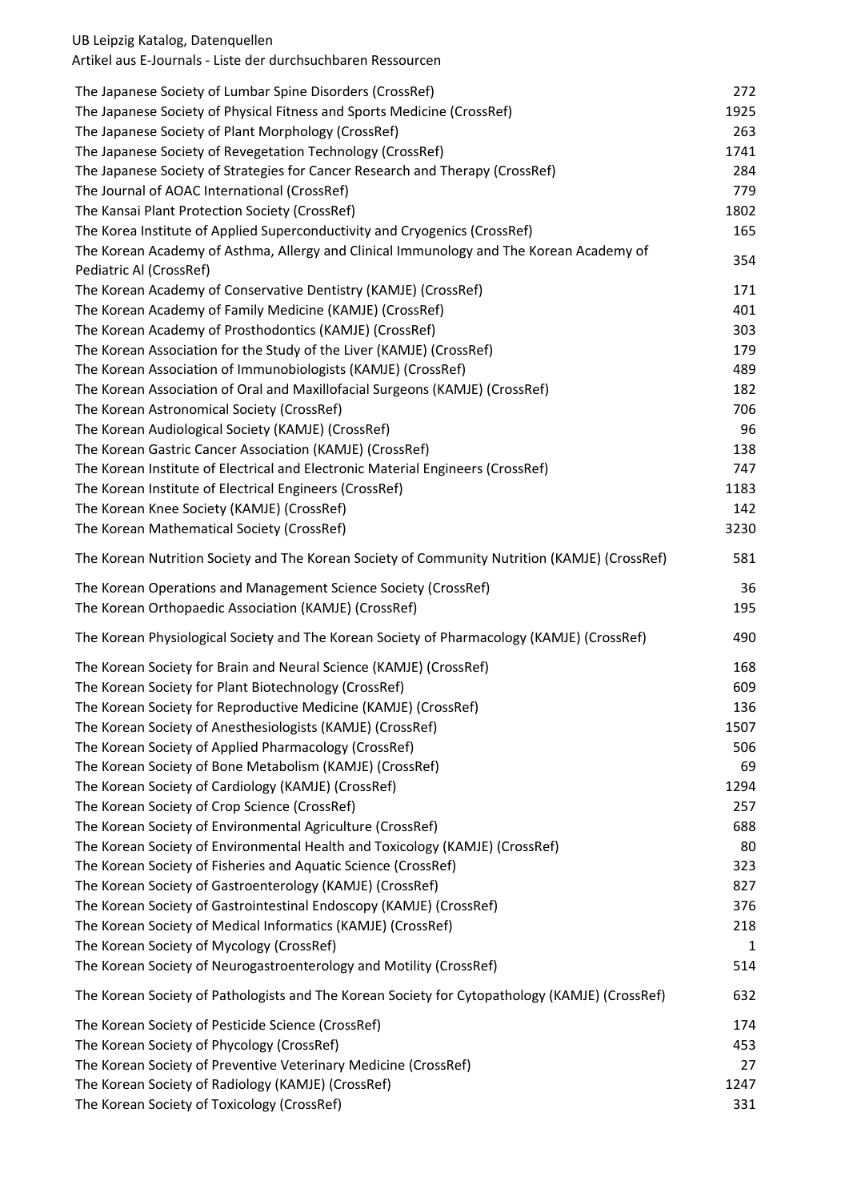| | |
|---|---|
| The Japanese Society of Lumbar Spine Disorders (CrossRef) | 272 |
| The Japanese Society of Physical Fitness and Sports Medicine (CrossRef) | 1925 |
| The Japanese Society of Plant Morphology (CrossRef) | 263 |
| The Japanese Society of Revegetation Technology (CrossRef) | 1741 |
| The Japanese Society of Strategies for Cancer Research and Therapy (CrossRef) | 284 |
| The Journal of AOAC International (CrossRef) | 779 |
| The Kansai Plant Protection Society (CrossRef) | 1802 |
| The Korea Institute of Applied Superconductivity and Cryogenics (CrossRef) | 165 |
| The Korean Academy of Asthma, Allergy and Clinical Immunology and The Korean Academy of Pediatric Al (CrossRef) | 354 |
| The Korean Academy of Conservative Dentistry (KAMJE) (CrossRef) | 171 |
| The Korean Academy of Family Medicine (KAMJE) (CrossRef) | 401 |
| The Korean Academy of Prosthodontics (KAMJE) (CrossRef) | 303 |
| The Korean Association for the Study of the Liver (KAMJE) (CrossRef) | 179 |
| The Korean Association of Immunobiologists (KAMJE) (CrossRef) | 489 |
| The Korean Association of Oral and Maxillofacial Surgeons (KAMJE) (CrossRef) | 182 |
| The Korean Astronomical Society (CrossRef) | 706 |
| The Korean Audiological Society (KAMJE) (CrossRef) | 96 |
| The Korean Gastric Cancer Association (KAMJE) (CrossRef) | 138 |
| The Korean Institute of Electrical and Electronic Material Engineers (CrossRef) | 747 |
| The Korean Institute of Electrical Engineers (CrossRef) | 1183 |
| The Korean Knee Society (KAMJE) (CrossRef) | 142 |
| The Korean Mathematical Society (CrossRef) | 3230 |
| The Korean Nutrition Society and The Korean Society of Community Nutrition (KAMJE) (CrossRef) | 581 |
| The Korean Operations and Management Science Society (CrossRef) | 36 |
| The Korean Orthopaedic Association (KAMJE) (CrossRef) | 195 |
| The Korean Physiological Society and The Korean Society of Pharmacology (KAMJE) (CrossRef) | 490 |
| The Korean Society for Brain and Neural Science (KAMJE) (CrossRef) | 168 |
| The Korean Society for Plant Biotechnology (CrossRef) | 609 |
| The Korean Society for Reproductive Medicine (KAMJE) (CrossRef) | 136 |
| The Korean Society of Anesthesiologists (KAMJE) (CrossRef) | 1507 |
| The Korean Society of Applied Pharmacology (CrossRef) | 506 |
| The Korean Society of Bone Metabolism (KAMJE) (CrossRef) | 69 |
| The Korean Society of Cardiology (KAMJE) (CrossRef) | 1294 |
| The Korean Society of Crop Science (CrossRef) | 257 |
| The Korean Society of Environmental Agriculture (CrossRef) | 688 |
| The Korean Society of Environmental Health and Toxicology (KAMJE) (CrossRef) | 80 |
| The Korean Society of Fisheries and Aquatic Science (CrossRef) | 323 |
| The Korean Society of Gastroenterology (KAMJE) (CrossRef) | 827 |
| The Korean Society of Gastrointestinal Endoscopy (KAMJE) (CrossRef) | 376 |
| The Korean Society of Medical Informatics (KAMJE) (CrossRef) | 218 |
| The Korean Society of Mycology (CrossRef) | 1 |
| The Korean Society of Neurogastroenterology and Motility (CrossRef) | 514 |
| The Korean Society of Pathologists and The Korean Society for Cytopathology (KAMJE) (CrossRef) | 632 |
| The Korean Society of Pesticide Science (CrossRef) | 174 |
| The Korean Society of Phycology (CrossRef) | 453 |
| The Korean Society of Preventive Veterinary Medicine (CrossRef) | 27 |
| The Korean Society of Radiology (KAMJE) (CrossRef) | 1247 |
| The Korean Society of Toxicology (CrossRef) | 331 |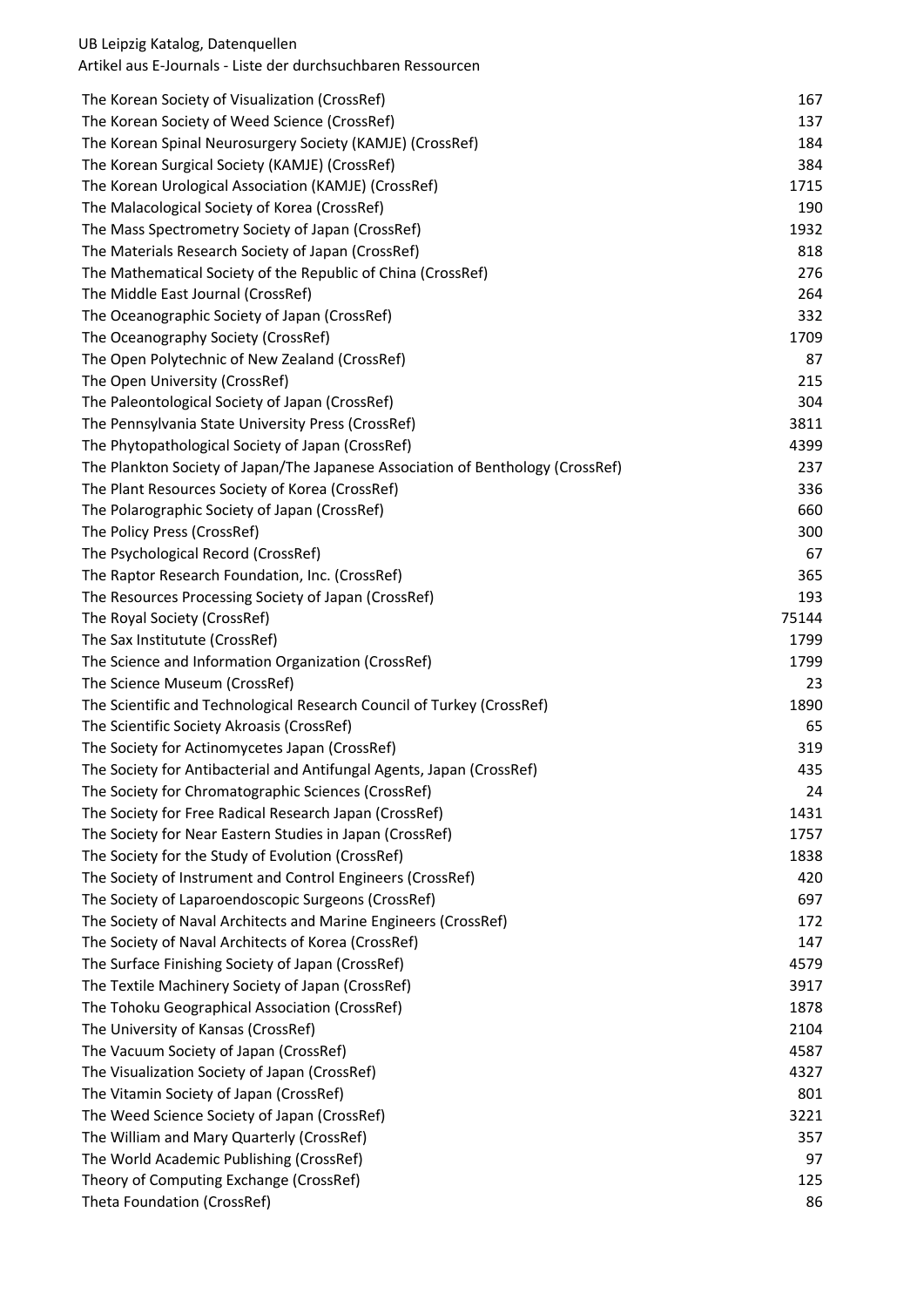| | |
|---|---|
| The Korean Society of Visualization (CrossRef) | 167 |
| The Korean Society of Weed Science (CrossRef) | 137 |
| The Korean Spinal Neurosurgery Society (KAMJE) (CrossRef) | 184 |
| The Korean Surgical Society (KAMJE) (CrossRef) | 384 |
| The Korean Urological Association (KAMJE) (CrossRef) | 1715 |
| The Malacological Society of Korea (CrossRef) | 190 |
| The Mass Spectrometry Society of Japan (CrossRef) | 1932 |
| The Materials Research Society of Japan (CrossRef) | 818 |
| The Mathematical Society of the Republic of China (CrossRef) | 276 |
| The Middle East Journal (CrossRef) | 264 |
| The Oceanographic Society of Japan (CrossRef) | 332 |
| The Oceanography Society (CrossRef) | 1709 |
| The Open Polytechnic of New Zealand (CrossRef) | 87 |
| The Open University (CrossRef) | 215 |
| The Paleontological Society of Japan (CrossRef) | 304 |
| The Pennsylvania State University Press (CrossRef) | 3811 |
| The Phytopathological Society of Japan (CrossRef) | 4399 |
| The Plankton Society of Japan/The Japanese Association of Benthology (CrossRef) | 237 |
| The Plant Resources Society of Korea (CrossRef) | 336 |
| The Polarographic Society of Japan (CrossRef) | 660 |
| The Policy Press (CrossRef) | 300 |
| The Psychological Record (CrossRef) | 67 |
| The Raptor Research Foundation, Inc. (CrossRef) | 365 |
| The Resources Processing Society of Japan (CrossRef) | 193 |
| The Royal Society (CrossRef) | 75144 |
| The Sax Institutute (CrossRef) | 1799 |
| The Science and Information Organization (CrossRef) | 1799 |
| The Science Museum (CrossRef) | 23 |
| The Scientific and Technological Research Council of Turkey (CrossRef) | 1890 |
| The Scientific Society Akroasis (CrossRef) | 65 |
| The Society for Actinomycetes Japan (CrossRef) | 319 |
| The Society for Antibacterial and Antifungal Agents, Japan (CrossRef) | 435 |
| The Society for Chromatographic Sciences (CrossRef) | 24 |
| The Society for Free Radical Research Japan (CrossRef) | 1431 |
| The Society for Near Eastern Studies in Japan (CrossRef) | 1757 |
| The Society for the Study of Evolution (CrossRef) | 1838 |
| The Society of Instrument and Control Engineers (CrossRef) | 420 |
| The Society of Laparoendoscopic Surgeons (CrossRef) | 697 |
| The Society of Naval Architects and Marine Engineers (CrossRef) | 172 |
| The Society of Naval Architects of Korea (CrossRef) | 147 |
| The Surface Finishing Society of Japan (CrossRef) | 4579 |
| The Textile Machinery Society of Japan (CrossRef) | 3917 |
| The Tohoku Geographical Association (CrossRef) | 1878 |
| The University of Kansas (CrossRef) | 2104 |
| The Vacuum Society of Japan (CrossRef) | 4587 |
| The Visualization Society of Japan (CrossRef) | 4327 |
| The Vitamin Society of Japan (CrossRef) | 801 |
| The Weed Science Society of Japan (CrossRef) | 3221 |
| The William and Mary Quarterly (CrossRef) | 357 |
| The World Academic Publishing (CrossRef) | 97 |
| Theory of Computing Exchange (CrossRef) | 125 |
| Theta Foundation (CrossRef) | 86 |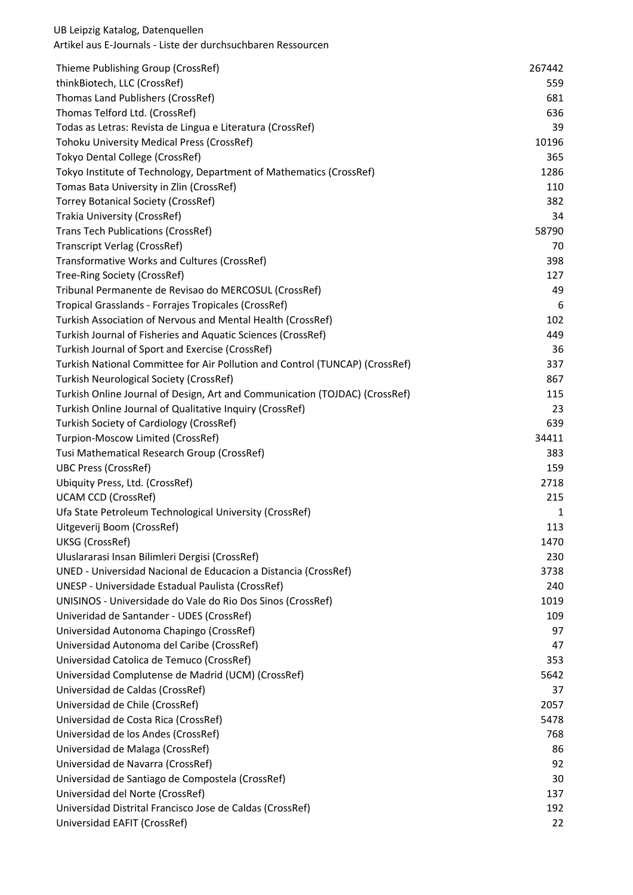| Thieme Publishing Group (CrossRef) | 267442 |
|---|---|
| thinkBiotech, LLC (CrossRef) | 559 |
| Thomas Land Publishers (CrossRef) | 681 |
| Thomas Telford Ltd. (CrossRef) | 636 |
| Todas as Letras: Revista de Lingua e Literatura (CrossRef) | 39 |
| Tohoku University Medical Press (CrossRef) | 10196 |
| Tokyo Dental College (CrossRef) | 365 |
| Tokyo Institute of Technology, Department of Mathematics (CrossRef) | 1286 |
| Tomas Bata University in Zlin (CrossRef) | 110 |
| Torrey Botanical Society (CrossRef) | 382 |
| Trakia University (CrossRef) | 34 |
| Trans Tech Publications (CrossRef) | 58790 |
| Transcript Verlag (CrossRef) | 70 |
| Transformative Works and Cultures (CrossRef) | 398 |
| Tree-Ring Society (CrossRef) | 127 |
| Tribunal Permanente de Revisao do MERCOSUL (CrossRef) | 49 |
| Tropical Grasslands - Forrajes Tropicales (CrossRef) | 6 |
| Turkish Association of Nervous and Mental Health (CrossRef) | 102 |
| Turkish Journal of Fisheries and Aquatic Sciences (CrossRef) | 449 |
| Turkish Journal of Sport and Exercise (CrossRef) | 36 |
| Turkish National Committee for Air Pollution and Control (TUNCAP) (CrossRef) | 337 |
| Turkish Neurological Society (CrossRef) | 867 |
| Turkish Online Journal of Design, Art and Communication (TOJDAC) (CrossRef) | 115 |
| Turkish Online Journal of Qualitative Inquiry (CrossRef) | 23 |
| Turkish Society of Cardiology (CrossRef) | 639 |
| Turpion-Moscow Limited (CrossRef) | 34411 |
| Tusi Mathematical Research Group (CrossRef) | 383 |
| UBC Press (CrossRef) | 159 |
| Ubiquity Press, Ltd. (CrossRef) | 2718 |
| UCAM CCD (CrossRef) | 215 |
| Ufa State Petroleum Technological University (CrossRef) | 1 |
| Uitgeverij Boom (CrossRef) | 113 |
| UKSG (CrossRef) | 1470 |
| Uluslararasi Insan Bilimleri Dergisi (CrossRef) | 230 |
| UNED - Universidad Nacional de Educacion a Distancia (CrossRef) | 3738 |
| UNESP - Universidade Estadual Paulista (CrossRef) | 240 |
| UNISINOS - Universidade do Vale do Rio Dos Sinos (CrossRef) | 1019 |
| Univeridad de Santander - UDES (CrossRef) | 109 |
| Universidad Autonoma Chapingo (CrossRef) | 97 |
| Universidad Autonoma del Caribe (CrossRef) | 47 |
| Universidad Catolica de Temuco (CrossRef) | 353 |
| Universidad Complutense de Madrid (UCM) (CrossRef) | 5642 |
| Universidad de Caldas (CrossRef) | 37 |
| Universidad de Chile (CrossRef) | 2057 |
| Universidad de Costa Rica (CrossRef) | 5478 |
| Universidad de los Andes (CrossRef) | 768 |
| Universidad de Malaga (CrossRef) | 86 |
| Universidad de Navarra (CrossRef) | 92 |
| Universidad de Santiago de Compostela (CrossRef) | 30 |
| Universidad del Norte (CrossRef) | 137 |
| Universidad Distrital Francisco Jose de Caldas (CrossRef) | 192 |
| Universidad EAFIT (CrossRef) | 22 |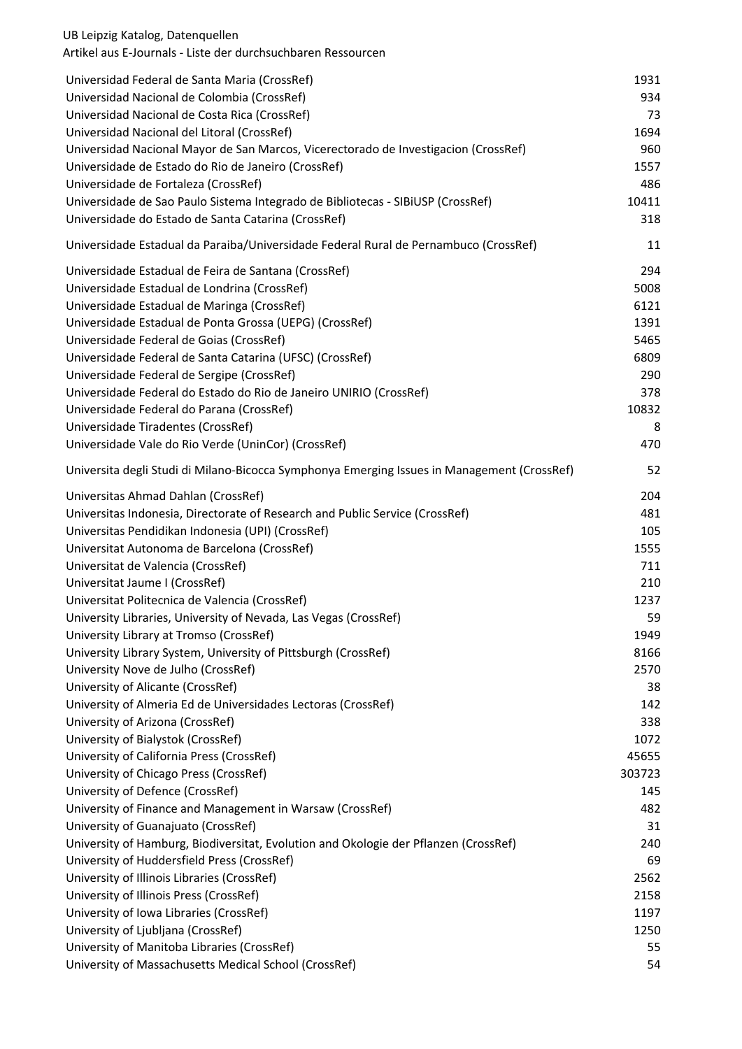| | |
|---|---|
| Universidad Federal de Santa Maria (CrossRef) | 1931 |
| Universidad Nacional de Colombia (CrossRef) | 934 |
| Universidad Nacional de Costa Rica (CrossRef) | 73 |
| Universidad Nacional del Litoral (CrossRef) | 1694 |
| Universidad Nacional Mayor de San Marcos, Vicerectorado de Investigacion (CrossRef) | 960 |
| Universidade de Estado do Rio de Janeiro (CrossRef) | 1557 |
| Universidade de Fortaleza (CrossRef) | 486 |
| Universidade de Sao Paulo Sistema Integrado de Bibliotecas - SIBiUSP (CrossRef) | 10411 |
| Universidade do Estado de Santa Catarina (CrossRef) | 318 |
| Universidade Estadual da Paraiba/Universidade Federal Rural de Pernambuco (CrossRef) | 11 |
| Universidade Estadual de Feira de Santana (CrossRef) | 294 |
| Universidade Estadual de Londrina (CrossRef) | 5008 |
| Universidade Estadual de Maringa (CrossRef) | 6121 |
| Universidade Estadual de Ponta Grossa (UEPG) (CrossRef) | 1391 |
| Universidade Federal de Goias (CrossRef) | 5465 |
| Universidade Federal de Santa Catarina (UFSC) (CrossRef) | 6809 |
| Universidade Federal de Sergipe (CrossRef) | 290 |
| Universidade Federal do Estado do Rio de Janeiro UNIRIO (CrossRef) | 378 |
| Universidade Federal do Parana (CrossRef) | 10832 |
| Universidade Tiradentes (CrossRef) | 8 |
| Universidade Vale do Rio Verde (UninCor) (CrossRef) | 470 |
| Universita degli Studi di Milano-Bicocca Symphonya Emerging Issues in Management (CrossRef) | 52 |
| Universitas Ahmad Dahlan (CrossRef) | 204 |
| Universitas Indonesia, Directorate of Research and Public Service (CrossRef) | 481 |
| Universitas Pendidikan Indonesia (UPI) (CrossRef) | 105 |
| Universitat Autonoma de Barcelona (CrossRef) | 1555 |
| Universitat de Valencia (CrossRef) | 711 |
| Universitat Jaume I (CrossRef) | 210 |
| Universitat Politecnica de Valencia (CrossRef) | 1237 |
| University Libraries, University of Nevada, Las Vegas (CrossRef) | 59 |
| University Library at Tromso (CrossRef) | 1949 |
| University Library System, University of Pittsburgh (CrossRef) | 8166 |
| University Nove de Julho (CrossRef) | 2570 |
| University of Alicante (CrossRef) | 38 |
| University of Almeria Ed de Universidades Lectoras (CrossRef) | 142 |
| University of Arizona (CrossRef) | 338 |
| University of Bialystok (CrossRef) | 1072 |
| University of California Press (CrossRef) | 45655 |
| University of Chicago Press (CrossRef) | 303723 |
| University of Defence (CrossRef) | 145 |
| University of Finance and Management in Warsaw (CrossRef) | 482 |
| University of Guanajuato (CrossRef) | 31 |
| University of Hamburg, Biodiversitat, Evolution and Okologie der Pflanzen (CrossRef) | 240 |
| University of Huddersfield Press (CrossRef) | 69 |
| University of Illinois Libraries (CrossRef) | 2562 |
| University of Illinois Press (CrossRef) | 2158 |
| University of Iowa Libraries (CrossRef) | 1197 |
| University of Ljubljana (CrossRef) | 1250 |
| University of Manitoba Libraries (CrossRef) | 55 |
| University of Massachusetts Medical School (CrossRef) | 54 |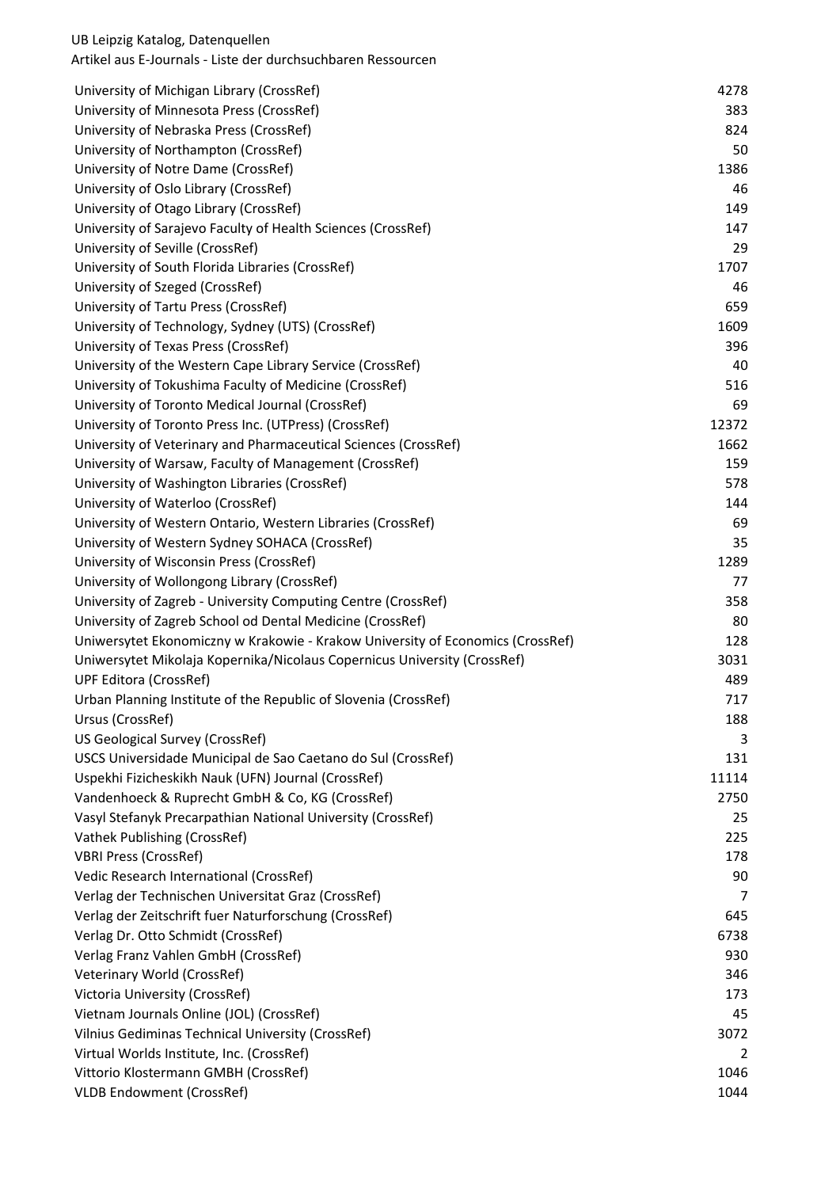UB Leipzig Katalog, Datenquellen
Artikel aus E-Journals - Liste der durchsuchbaren Ressourcen

| | |
|---|---|
| University of Michigan Library (CrossRef) | 4278 |
| University of Minnesota Press (CrossRef) | 383 |
| University of Nebraska Press (CrossRef) | 824 |
| University of Northampton (CrossRef) | 50 |
| University of Notre Dame (CrossRef) | 1386 |
| University of Oslo Library (CrossRef) | 46 |
| University of Otago Library (CrossRef) | 149 |
| University of Sarajevo Faculty of Health Sciences (CrossRef) | 147 |
| University of Seville (CrossRef) | 29 |
| University of South Florida Libraries (CrossRef) | 1707 |
| University of Szeged (CrossRef) | 46 |
| University of Tartu Press (CrossRef) | 659 |
| University of Technology, Sydney (UTS) (CrossRef) | 1609 |
| University of Texas Press (CrossRef) | 396 |
| University of the Western Cape Library Service (CrossRef) | 40 |
| University of Tokushima Faculty of Medicine (CrossRef) | 516 |
| University of Toronto Medical Journal (CrossRef) | 69 |
| University of Toronto Press Inc. (UTPress) (CrossRef) | 12372 |
| University of Veterinary and Pharmaceutical Sciences (CrossRef) | 1662 |
| University of Warsaw, Faculty of Management (CrossRef) | 159 |
| University of Washington Libraries (CrossRef) | 578 |
| University of Waterloo (CrossRef) | 144 |
| University of Western Ontario, Western Libraries (CrossRef) | 69 |
| University of Western Sydney SOHACA (CrossRef) | 35 |
| University of Wisconsin Press (CrossRef) | 1289 |
| University of Wollongong Library (CrossRef) | 77 |
| University of Zagreb - University Computing Centre (CrossRef) | 358 |
| University of Zagreb School od Dental Medicine (CrossRef) | 80 |
| Uniwersytet Ekonomiczny w Krakowie - Krakow University of Economics (CrossRef) | 128 |
| Uniwersytet Mikolaja Kopernika/Nicolaus Copernicus University (CrossRef) | 3031 |
| UPF Editora (CrossRef) | 489 |
| Urban Planning Institute of the Republic of Slovenia (CrossRef) | 717 |
| Ursus (CrossRef) | 188 |
| US Geological Survey (CrossRef) | 3 |
| USCS Universidade Municipal de Sao Caetano do Sul (CrossRef) | 131 |
| Uspekhi Fizicheskikh Nauk (UFN) Journal (CrossRef) | 11114 |
| Vandenhoeck & Ruprecht GmbH & Co, KG (CrossRef) | 2750 |
| Vasyl Stefanyk Precarpathian National University (CrossRef) | 25 |
| Vathek Publishing (CrossRef) | 225 |
| VBRI Press (CrossRef) | 178 |
| Vedic Research International (CrossRef) | 90 |
| Verlag der Technischen Universitat Graz (CrossRef) | 7 |
| Verlag der Zeitschrift fuer Naturforschung (CrossRef) | 645 |
| Verlag Dr. Otto Schmidt (CrossRef) | 6738 |
| Verlag Franz Vahlen GmbH (CrossRef) | 930 |
| Veterinary World (CrossRef) | 346 |
| Victoria University (CrossRef) | 173 |
| Vietnam Journals Online (JOL) (CrossRef) | 45 |
| Vilnius Gediminas Technical University (CrossRef) | 3072 |
| Virtual Worlds Institute, Inc. (CrossRef) | 2 |
| Vittorio Klostermann GMBH (CrossRef) | 1046 |
| VLDB Endowment (CrossRef) | 1044 |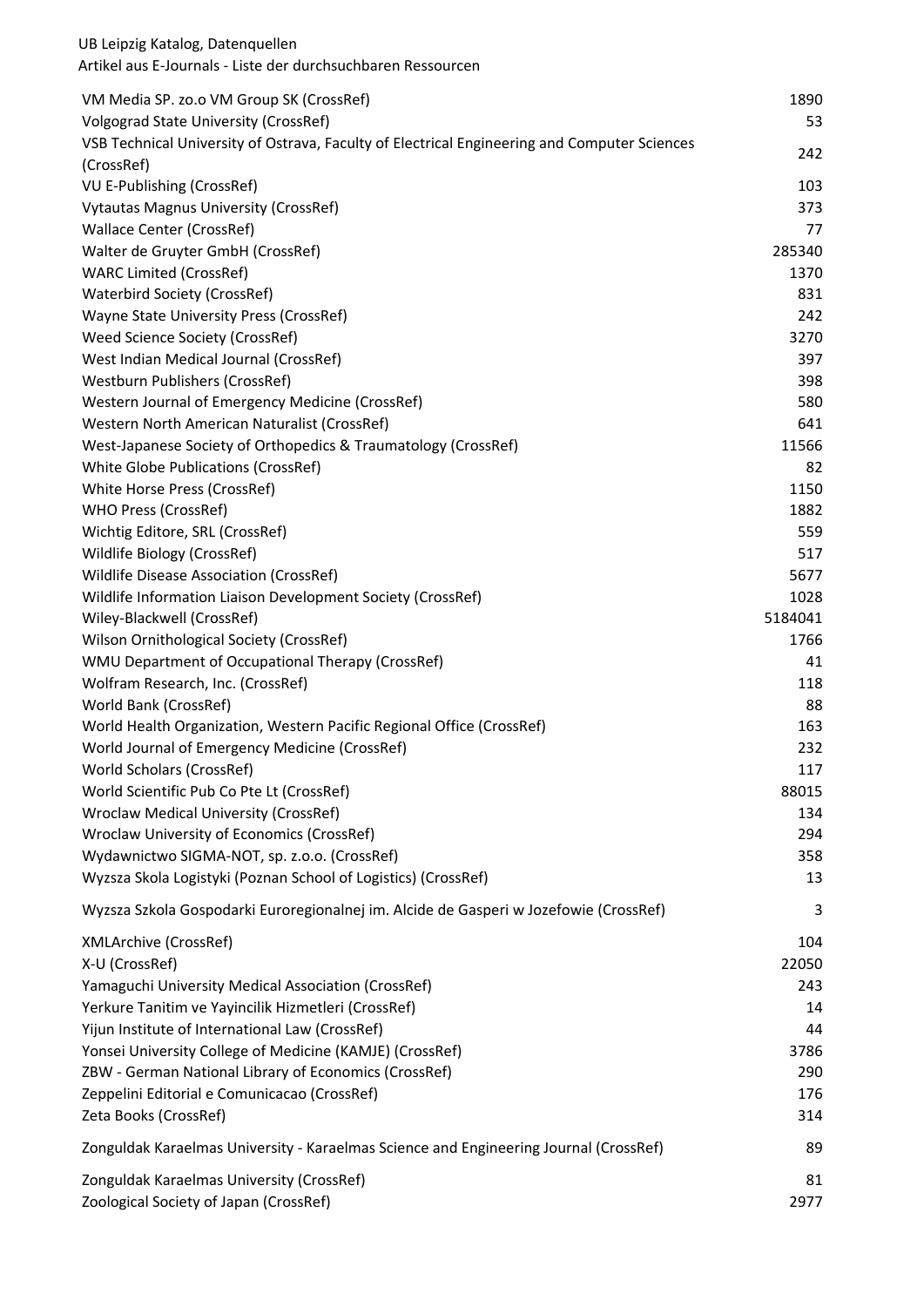UB Leipzig Katalog, Datenquellen
Artikel aus E-Journals - Liste der durchsuchbaren Ressourcen

| | |
|---|---|
| VM Media SP. zo.o VM Group SK (CrossRef) | 1890 |
| Volgograd State University (CrossRef) | 53 |
| VSB Technical University of Ostrava, Faculty of Electrical Engineering and Computer Sciences (CrossRef) | 242 |
| VU E-Publishing (CrossRef) | 103 |
| Vytautas Magnus University (CrossRef) | 373 |
| Wallace Center (CrossRef) | 77 |
| Walter de Gruyter GmbH (CrossRef) | 285340 |
| WARC Limited (CrossRef) | 1370 |
| Waterbird Society (CrossRef) | 831 |
| Wayne State University Press (CrossRef) | 242 |
| Weed Science Society (CrossRef) | 3270 |
| West Indian Medical Journal (CrossRef) | 397 |
| Westburn Publishers (CrossRef) | 398 |
| Western Journal of Emergency Medicine (CrossRef) | 580 |
| Western North American Naturalist (CrossRef) | 641 |
| West-Japanese Society of Orthopedics & Traumatology (CrossRef) | 11566 |
| White Globe Publications (CrossRef) | 82 |
| White Horse Press (CrossRef) | 1150 |
| WHO Press (CrossRef) | 1882 |
| Wichtig Editore, SRL (CrossRef) | 559 |
| Wildlife Biology (CrossRef) | 517 |
| Wildlife Disease Association (CrossRef) | 5677 |
| Wildlife Information Liaison Development Society (CrossRef) | 1028 |
| Wiley-Blackwell (CrossRef) | 5184041 |
| Wilson Ornithological Society (CrossRef) | 1766 |
| WMU Department of Occupational Therapy (CrossRef) | 41 |
| Wolfram Research, Inc. (CrossRef) | 118 |
| World Bank (CrossRef) | 88 |
| World Health Organization, Western Pacific Regional Office (CrossRef) | 163 |
| World Journal of Emergency Medicine (CrossRef) | 232 |
| World Scholars (CrossRef) | 117 |
| World Scientific Pub Co Pte Lt (CrossRef) | 88015 |
| Wroclaw Medical University (CrossRef) | 134 |
| Wroclaw University of Economics (CrossRef) | 294 |
| Wydawnictwo SIGMA-NOT, sp. z.o.o. (CrossRef) | 358 |
| Wyzsza Skola Logistyki (Poznan School of Logistics) (CrossRef) | 13 |
| Wyzsza Szkola Gospodarki Euroregionalnej im. Alcide de Gasperi w Jozefowie (CrossRef) | 3 |
| XMLArchive (CrossRef) | 104 |
| X-U (CrossRef) | 22050 |
| Yamaguchi University Medical Association (CrossRef) | 243 |
| Yerkure Tanitim ve Yayincilik Hizmetleri (CrossRef) | 14 |
| Yijun Institute of International Law (CrossRef) | 44 |
| Yonsei University College of Medicine (KAMJE) (CrossRef) | 3786 |
| ZBW - German National Library of Economics (CrossRef) | 290 |
| Zeppelini Editorial e Comunicacao (CrossRef) | 176 |
| Zeta Books (CrossRef) | 314 |
| Zonguldak Karaelmas University - Karaelmas Science and Engineering Journal (CrossRef) | 89 |
| Zonguldak Karaelmas University (CrossRef) | 81 |
| Zoological Society of Japan (CrossRef) | 2977 |